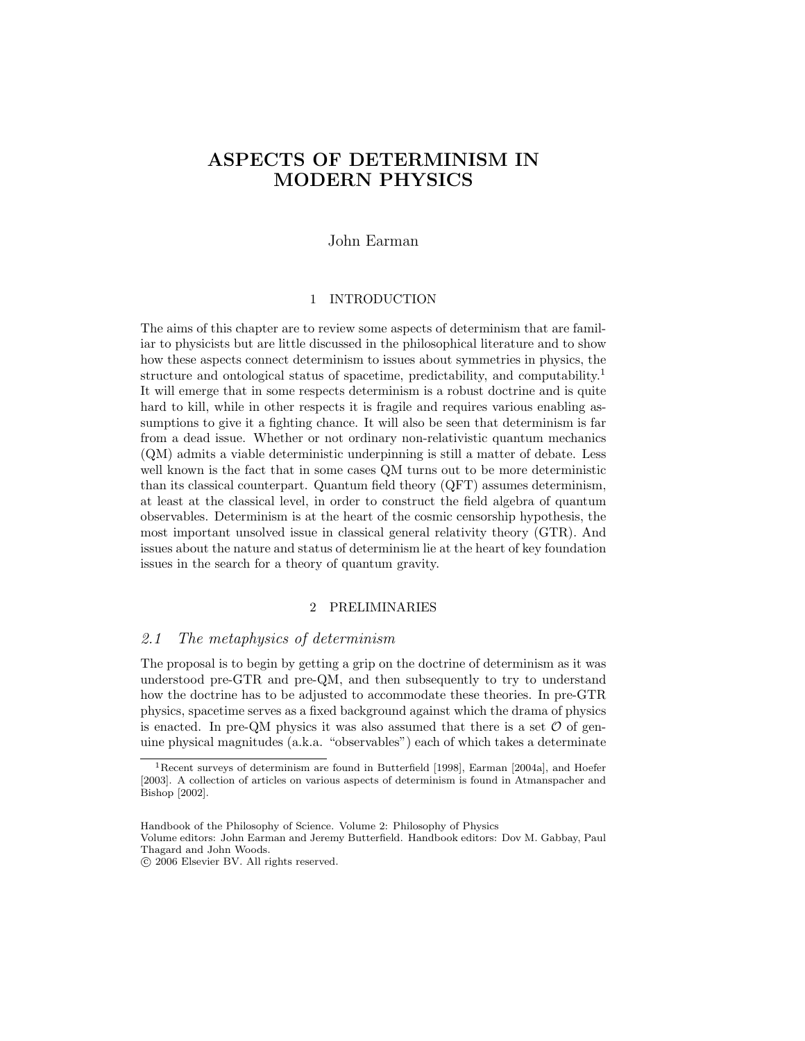# ASPECTS OF DETERMINISM IN MODERN PHYSICS

John Earman

## 1 INTRODUCTION

The aims of this chapter are to review some aspects of determinism that are familiar to physicists but are little discussed in the philosophical literature and to show how these aspects connect determinism to issues about symmetries in physics, the structure and ontological status of spacetime, predictability, and computability.[1] It will emerge that in some respects determinism is a robust doctrine and is quite hard to kill, while in other respects it is fragile and requires various enabling assumptions to give it a fighting chance. It will also be seen that determinism is far from a dead issue. Whether or not ordinary non-relativistic quantum mechanics (QM) admits a viable deterministic underpinning is still a matter of debate. Less well known is the fact that in some cases QM turns out to be more deterministic than its classical counterpart. Quantum field theory (QFT) assumes determinism, at least at the classical level, in order to construct the field algebra of quantum observables. Determinism is at the heart of the cosmic censorship hypothesis, the most important unsolved issue in classical general relativity theory (GTR). And issues about the nature and status of determinism lie at the heart of key foundation issues in the search for a theory of quantum gravity.

## 2 PRELIMINARIES

### *2.1 The metaphysics of determinism*

The proposal is to begin by getting a grip on the doctrine of determinism as it was understood pre-GTR and pre-QM, and then subsequently to try to understand how the doctrine has to be adjusted to accommodate these theories. In pre-GTR physics, spacetime serves as a fixed background against which the drama of physics is enacted. In pre-QM physics it was also assumed that there is a set $\mathcal{O}$ of genuine physical magnitudes (a.k.a. "observables") each of which takes a determinate

---

[1] Recent surveys of determinism are found in Butterfield [1998], Earman [2004a], and Hoefer [2003]. A collection of articles on various aspects of determinism is found in Atmanspacher and Bishop [2002].

Handbook of the Philosophy of Science. Volume 2: Philosophy of Physics
Volume editors: John Earman and Jeremy Butterfield. Handbook editors: Dov M. Gabbay, Paul Thagard and John Woods.
© 2006 Elsevier BV. All rights reserved.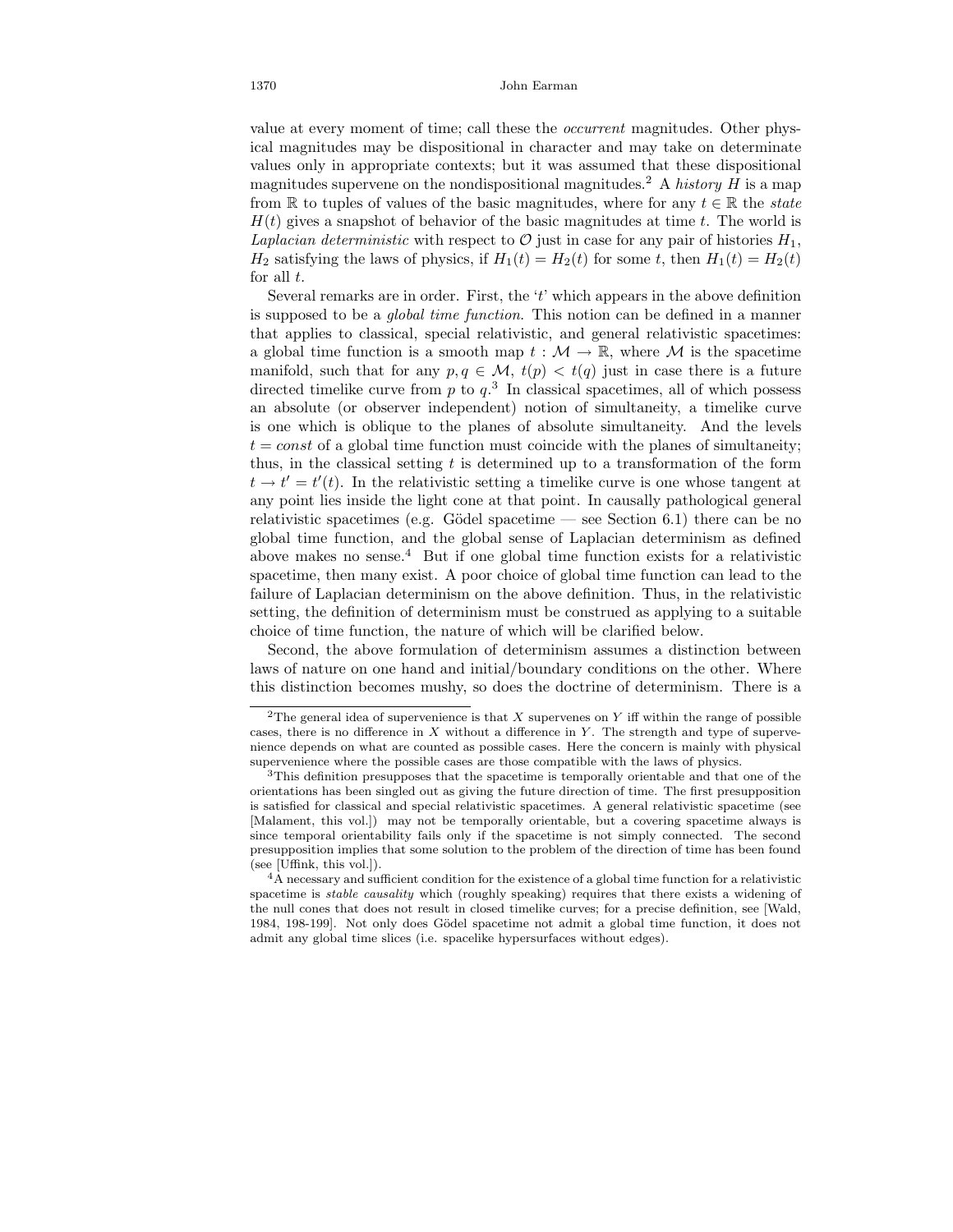value at every moment of time; call these the *occurrent* magnitudes. Other physical magnitudes may be dispositional in character and may take on determinate values only in appropriate contexts; but it was assumed that these dispositional magnitudes supervene on the nondispositional magnitudes.[2] A *history* $H$ is a map from $\mathbb{R}$ to tuples of values of the basic magnitudes, where for any $t \in \mathbb{R}$ the *state* $H(t)$ gives a snapshot of behavior of the basic magnitudes at time $t$. The world is *Laplacian deterministic* with respect to $\mathcal{O}$ just in case for any pair of histories $H_1$, $H_2$ satisfying the laws of physics, if $H_1(t) = H_2(t)$ for some $t$, then $H_1(t) = H_2(t)$ for all $t$.

Several remarks are in order. First, the '$t$' which appears in the above definition is supposed to be a *global time function*. This notion can be defined in a manner that applies to classical, special relativistic, and general relativistic spacetimes: a global time function is a smooth map $t : \mathcal{M} \to \mathbb{R}$, where $\mathcal{M}$ is the spacetime manifold, such that for any $p, q \in \mathcal{M}$, $t(p) < t(q)$ just in case there is a future directed timelike curve from $p$ to $q$.[3] In classical spacetimes, all of which possess an absolute (or observer independent) notion of simultaneity, a timelike curve is one which is oblique to the planes of absolute simultaneity. And the levels $t = const$ of a global time function must coincide with the planes of simultaneity; thus, in the classical setting $t$ is determined up to a transformation of the form $t \to t' = t'(t)$. In the relativistic setting a timelike curve is one whose tangent at any point lies inside the light cone at that point. In causally pathological general relativistic spacetimes (e.g. Gödel spacetime — see Section 6.1) there can be no global time function, and the global sense of Laplacian determinism as defined above makes no sense.[4] But if one global time function exists for a relativistic spacetime, then many exist. A poor choice of global time function can lead to the failure of Laplacian determinism on the above definition. Thus, in the relativistic setting, the definition of determinism must be construed as applying to a suitable choice of time function, the nature of which will be clarified below.

Second, the above formulation of determinism assumes a distinction between laws of nature on one hand and initial/boundary conditions on the other. Where this distinction becomes mushy, so does the doctrine of determinism. There is a

---

[2] The general idea of supervenience is that $X$ supervenes on $Y$ iff within the range of possible cases, there is no difference in $X$ without a difference in $Y$. The strength and type of supervenience depends on what are counted as possible cases. Here the concern is mainly with physical supervenience where the possible cases are those compatible with the laws of physics.

[3] This definition presupposes that the spacetime is temporally orientable and that one of the orientations has been singled out as giving the future direction of time. The first presupposition is satisfied for classical and special relativistic spacetimes. A general relativistic spacetime (see [Malament, this vol.]) may not be temporally orientable, but a covering spacetime always is since temporal orientability fails only if the spacetime is not simply connected. The second presupposition implies that some solution to the problem of the direction of time has been found (see [Uffink, this vol.]).

[4] A necessary and sufficient condition for the existence of a global time function for a relativistic spacetime is *stable causality* which (roughly speaking) requires that there exists a widening of the null cones that does not result in closed timelike curves; for a precise definition, see [Wald, 1984, 198-199]. Not only does Gödel spacetime not admit a global time function, it does not admit any global time slices (i.e. spacelike hypersurfaces without edges).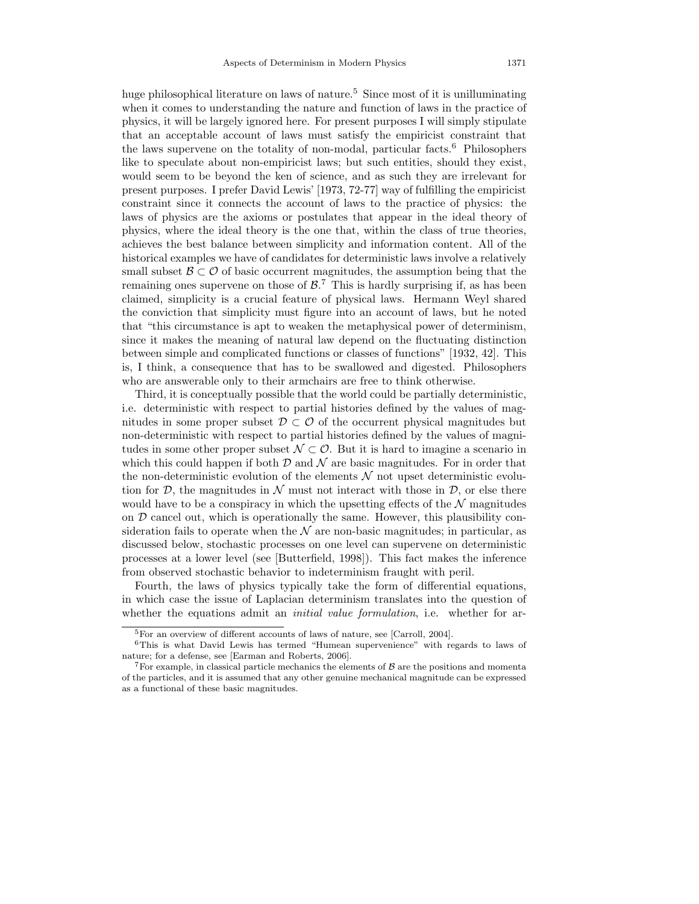huge philosophical literature on laws of nature.[5] Since most of it is unilluminating when it comes to understanding the nature and function of laws in the practice of physics, it will be largely ignored here. For present purposes I will simply stipulate that an acceptable account of laws must satisfy the empiricist constraint that the laws supervene on the totality of non-modal, particular facts.[6] Philosophers like to speculate about non-empiricist laws; but such entities, should they exist, would seem to be beyond the ken of science, and as such they are irrelevant for present purposes. I prefer David Lewis' [1973, 72-77] way of fulfilling the empiricist constraint since it connects the account of laws to the practice of physics: the laws of physics are the axioms or postulates that appear in the ideal theory of physics, where the ideal theory is the one that, within the class of true theories, achieves the best balance between simplicity and information content. All of the historical examples we have of candidates for deterministic laws involve a relatively small subset $\mathcal{B} \subset \mathcal{O}$ of basic occurrent magnitudes, the assumption being that the remaining ones supervene on those of $\mathcal{B}$.[7] This is hardly surprising if, as has been claimed, simplicity is a crucial feature of physical laws. Hermann Weyl shared the conviction that simplicity must figure into an account of laws, but he noted that "this circumstance is apt to weaken the metaphysical power of determinism, since it makes the meaning of natural law depend on the fluctuating distinction between simple and complicated functions or classes of functions" [1932, 42]. This is, I think, a consequence that has to be swallowed and digested. Philosophers who are answerable only to their armchairs are free to think otherwise.

Third, it is conceptually possible that the world could be partially deterministic, i.e. deterministic with respect to partial histories defined by the values of magnitudes in some proper subset $\mathcal{D} \subset \mathcal{O}$ of the occurrent physical magnitudes but non-deterministic with respect to partial histories defined by the values of magnitudes in some other proper subset $\mathcal{N} \subset \mathcal{O}$. But it is hard to imagine a scenario in which this could happen if both $\mathcal{D}$ and $\mathcal{N}$ are basic magnitudes. For in order that the non-deterministic evolution of the elements $\mathcal{N}$ not upset deterministic evolution for $\mathcal{D}$, the magnitudes in $\mathcal{N}$ must not interact with those in $\mathcal{D}$, or else there would have to be a conspiracy in which the upsetting effects of the $\mathcal{N}$ magnitudes on $\mathcal{D}$ cancel out, which is operationally the same. However, this plausibility consideration fails to operate when the $\mathcal{N}$ are non-basic magnitudes; in particular, as discussed below, stochastic processes on one level can supervene on deterministic processes at a lower level (see [Butterfield, 1998]). This fact makes the inference from observed stochastic behavior to indeterminism fraught with peril.

Fourth, the laws of physics typically take the form of differential equations, in which case the issue of Laplacian determinism translates into the question of whether the equations admit an *initial value formulation*, i.e. whether for ar-

---

[5] For an overview of different accounts of laws of nature, see [Carroll, 2004].

[6] This is what David Lewis has termed "Humean supervenience" with regards to laws of nature; for a defense, see [Earman and Roberts, 2006].

[7] For example, in classical particle mechanics the elements of $\mathcal{B}$ are the positions and momenta of the particles, and it is assumed that any other genuine mechanical magnitude can be expressed as a functional of these basic magnitudes.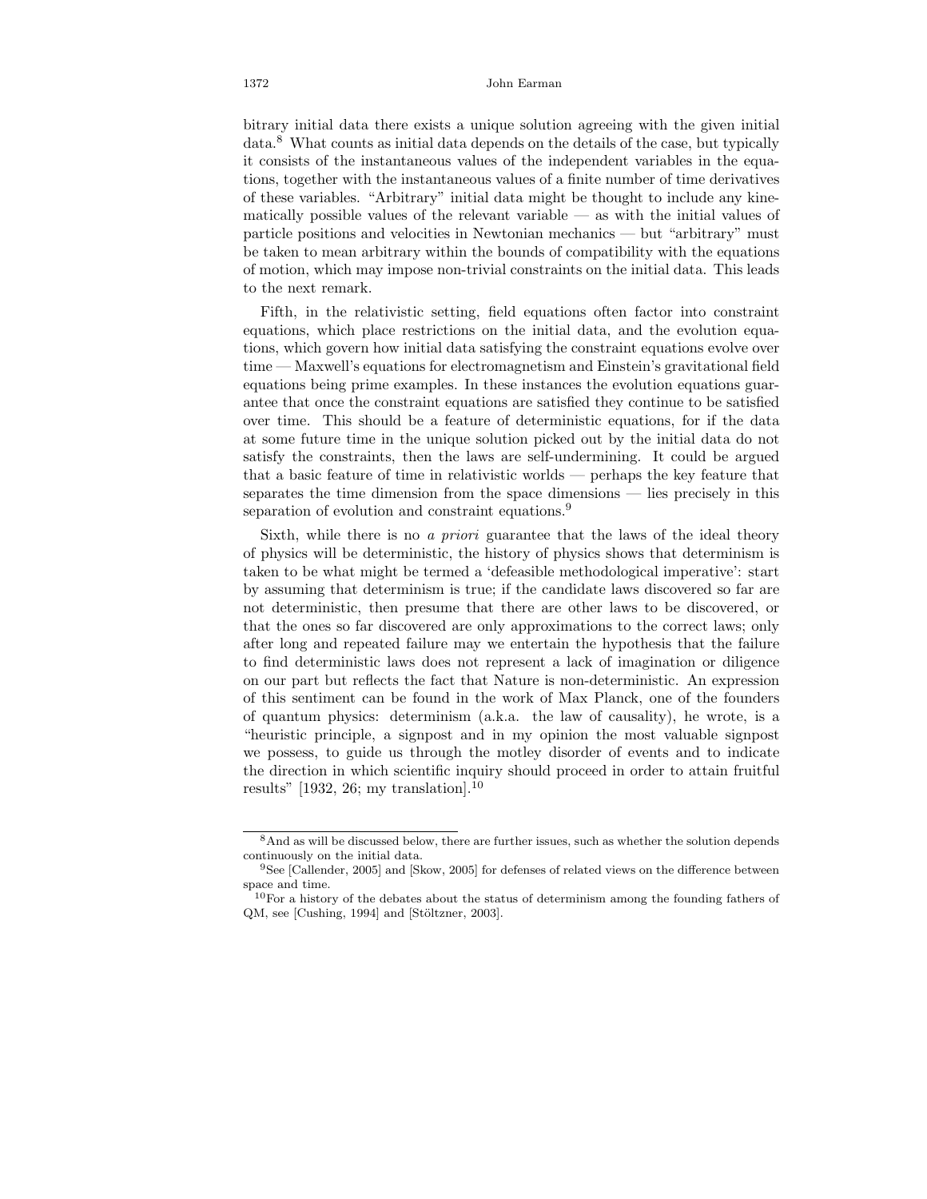bitrary initial data there exists a unique solution agreeing with the given initial data.[8] What counts as initial data depends on the details of the case, but typically it consists of the instantaneous values of the independent variables in the equations, together with the instantaneous values of a finite number of time derivatives of these variables. "Arbitrary" initial data might be thought to include any kinematically possible values of the relevant variable — as with the initial values of particle positions and velocities in Newtonian mechanics — but "arbitrary" must be taken to mean arbitrary within the bounds of compatibility with the equations of motion, which may impose non-trivial constraints on the initial data. This leads to the next remark.

Fifth, in the relativistic setting, field equations often factor into constraint equations, which place restrictions on the initial data, and the evolution equations, which govern how initial data satisfying the constraint equations evolve over time — Maxwell's equations for electromagnetism and Einstein's gravitational field equations being prime examples. In these instances the evolution equations guarantee that once the constraint equations are satisfied they continue to be satisfied over time. This should be a feature of deterministic equations, for if the data at some future time in the unique solution picked out by the initial data do not satisfy the constraints, then the laws are self-undermining. It could be argued that a basic feature of time in relativistic worlds — perhaps the key feature that separates the time dimension from the space dimensions — lies precisely in this separation of evolution and constraint equations.[9]

Sixth, while there is no *a priori* guarantee that the laws of the ideal theory of physics will be deterministic, the history of physics shows that determinism is taken to be what might be termed a 'defeasible methodological imperative': start by assuming that determinism is true; if the candidate laws discovered so far are not deterministic, then presume that there are other laws to be discovered, or that the ones so far discovered are only approximations to the correct laws; only after long and repeated failure may we entertain the hypothesis that the failure to find deterministic laws does not represent a lack of imagination or diligence on our part but reflects the fact that Nature is non-deterministic. An expression of this sentiment can be found in the work of Max Planck, one of the founders of quantum physics: determinism (a.k.a. the law of causality), he wrote, is a "heuristic principle, a signpost and in my opinion the most valuable signpost we possess, to guide us through the motley disorder of events and to indicate the direction in which scientific inquiry should proceed in order to attain fruitful results" [1932, 26; my translation].[10]

---

[8] And as will be discussed below, there are further issues, such as whether the solution depends continuously on the initial data.

[9] See [Callender, 2005] and [Skow, 2005] for defenses of related views on the difference between space and time.

[10] For a history of the debates about the status of determinism among the founding fathers of QM, see [Cushing, 1994] and [Stöltzner, 2003].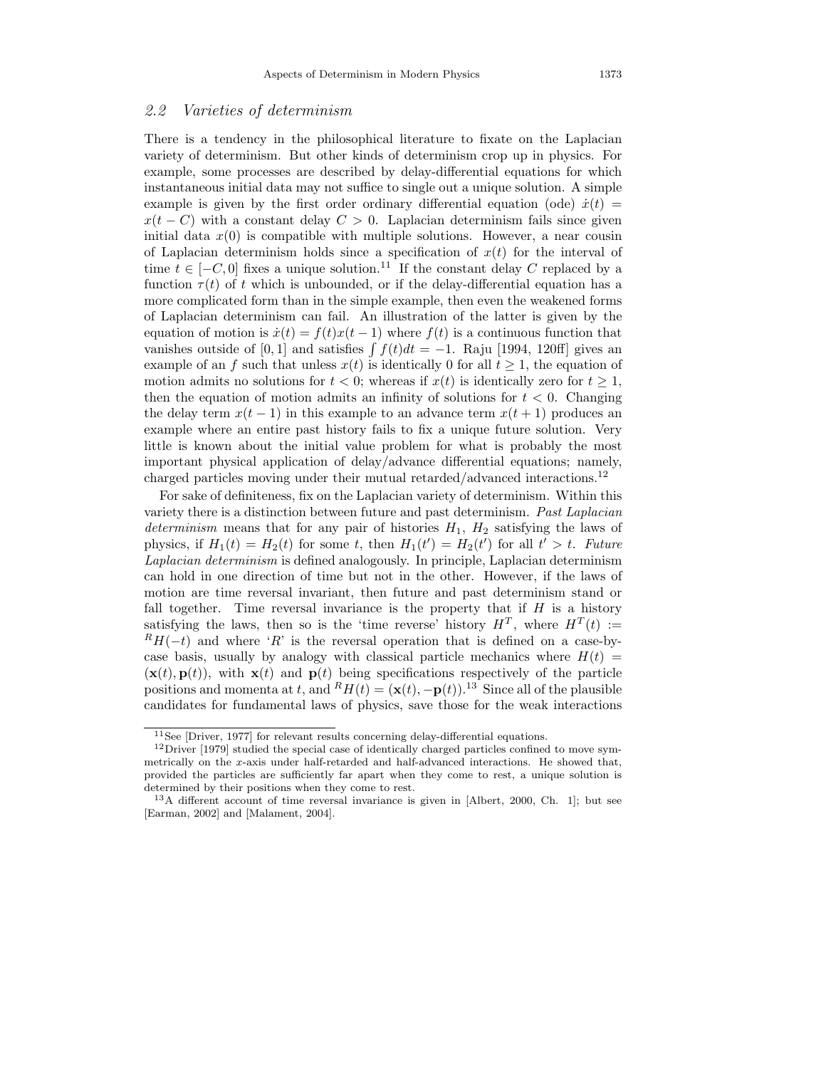### 2.2 *Varieties of determinism*

There is a tendency in the philosophical literature to fixate on the Laplacian variety of determinism. But other kinds of determinism crop up in physics. For example, some processes are described by delay-differential equations for which instantaneous initial data may not suffice to single out a unique solution. A simple example is given by the first order ordinary differential equation (ode) $\dot{x}(t) = x(t - C)$ with a constant delay $C > 0$. Laplacian determinism fails since given initial data $x(0)$ is compatible with multiple solutions. However, a near cousin of Laplacian determinism holds since a specification of $x(t)$ for the interval of time $t \in [-C, 0]$ fixes a unique solution.[11] If the constant delay $C$ replaced by a function $\tau(t)$ of $t$ which is unbounded, or if the delay-differential equation has a more complicated form than in the simple example, then even the weakened forms of Laplacian determinism can fail. An illustration of the latter is given by the equation of motion is $\dot{x}(t) = f(t)x(t - 1)$ where $f(t)$ is a continuous function that vanishes outside of $[0, 1]$ and satisfies $\int f(t)dt = -1$. Raju [1994, 120ff] gives an example of an $f$ such that unless $x(t)$ is identically 0 for all $t \geq 1$, the equation of motion admits no solutions for $t < 0$; whereas if $x(t)$ is identically zero for $t \geq 1$, then the equation of motion admits an infinity of solutions for $t < 0$. Changing the delay term $x(t - 1)$ in this example to an advance term $x(t + 1)$ produces an example where an entire past history fails to fix a unique future solution. Very little is known about the initial value problem for what is probably the most important physical application of delay/advance differential equations; namely, charged particles moving under their mutual retarded/advanced interactions.[12]

For sake of definiteness, fix on the Laplacian variety of determinism. Within this variety there is a distinction between future and past determinism. *Past Laplacian determinism* means that for any pair of histories $H_1$, $H_2$ satisfying the laws of physics, if $H_1(t) = H_2(t)$ for some $t$, then $H_1(t') = H_2(t')$ for all $t' > t$. *Future Laplacian determinism* is defined analogously. In principle, Laplacian determinism can hold in one direction of time but not in the other. However, if the laws of motion are time reversal invariant, then future and past determinism stand or fall together. Time reversal invariance is the property that if $H$ is a history satisfying the laws, then so is the 'time reverse' history $H^T$, where $H^T(t) := {}^R H(-t)$ and where '$R$' is the reversal operation that is defined on a case-by-case basis, usually by analogy with classical particle mechanics where $H(t) = (\mathbf{x}(t), \mathbf{p}(t))$, with $\mathbf{x}(t)$ and $\mathbf{p}(t)$ being specifications respectively of the particle positions and momenta at $t$, and ${}^R H(t) = (\mathbf{x}(t), -\mathbf{p}(t))$.[13] Since all of the plausible candidates for fundamental laws of physics, save those for the weak interactions

---

[11] See [Driver, 1977] for relevant results concerning delay-differential equations.

[12] Driver [1979] studied the special case of identically charged particles confined to move symmetrically on the $x$-axis under half-retarded and half-advanced interactions. He showed that, provided the particles are sufficiently far apart when they come to rest, a unique solution is determined by their positions when they come to rest.

[13] A different account of time reversal invariance is given in [Albert, 2000, Ch. 1]; but see [Earman, 2002] and [Malament, 2004].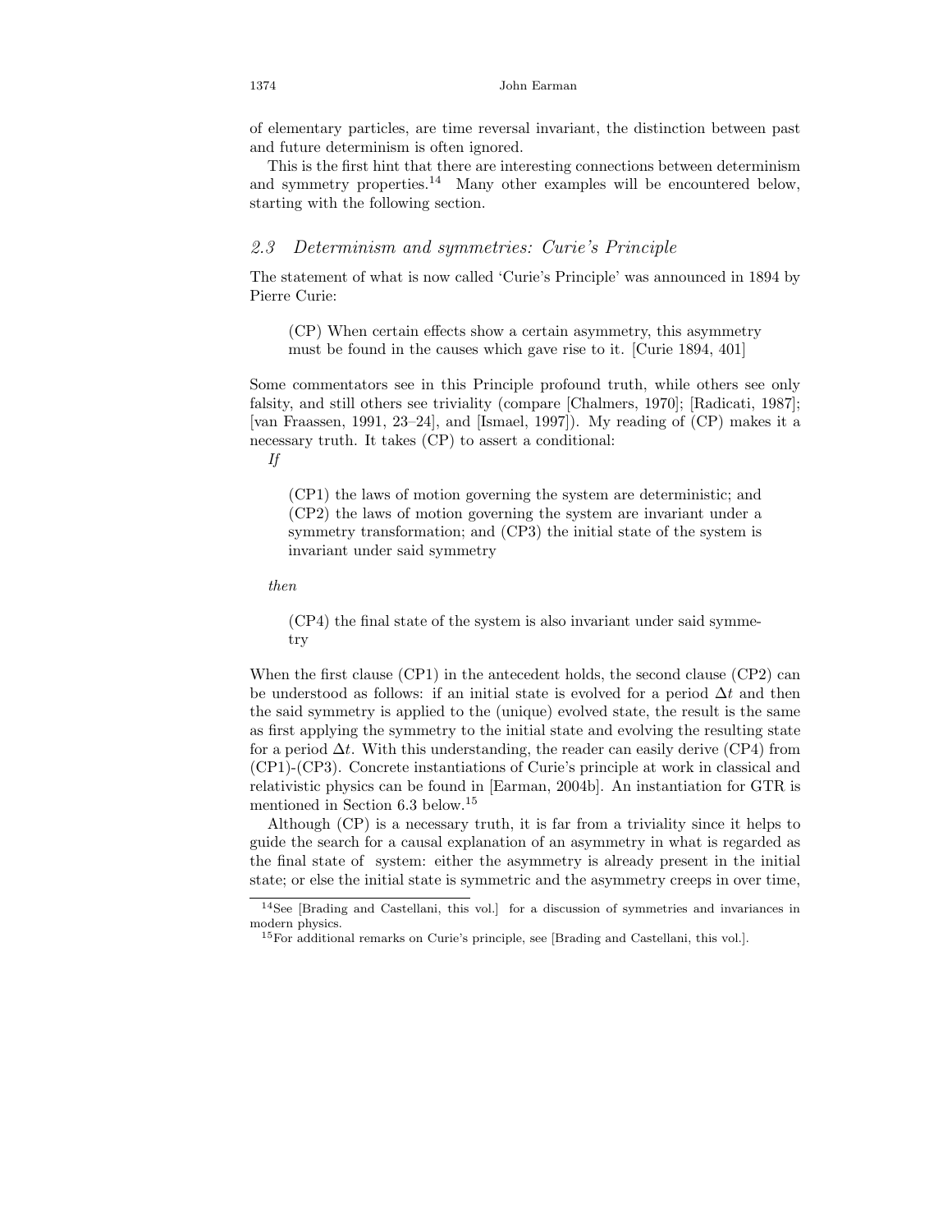of elementary particles, are time reversal invariant, the distinction between past and future determinism is often ignored.

This is the first hint that there are interesting connections between determinism and symmetry properties.[14] Many other examples will be encountered below, starting with the following section.

### *2.3 Determinism and symmetries: Curie's Principle*

The statement of what is now called 'Curie's Principle' was announced in 1894 by Pierre Curie:

> (CP) When certain effects show a certain asymmetry, this asymmetry must be found in the causes which gave rise to it. [Curie 1894, 401]

Some commentators see in this Principle profound truth, while others see only falsity, and still others see triviality (compare [Chalmers, 1970]; [Radicati, 1987]; [van Fraassen, 1991, 23–24], and [Ismael, 1997]). My reading of (CP) makes it a necessary truth. It takes (CP) to assert a conditional:

*If*

> (CP1) the laws of motion governing the system are deterministic; and (CP2) the laws of motion governing the system are invariant under a symmetry transformation; and (CP3) the initial state of the system is invariant under said symmetry

*then*

> (CP4) the final state of the system is also invariant under said symmetry

When the first clause (CP1) in the antecedent holds, the second clause (CP2) can be understood as follows: if an initial state is evolved for a period $\Delta t$ and then the said symmetry is applied to the (unique) evolved state, the result is the same as first applying the symmetry to the initial state and evolving the resulting state for a period $\Delta t$. With this understanding, the reader can easily derive (CP4) from (CP1)-(CP3). Concrete instantiations of Curie's principle at work in classical and relativistic physics can be found in [Earman, 2004b]. An instantiation for GTR is mentioned in Section 6.3 below.[15]

Although (CP) is a necessary truth, it is far from a triviality since it helps to guide the search for a causal explanation of an asymmetry in what is regarded as the final state of system: either the asymmetry is already present in the initial state; or else the initial state is symmetric and the asymmetry creeps in over time,

---

[14] See [Brading and Castellani, this vol.] for a discussion of symmetries and invariances in modern physics.

[15] For additional remarks on Curie's principle, see [Brading and Castellani, this vol.].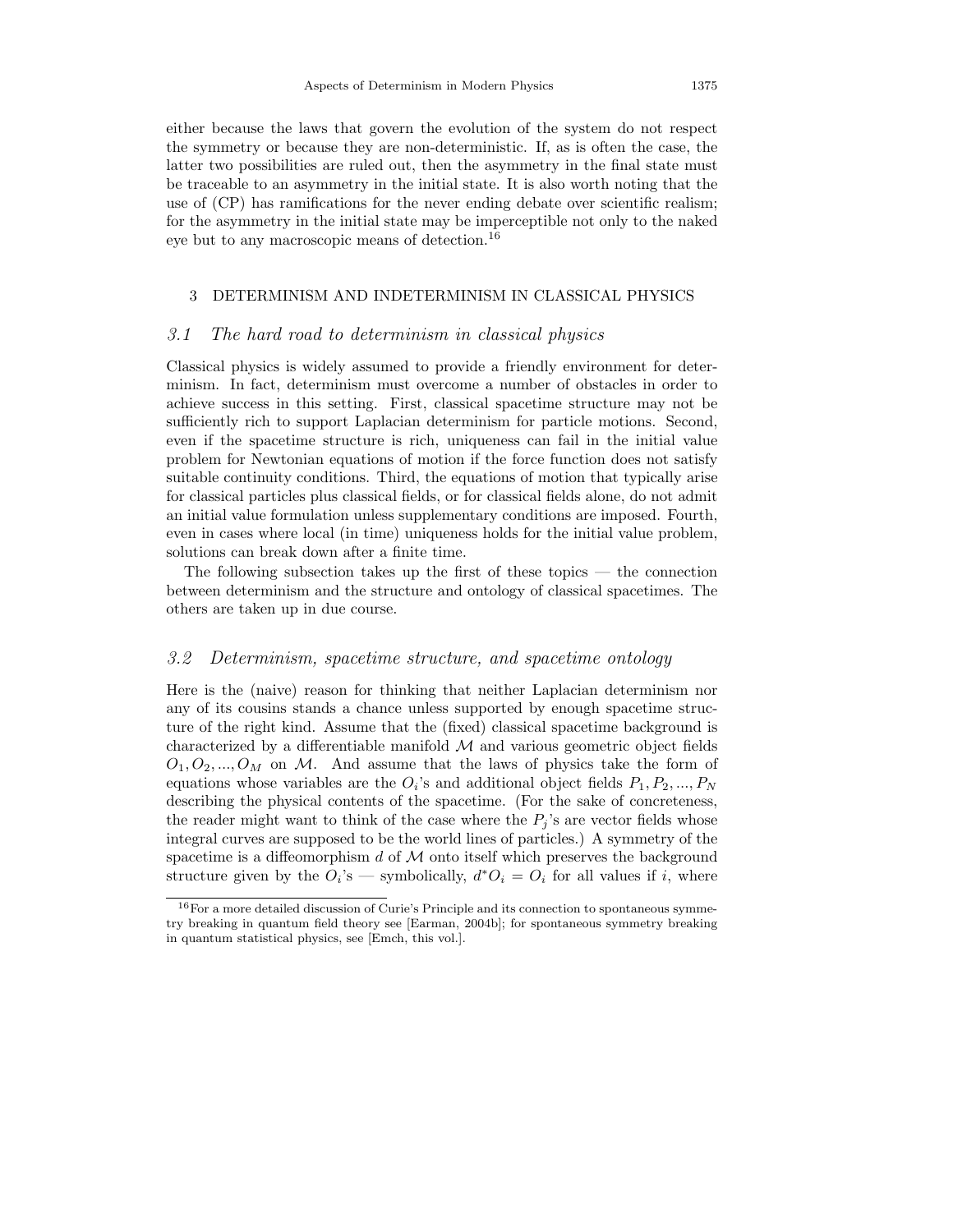either because the laws that govern the evolution of the system do not respect the symmetry or because they are non-deterministic. If, as is often the case, the latter two possibilities are ruled out, then the asymmetry in the final state must be traceable to an asymmetry in the initial state. It is also worth noting that the use of (CP) has ramifications for the never ending debate over scientific realism; for the asymmetry in the initial state may be imperceptible not only to the naked eye but to any macroscopic means of detection.[16]

## 3 DETERMINISM AND INDETERMINISM IN CLASSICAL PHYSICS

### *3.1 The hard road to determinism in classical physics*

Classical physics is widely assumed to provide a friendly environment for determinism. In fact, determinism must overcome a number of obstacles in order to achieve success in this setting. First, classical spacetime structure may not be sufficiently rich to support Laplacian determinism for particle motions. Second, even if the spacetime structure is rich, uniqueness can fail in the initial value problem for Newtonian equations of motion if the force function does not satisfy suitable continuity conditions. Third, the equations of motion that typically arise for classical particles plus classical fields, or for classical fields alone, do not admit an initial value formulation unless supplementary conditions are imposed. Fourth, even in cases where local (in time) uniqueness holds for the initial value problem, solutions can break down after a finite time.

The following subsection takes up the first of these topics — the connection between determinism and the structure and ontology of classical spacetimes. The others are taken up in due course.

### *3.2 Determinism, spacetime structure, and spacetime ontology*

Here is the (naive) reason for thinking that neither Laplacian determinism nor any of its cousins stands a chance unless supported by enough spacetime structure of the right kind. Assume that the (fixed) classical spacetime background is characterized by a differentiable manifold $\mathcal{M}$ and various geometric object fields $O_1, O_2, ..., O_M$ on $\mathcal{M}$. And assume that the laws of physics take the form of equations whose variables are the $O_i$'s and additional object fields $P_1, P_2, ..., P_N$ describing the physical contents of the spacetime. (For the sake of concreteness, the reader might want to think of the case where the $P_j$'s are vector fields whose integral curves are supposed to be the world lines of particles.) A symmetry of the spacetime is a diffeomorphism $d$ of $\mathcal{M}$ onto itself which preserves the background structure given by the $O_i$'s — symbolically, $d^*O_i = O_i$ for all values if $i$, where

[16] For a more detailed discussion of Curie's Principle and its connection to spontaneous symmetry breaking in quantum field theory see [Earman, 2004b]; for spontaneous symmetry breaking in quantum statistical physics, see [Emch, this vol.].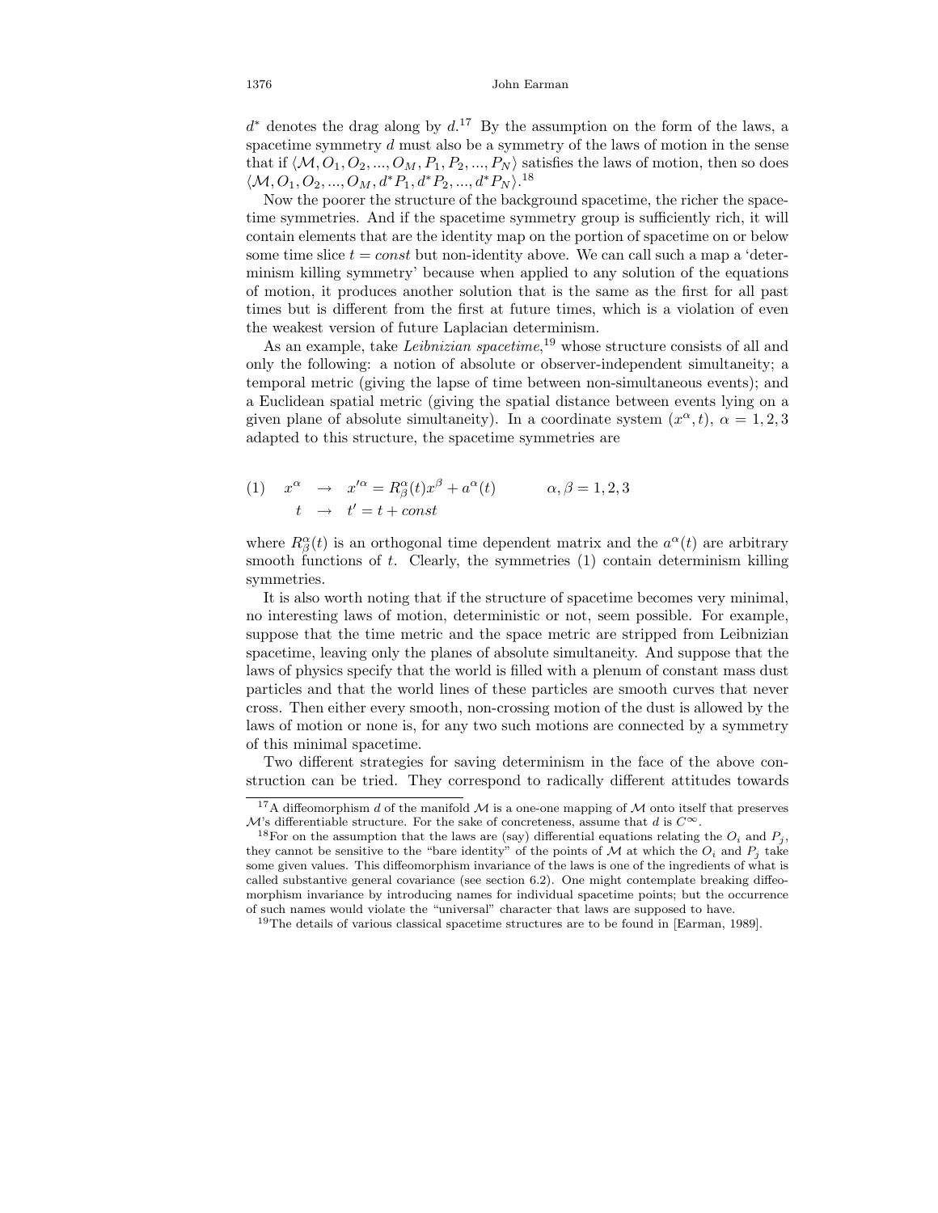$d^*$ denotes the drag along by $d$.[17] By the assumption on the form of the laws, a spacetime symmetry $d$ must also be a symmetry of the laws of motion in the sense that if $\langle \mathcal{M}, O_1, O_2, ..., O_M, P_1, P_2, ..., P_N \rangle$ satisfies the laws of motion, then so does $\langle \mathcal{M}, O_1, O_2, ..., O_M, d^*P_1, d^*P_2, ..., d^*P_N \rangle$.[18]

Now the poorer the structure of the background spacetime, the richer the spacetime symmetries. And if the spacetime symmetry group is sufficiently rich, it will contain elements that are the identity map on the portion of spacetime on or below some time slice $t = const$ but non-identity above. We can call such a map a 'determinism killing symmetry' because when applied to any solution of the equations of motion, it produces another solution that is the same as the first for all past times but is different from the first at future times, which is a violation of even the weakest version of future Laplacian determinism.

As an example, take *Leibnizian spacetime*,[19] whose structure consists of all and only the following: a notion of absolute or observer-independent simultaneity; a temporal metric (giving the lapse of time between non-simultaneous events); and a Euclidean spatial metric (giving the spatial distance between events lying on a given plane of absolute simultaneity). In a coordinate system $(x^\alpha, t)$, $\alpha = 1, 2, 3$ adapted to this structure, the spacetime symmetries are

$$
\begin{aligned}
(1) \quad x^\alpha &\rightarrow x'^\alpha = R^\alpha_\beta(t) x^\beta + a^\alpha(t) \qquad \alpha, \beta = 1, 2, 3 \\
t &\rightarrow t' = t + const
\end{aligned}
$$

where $R^\alpha_\beta(t)$ is an orthogonal time dependent matrix and the $a^\alpha(t)$ are arbitrary smooth functions of $t$. Clearly, the symmetries (1) contain determinism killing symmetries.

It is also worth noting that if the structure of spacetime becomes very minimal, no interesting laws of motion, deterministic or not, seem possible. For example, suppose that the time metric and the space metric are stripped from Leibnizian spacetime, leaving only the planes of absolute simultaneity. And suppose that the laws of physics specify that the world is filled with a plenum of constant mass dust particles and that the world lines of these particles are smooth curves that never cross. Then either every smooth, non-crossing motion of the dust is allowed by the laws of motion or none is, for any two such motions are connected by a symmetry of this minimal spacetime.

Two different strategies for saving determinism in the face of the above construction can be tried. They correspond to radically different attitudes towards

---

[17] A diffeomorphism $d$ of the manifold $\mathcal{M}$ is a one-one mapping of $\mathcal{M}$ onto itself that preserves $\mathcal{M}$'s differentiable structure. For the sake of concreteness, assume that $d$ is $C^\infty$.

[18] For on the assumption that the laws are (say) differential equations relating the $O_i$ and $P_j$, they cannot be sensitive to the "bare identity" of the points of $\mathcal{M}$ at which the $O_i$ and $P_j$ take some given values. This diffeomorphism invariance of the laws is one of the ingredients of what is called substantive general covariance (see section 6.2). One might contemplate breaking diffeomorphism invariance by introducing names for individual spacetime points; but the occurrence of such names would violate the "universal" character that laws are supposed to have.

[19] The details of various classical spacetime structures are to be found in [Earman, 1989].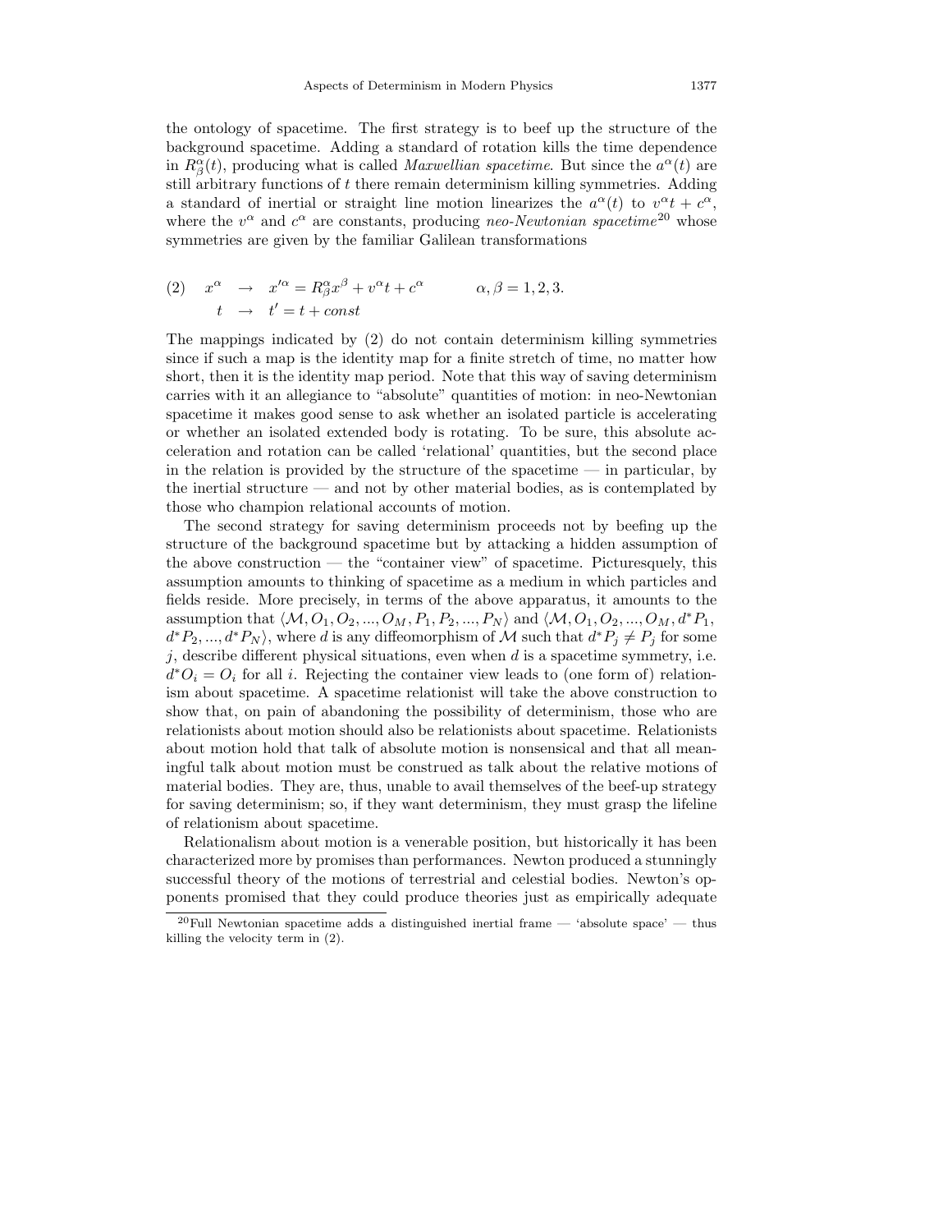the ontology of spacetime. The first strategy is to beef up the structure of the background spacetime. Adding a standard of rotation kills the time dependence in $R^{\alpha}_{\beta}(t)$, producing what is called *Maxwellian spacetime*. But since the $a^{\alpha}(t)$ are still arbitrary functions of $t$ there remain determinism killing symmetries. Adding a standard of inertial or straight line motion linearizes the $a^{\alpha}(t)$ to $v^{\alpha}t + c^{\alpha}$, where the $v^{\alpha}$ and $c^{\alpha}$ are constants, producing *neo-Newtonian spacetime*[20] whose symmetries are given by the familiar Galilean transformations

$$
\begin{aligned}
(2) \quad x^{\alpha} &\rightarrow x'^{\alpha} = R^{\alpha}_{\beta}x^{\beta} + v^{\alpha}t + c^{\alpha} \qquad \alpha, \beta = 1, 2, 3. \\
t &\rightarrow t' = t + const
\end{aligned}
$$

The mappings indicated by (2) do not contain determinism killing symmetries since if such a map is the identity map for a finite stretch of time, no matter how short, then it is the identity map period. Note that this way of saving determinism carries with it an allegiance to "absolute" quantities of motion: in neo-Newtonian spacetime it makes good sense to ask whether an isolated particle is accelerating or whether an isolated extended body is rotating. To be sure, this absolute acceleration and rotation can be called 'relational' quantities, but the second place in the relation is provided by the structure of the spacetime — in particular, by the inertial structure — and not by other material bodies, as is contemplated by those who champion relational accounts of motion.

The second strategy for saving determinism proceeds not by beefing up the structure of the background spacetime but by attacking a hidden assumption of the above construction — the "container view" of spacetime. Picturesquely, this assumption amounts to thinking of spacetime as a medium in which particles and fields reside. More precisely, in terms of the above apparatus, it amounts to the assumption that $\langle \mathcal{M}, O_1, O_2, ..., O_M, P_1, P_2, ..., P_N \rangle$ and $\langle \mathcal{M}, O_1, O_2, ..., O_M, d^*P_1, d^*P_2, ..., d^*P_N \rangle$, where $d$ is any diffeomorphism of $\mathcal{M}$ such that $d^*P_j \neq P_j$ for some $j$, describe different physical situations, even when $d$ is a spacetime symmetry, i.e. $d^*O_i = O_i$ for all $i$. Rejecting the container view leads to (one form of) relationism about spacetime. A spacetime relationist will take the above construction to show that, on pain of abandoning the possibility of determinism, those who are relationists about motion should also be relationists about spacetime. Relationists about motion hold that talk of absolute motion is nonsensical and that all meaningful talk about motion must be construed as talk about the relative motions of material bodies. They are, thus, unable to avail themselves of the beef-up strategy for saving determinism; so, if they want determinism, they must grasp the lifeline of relationism about spacetime.

Relationalism about motion is a venerable position, but historically it has been characterized more by promises than performances. Newton produced a stunningly successful theory of the motions of terrestrial and celestial bodies. Newton's opponents promised that they could produce theories just as empirically adequate

[20]Full Newtonian spacetime adds a distinguished inertial frame — 'absolute space' — thus killing the velocity term in (2).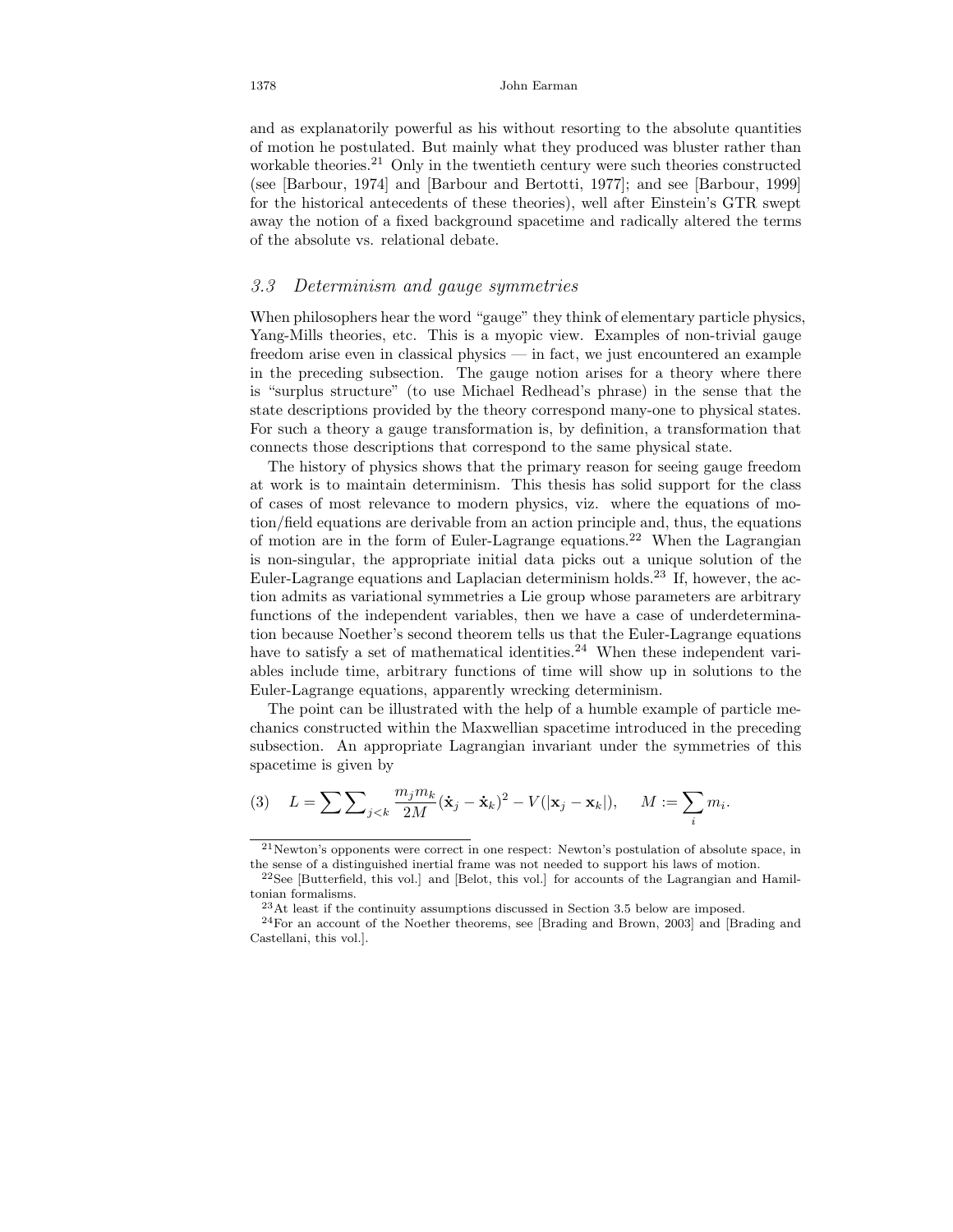and as explanatorily powerful as his without resorting to the absolute quantities of motion he postulated. But mainly what they produced was bluster rather than workable theories.[21] Only in the twentieth century were such theories constructed (see [Barbour, 1974] and [Barbour and Bertotti, 1977]; and see [Barbour, 1999] for the historical antecedents of these theories), well after Einstein's GTR swept away the notion of a fixed background spacetime and radically altered the terms of the absolute vs. relational debate.

### *3.3 Determinism and gauge symmetries*

When philosophers hear the word "gauge" they think of elementary particle physics, Yang-Mills theories, etc. This is a myopic view. Examples of non-trivial gauge freedom arise even in classical physics — in fact, we just encountered an example in the preceding subsection. The gauge notion arises for a theory where there is "surplus structure" (to use Michael Redhead's phrase) in the sense that the state descriptions provided by the theory correspond many-one to physical states. For such a theory a gauge transformation is, by definition, a transformation that connects those descriptions that correspond to the same physical state.

The history of physics shows that the primary reason for seeing gauge freedom at work is to maintain determinism. This thesis has solid support for the class of cases of most relevance to modern physics, viz. where the equations of motion/field equations are derivable from an action principle and, thus, the equations of motion are in the form of Euler-Lagrange equations.[22] When the Lagrangian is non-singular, the appropriate initial data picks out a unique solution of the Euler-Lagrange equations and Laplacian determinism holds.[23] If, however, the action admits as variational symmetries a Lie group whose parameters are arbitrary functions of the independent variables, then we have a case of underdetermination because Noether's second theorem tells us that the Euler-Lagrange equations have to satisfy a set of mathematical identities.[24] When these independent variables include time, arbitrary functions of time will show up in solutions to the Euler-Lagrange equations, apparently wrecking determinism.

The point can be illustrated with the help of a humble example of particle mechanics constructed within the Maxwellian spacetime introduced in the preceding subsection. An appropriate Lagrangian invariant under the symmetries of this spacetime is given by

$$(3) \quad L = \sum \sum\nolimits_{j<k} \frac{m_j m_k}{2M}(\dot{\mathbf{x}}_j - \dot{\mathbf{x}}_k)^2 - V(|\mathbf{x}_j - \mathbf{x}_k|), \qquad M := \sum_i m_i.$$

---

[21] Newton's opponents were correct in one respect: Newton's postulation of absolute space, in the sense of a distinguished inertial frame was not needed to support his laws of motion.

[22] See [Butterfield, this vol.] and [Belot, this vol.] for accounts of the Lagrangian and Hamiltonian formalisms.

[23] At least if the continuity assumptions discussed in Section 3.5 below are imposed.

[24] For an account of the Noether theorems, see [Brading and Brown, 2003] and [Brading and Castellani, this vol.].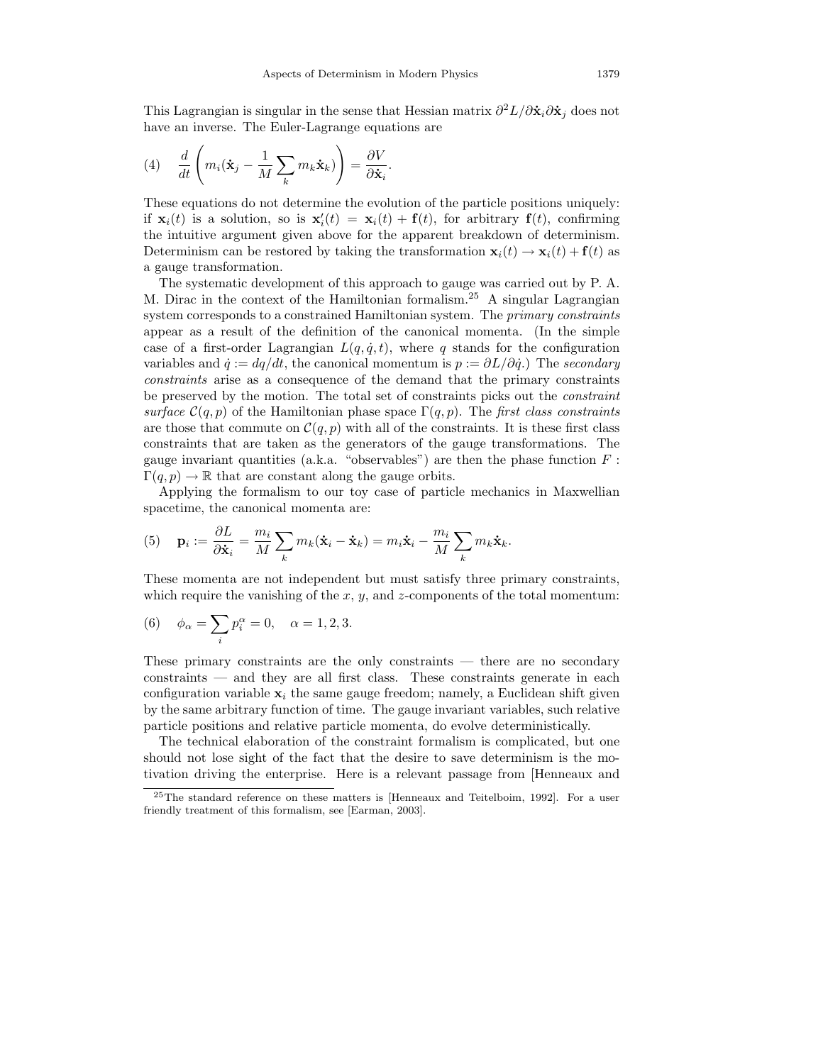This Lagrangian is singular in the sense that Hessian matrix $\partial^2 L/\partial \dot{\mathbf{x}}_i \partial \dot{\mathbf{x}}_j$ does not have an inverse. The Euler-Lagrange equations are

$$\text{(4)} \quad \frac{d}{dt}\left( m_i(\dot{\mathbf{x}}_j - \frac{1}{M}\sum_k m_k \dot{\mathbf{x}}_k) \right) = \frac{\partial V}{\partial \dot{\mathbf{x}}_i}.$$

These equations do not determine the evolution of the particle positions uniquely: if $\mathbf{x}_i(t)$ is a solution, so is $\mathbf{x}'_i(t) = \mathbf{x}_i(t) + \mathbf{f}(t)$, for arbitrary $\mathbf{f}(t)$, confirming the intuitive argument given above for the apparent breakdown of determinism. Determinism can be restored by taking the transformation $\mathbf{x}_i(t) \rightarrow \mathbf{x}_i(t) + \mathbf{f}(t)$ as a gauge transformation.

The systematic development of this approach to gauge was carried out by P. A. M. Dirac in the context of the Hamiltonian formalism.[25] A singular Lagrangian system corresponds to a constrained Hamiltonian system. The *primary constraints* appear as a result of the definition of the canonical momenta. (In the simple case of a first-order Lagrangian $L(q, \dot{q}, t)$, where $q$ stands for the configuration variables and $\dot{q} := dq/dt$, the canonical momentum is $p := \partial L/\partial \dot{q}$.) The *secondary constraints* arise as a consequence of the demand that the primary constraints be preserved by the motion. The total set of constraints picks out the *constraint surface* $\mathcal{C}(q, p)$ of the Hamiltonian phase space $\Gamma(q, p)$. The *first class constraints* are those that commute on $\mathcal{C}(q, p)$ with all of the constraints. It is these first class constraints that are taken as the generators of the gauge transformations. The gauge invariant quantities (a.k.a. "observables") are then the phase function $F : \Gamma(q, p) \rightarrow \mathbb{R}$ that are constant along the gauge orbits.

Applying the formalism to our toy case of particle mechanics in Maxwellian spacetime, the canonical momenta are:

$$\text{(5)} \quad \mathbf{p}_i := \frac{\partial L}{\partial \dot{\mathbf{x}}_i} = \frac{m_i}{M}\sum_k m_k(\dot{\mathbf{x}}_i - \dot{\mathbf{x}}_k) = m_i \dot{\mathbf{x}}_i - \frac{m_i}{M}\sum_k m_k \dot{\mathbf{x}}_k.$$

These momenta are not independent but must satisfy three primary constraints, which require the vanishing of the $x$, $y$, and $z$-components of the total momentum:

$$\text{(6)} \quad \phi_\alpha = \sum_i p_i^\alpha = 0, \quad \alpha = 1, 2, 3.$$

These primary constraints are the only constraints — there are no secondary constraints — and they are all first class. These constraints generate in each configuration variable $\mathbf{x}_i$ the same gauge freedom; namely, a Euclidean shift given by the same arbitrary function of time. The gauge invariant variables, such relative particle positions and relative particle momenta, do evolve deterministically.

The technical elaboration of the constraint formalism is complicated, but one should not lose sight of the fact that the desire to save determinism is the motivation driving the enterprise. Here is a relevant passage from [Henneaux and

[25] The standard reference on these matters is [Henneaux and Teitelboim, 1992]. For a user friendly treatment of this formalism, see [Earman, 2003].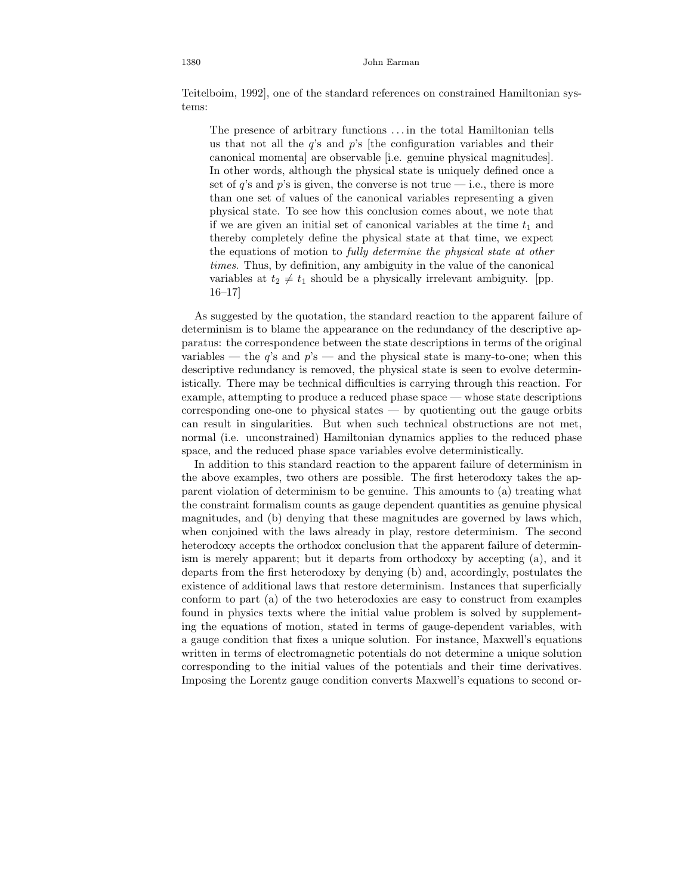Teitelboim, 1992], one of the standard references on constrained Hamiltonian systems:

> The presence of arbitrary functions ... in the total Hamiltonian tells us that not all the $q$'s and $p$'s [the configuration variables and their canonical momenta] are observable [i.e. genuine physical magnitudes]. In other words, although the physical state is uniquely defined once a set of $q$'s and $p$'s is given, the converse is not true — i.e., there is more than one set of values of the canonical variables representing a given physical state. To see how this conclusion comes about, we note that if we are given an initial set of canonical variables at the time $t_1$ and thereby completely define the physical state at that time, we expect the equations of motion to *fully determine the physical state at other times*. Thus, by definition, any ambiguity in the value of the canonical variables at $t_2 \neq t_1$ should be a physically irrelevant ambiguity. [pp. 16–17]

As suggested by the quotation, the standard reaction to the apparent failure of determinism is to blame the appearance on the redundancy of the descriptive apparatus: the correspondence between the state descriptions in terms of the original variables — the $q$'s and $p$'s — and the physical state is many-to-one; when this descriptive redundancy is removed, the physical state is seen to evolve deterministically. There may be technical difficulties is carrying through this reaction. For example, attempting to produce a reduced phase space — whose state descriptions corresponding one-one to physical states — by quotienting out the gauge orbits can result in singularities. But when such technical obstructions are not met, normal (i.e. unconstrained) Hamiltonian dynamics applies to the reduced phase space, and the reduced phase space variables evolve deterministically.

In addition to this standard reaction to the apparent failure of determinism in the above examples, two others are possible. The first heterodoxy takes the apparent violation of determinism to be genuine. This amounts to (a) treating what the constraint formalism counts as gauge dependent quantities as genuine physical magnitudes, and (b) denying that these magnitudes are governed by laws which, when conjoined with the laws already in play, restore determinism. The second heterodoxy accepts the orthodox conclusion that the apparent failure of determinism is merely apparent; but it departs from orthodoxy by accepting (a), and it departs from the first heterodoxy by denying (b) and, accordingly, postulates the existence of additional laws that restore determinism. Instances that superficially conform to part (a) of the two heterodoxies are easy to construct from examples found in physics texts where the initial value problem is solved by supplementing the equations of motion, stated in terms of gauge-dependent variables, with a gauge condition that fixes a unique solution. For instance, Maxwell's equations written in terms of electromagnetic potentials do not determine a unique solution corresponding to the initial values of the potentials and their time derivatives. Imposing the Lorentz gauge condition converts Maxwell's equations to second or-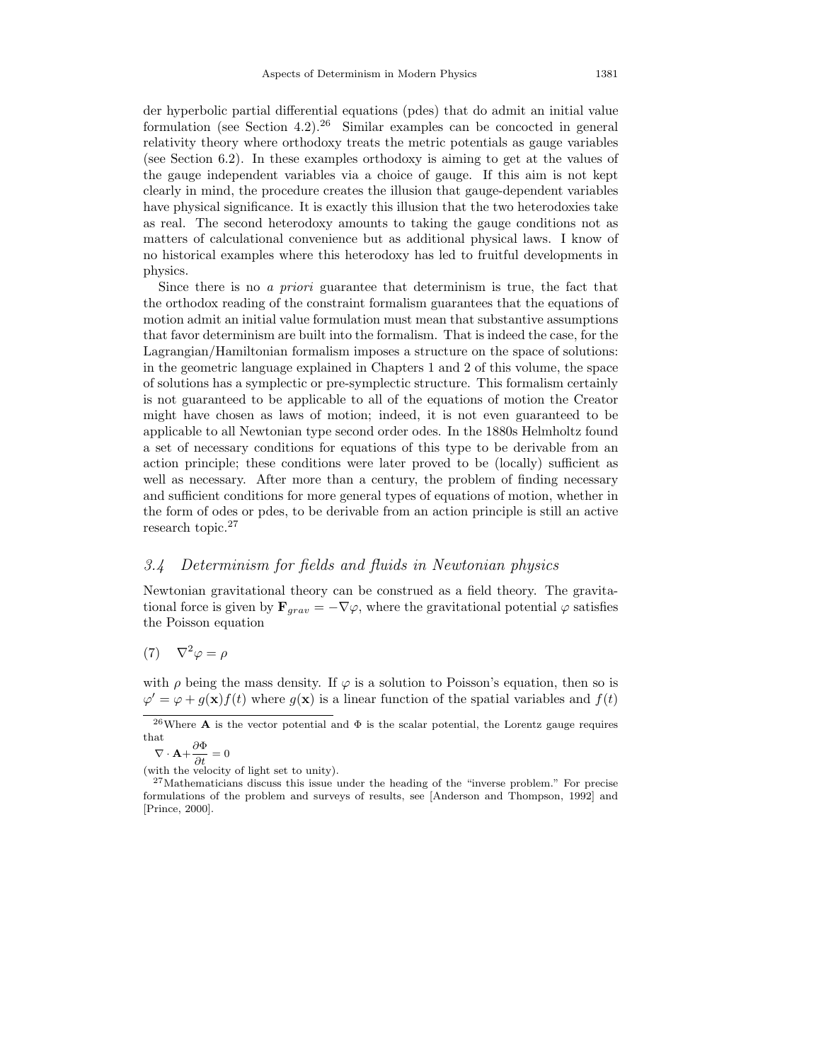der hyperbolic partial differential equations (pdes) that do admit an initial value formulation (see Section 4.2).[26] Similar examples can be concocted in general relativity theory where orthodoxy treats the metric potentials as gauge variables (see Section 6.2). In these examples orthodoxy is aiming to get at the values of the gauge independent variables via a choice of gauge. If this aim is not kept clearly in mind, the procedure creates the illusion that gauge-dependent variables have physical significance. It is exactly this illusion that the two heterodoxies take as real. The second heterodoxy amounts to taking the gauge conditions not as matters of calculational convenience but as additional physical laws. I know of no historical examples where this heterodoxy has led to fruitful developments in physics.

Since there is no *a priori* guarantee that determinism is true, the fact that the orthodox reading of the constraint formalism guarantees that the equations of motion admit an initial value formulation must mean that substantive assumptions that favor determinism are built into the formalism. That is indeed the case, for the Lagrangian/Hamiltonian formalism imposes a structure on the space of solutions: in the geometric language explained in Chapters 1 and 2 of this volume, the space of solutions has a symplectic or pre-symplectic structure. This formalism certainly is not guaranteed to be applicable to all of the equations of motion the Creator might have chosen as laws of motion; indeed, it is not even guaranteed to be applicable to all Newtonian type second order odes. In the 1880s Helmholtz found a set of necessary conditions for equations of this type to be derivable from an action principle; these conditions were later proved to be (locally) sufficient as well as necessary. After more than a century, the problem of finding necessary and sufficient conditions for more general types of equations of motion, whether in the form of odes or pdes, to be derivable from an action principle is still an active research topic.[27]

### *3.4 Determinism for fields and fluids in Newtonian physics*

Newtonian gravitational theory can be construed as a field theory. The gravitational force is given by $\mathbf{F}_{grav} = -\nabla\varphi$, where the gravitational potential $\varphi$ satisfies the Poisson equation

$$(7) \quad \nabla^2\varphi = \rho$$

with $\rho$ being the mass density. If $\varphi$ is a solution to Poisson's equation, then so is $\varphi' = \varphi + g(\mathbf{x})f(t)$ where $g(\mathbf{x})$ is a linear function of the spatial variables and $f(t)$

---

[26] Where $\mathbf{A}$ is the vector potential and $\Phi$ is the scalar potential, the Lorentz gauge requires that

$$\nabla \cdot \mathbf{A} + \frac{\partial \Phi}{\partial t} = 0$$

(with the velocity of light set to unity).

[27] Mathematicians discuss this issue under the heading of the "inverse problem." For precise formulations of the problem and surveys of results, see [Anderson and Thompson, 1992] and [Prince, 2000].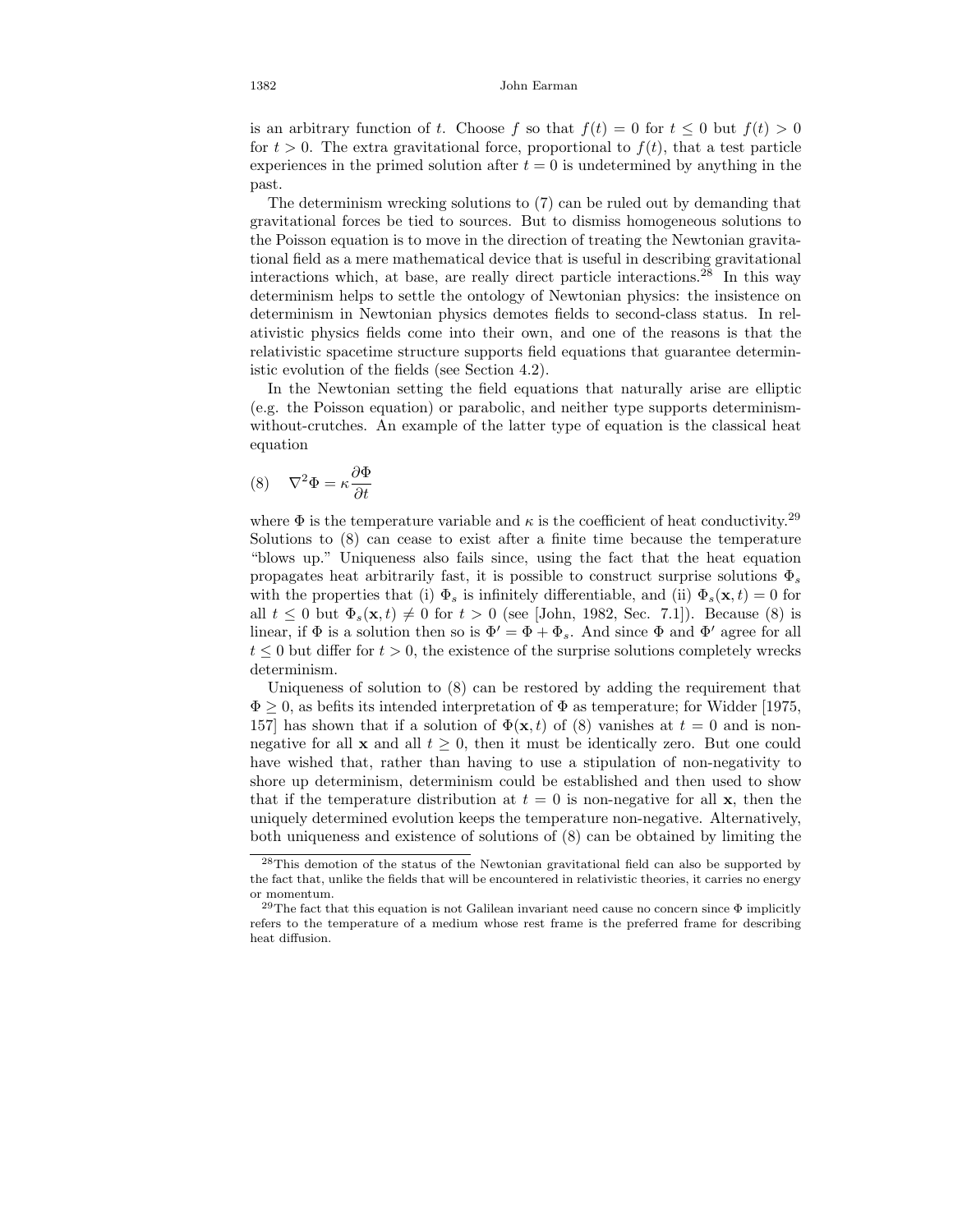is an arbitrary function of $t$. Choose $f$ so that $f(t) = 0$ for $t \leq 0$ but $f(t) > 0$ for $t > 0$. The extra gravitational force, proportional to $f(t)$, that a test particle experiences in the primed solution after $t = 0$ is undetermined by anything in the past.

The determinism wrecking solutions to (7) can be ruled out by demanding that gravitational forces be tied to sources. But to dismiss homogeneous solutions to the Poisson equation is to move in the direction of treating the Newtonian gravitational field as a mere mathematical device that is useful in describing gravitational interactions which, at base, are really direct particle interactions.[28] In this way determinism helps to settle the ontology of Newtonian physics: the insistence on determinism in Newtonian physics demotes fields to second-class status. In relativistic physics fields come into their own, and one of the reasons is that the relativistic spacetime structure supports field equations that guarantee deterministic evolution of the fields (see Section 4.2).

In the Newtonian setting the field equations that naturally arise are elliptic (e.g. the Poisson equation) or parabolic, and neither type supports determinism-without-crutches. An example of the latter type of equation is the classical heat equation

$$\text{(8)} \quad \nabla^2 \Phi = \kappa \frac{\partial \Phi}{\partial t}$$

where $\Phi$ is the temperature variable and $\kappa$ is the coefficient of heat conductivity.[29] Solutions to (8) can cease to exist after a finite time because the temperature "blows up." Uniqueness also fails since, using the fact that the heat equation propagates heat arbitrarily fast, it is possible to construct surprise solutions $\Phi_s$ with the properties that (i) $\Phi_s$ is infinitely differentiable, and (ii) $\Phi_s(\mathbf{x}, t) = 0$ for all $t \leq 0$ but $\Phi_s(\mathbf{x}, t) \neq 0$ for $t > 0$ (see [John, 1982, Sec. 7.1]). Because (8) is linear, if $\Phi$ is a solution then so is $\Phi' = \Phi + \Phi_s$. And since $\Phi$ and $\Phi'$ agree for all $t \leq 0$ but differ for $t > 0$, the existence of the surprise solutions completely wrecks determinism.

Uniqueness of solution to (8) can be restored by adding the requirement that $\Phi \geq 0$, as befits its intended interpretation of $\Phi$ as temperature; for Widder [1975, 157] has shown that if a solution of $\Phi(\mathbf{x}, t)$ of (8) vanishes at $t = 0$ and is non-negative for all $\mathbf{x}$ and all $t \geq 0$, then it must be identically zero. But one could have wished that, rather than having to use a stipulation of non-negativity to shore up determinism, determinism could be established and then used to show that if the temperature distribution at $t = 0$ is non-negative for all $\mathbf{x}$, then the uniquely determined evolution keeps the temperature non-negative. Alternatively, both uniqueness and existence of solutions of (8) can be obtained by limiting the

---

[28] This demotion of the status of the Newtonian gravitational field can also be supported by the fact that, unlike the fields that will be encountered in relativistic theories, it carries no energy or momentum.

[29] The fact that this equation is not Galilean invariant need cause no concern since $\Phi$ implicitly refers to the temperature of a medium whose rest frame is the preferred frame for describing heat diffusion.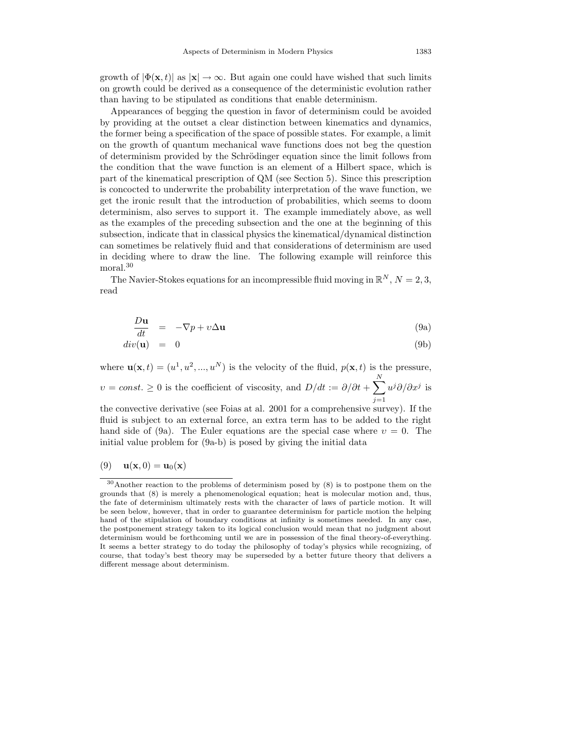growth of $|\Phi(\mathbf{x}, t)|$ as $|\mathbf{x}| \to \infty$. But again one could have wished that such limits on growth could be derived as a consequence of the deterministic evolution rather than having to be stipulated as conditions that enable determinism.

Appearances of begging the question in favor of determinism could be avoided by providing at the outset a clear distinction between kinematics and dynamics, the former being a specification of the space of possible states. For example, a limit on the growth of quantum mechanical wave functions does not beg the question of determinism provided by the Schrödinger equation since the limit follows from the condition that the wave function is an element of a Hilbert space, which is part of the kinematical prescription of QM (see Section 5). Since this prescription is concocted to underwrite the probability interpretation of the wave function, we get the ironic result that the introduction of probabilities, which seems to doom determinism, also serves to support it. The example immediately above, as well as the examples of the preceding subsection and the one at the beginning of this subsection, indicate that in classical physics the kinematical/dynamical distinction can sometimes be relatively fluid and that considerations of determinism are used in deciding where to draw the line. The following example will reinforce this moral.[30]

The Navier-Stokes equations for an incompressible fluid moving in $\mathbb{R}^N$, $N = 2, 3$, read

$$\frac{D\mathbf{u}}{dt} = -\nabla p + \upsilon \Delta \mathbf{u} \tag{9a}$$

$$div(\mathbf{u}) = 0 \tag{9b}$$

where $\mathbf{u}(\mathbf{x}, t) = (u^1, u^2, ..., u^N)$ is the velocity of the fluid, $p(\mathbf{x}, t)$ is the pressure, $\upsilon = const. \geq 0$ is the coefficient of viscosity, and $D/dt := \partial/\partial t + \sum_{j=1}^{N} u^j \partial/\partial x^j$ is the convective derivative (see Foias at al. 2001 for a comprehensive survey). If the fluid is subject to an external force, an extra term has to be added to the right hand side of (9a). The Euler equations are the special case where $\upsilon = 0$. The initial value problem for (9a-b) is posed by giving the initial data

$$\text{(9)} \quad \mathbf{u}(\mathbf{x}, 0) = \mathbf{u}_0(\mathbf{x})$$

[30] Another reaction to the problems of determinism posed by (8) is to postpone them on the grounds that (8) is merely a phenomenological equation; heat is molecular motion and, thus, the fate of determinism ultimately rests with the character of laws of particle motion. It will be seen below, however, that in order to guarantee determinism for particle motion the helping hand of the stipulation of boundary conditions at infinity is sometimes needed. In any case, the postponement strategy taken to its logical conclusion would mean that no judgment about determinism would be forthcoming until we are in possession of the final theory-of-everything. It seems a better strategy to do today the philosophy of today's physics while recognizing, of course, that today's best theory may be superseded by a better future theory that delivers a different message about determinism.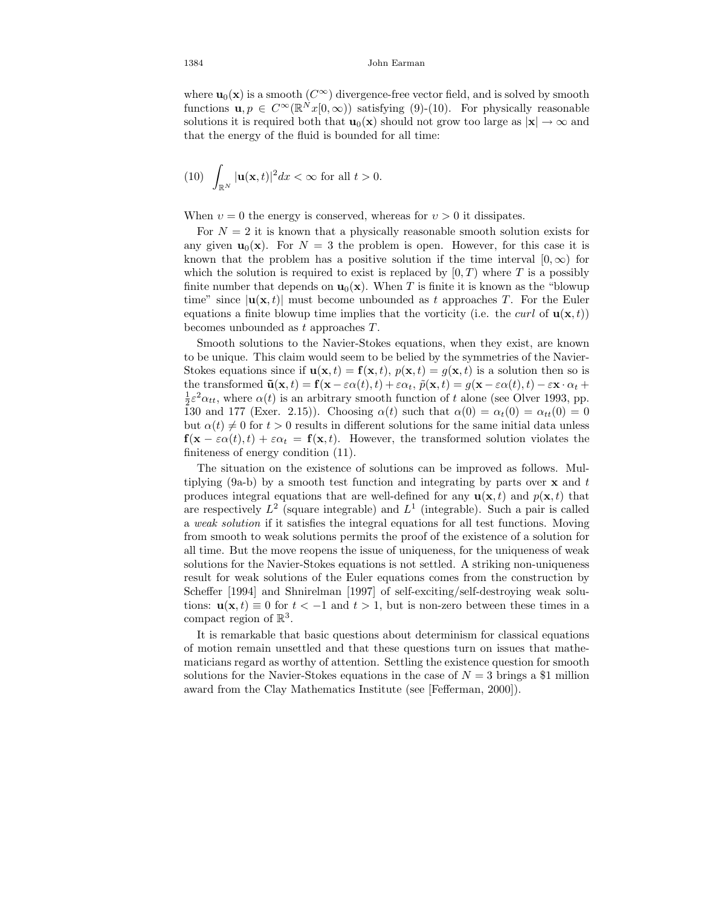where $\mathbf{u}_0(\mathbf{x})$ is a smooth ($C^\infty$) divergence-free vector field, and is solved by smooth functions $\mathbf{u}, p \in C^\infty(\mathbb{R}^N x[0,\infty))$ satisfying (9)-(10). For physically reasonable solutions it is required both that $\mathbf{u}_0(\mathbf{x})$ should not grow too large as $|\mathbf{x}| \to \infty$ and that the energy of the fluid is bounded for all time:

$$(10) \quad \int_{\mathbb{R}^N} |\mathbf{u}(\mathbf{x},t)|^2 dx < \infty \text{ for all } t > 0.$$

When $\upsilon = 0$ the energy is conserved, whereas for $\upsilon > 0$ it dissipates.

For $N = 2$ it is known that a physically reasonable smooth solution exists for any given $\mathbf{u}_0(\mathbf{x})$. For $N = 3$ the problem is open. However, for this case it is known that the problem has a positive solution if the time interval $[0,\infty)$ for which the solution is required to exist is replaced by $[0,T)$ where $T$ is a possibly finite number that depends on $\mathbf{u}_0(\mathbf{x})$. When $T$ is finite it is known as the "blowup time" since $|\mathbf{u}(\mathbf{x},t)|$ must become unbounded as $t$ approaches $T$. For the Euler equations a finite blowup time implies that the vorticity (i.e. the *curl* of $\mathbf{u}(\mathbf{x},t)$) becomes unbounded as $t$ approaches $T$.

Smooth solutions to the Navier-Stokes equations, when they exist, are known to be unique. This claim would seem to be belied by the symmetries of the Navier-Stokes equations since if $\mathbf{u}(\mathbf{x},t) = \mathbf{f}(\mathbf{x},t)$, $p(\mathbf{x},t) = g(\mathbf{x},t)$ is a solution then so is the transformed $\tilde{\mathbf{u}}(\mathbf{x},t) = \mathbf{f}(\mathbf{x} - \varepsilon\alpha(t),t) + \varepsilon\alpha_t$, $\tilde{p}(\mathbf{x},t) = g(\mathbf{x} - \varepsilon\alpha(t),t) - \varepsilon\mathbf{x}\cdot\alpha_t + \frac{1}{2}\varepsilon^2\alpha_{tt}$, where $\alpha(t)$ is an arbitrary smooth function of $t$ alone (see Olver 1993, pp. 130 and 177 (Exer. 2.15)). Choosing $\alpha(t)$ such that $\alpha(0) = \alpha_t(0) = \alpha_{tt}(0) = 0$ but $\alpha(t) \neq 0$ for $t > 0$ results in different solutions for the same initial data unless $\mathbf{f}(\mathbf{x} - \varepsilon\alpha(t),t) + \varepsilon\alpha_t = \mathbf{f}(\mathbf{x},t)$. However, the transformed solution violates the finiteness of energy condition (11).

The situation on the existence of solutions can be improved as follows. Multiplying (9a-b) by a smooth test function and integrating by parts over $\mathbf{x}$ and $t$ produces integral equations that are well-defined for any $\mathbf{u}(\mathbf{x},t)$ and $p(\mathbf{x},t)$ that are respectively $L^2$ (square integrable) and $L^1$ (integrable). Such a pair is called a *weak solution* if it satisfies the integral equations for all test functions. Moving from smooth to weak solutions permits the proof of the existence of a solution for all time. But the move reopens the issue of uniqueness, for the uniqueness of weak solutions for the Navier-Stokes equations is not settled. A striking non-uniqueness result for weak solutions of the Euler equations comes from the construction by Scheffer [1994] and Shnirelman [1997] of self-exciting/self-destroying weak solutions: $\mathbf{u}(\mathbf{x},t) \equiv 0$ for $t < -1$ and $t > 1$, but is non-zero between these times in a compact region of $\mathbb{R}^3$.

It is remarkable that basic questions about determinism for classical equations of motion remain unsettled and that these questions turn on issues that mathematicians regard as worthy of attention. Settling the existence question for smooth solutions for the Navier-Stokes equations in the case of $N = 3$ brings a \$1 million award from the Clay Mathematics Institute (see [Fefferman, 2000]).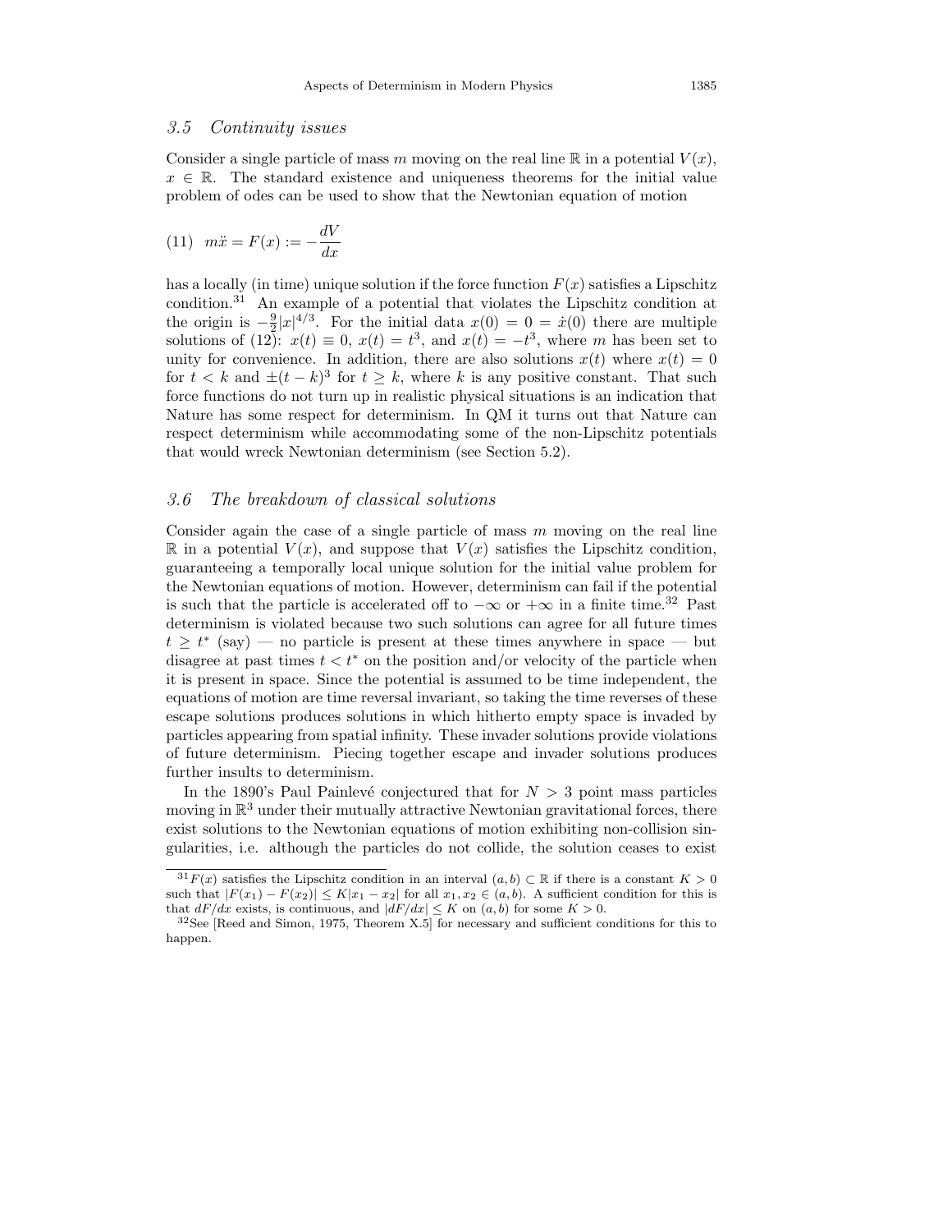### 3.5 *Continuity issues*

Consider a single particle of mass $m$ moving on the real line $\mathbb{R}$ in a potential $V(x)$, $x \in \mathbb{R}$. The standard existence and uniqueness theorems for the initial value problem of odes can be used to show that the Newtonian equation of motion

$$(11) \quad m\ddot{x} = F(x) := -\frac{dV}{dx}$$

has a locally (in time) unique solution if the force function $F(x)$ satisfies a Lipschitz condition.[31] An example of a potential that violates the Lipschitz condition at the origin is $-\frac{9}{2}|x|^{4/3}$. For the initial data $x(0) = 0 = \dot{x}(0)$ there are multiple solutions of (12): $x(t) \equiv 0$, $x(t) = t^3$, and $x(t) = -t^3$, where $m$ has been set to unity for convenience. In addition, there are also solutions $x(t)$ where $x(t) = 0$ for $t < k$ and $\pm(t-k)^3$ for $t \geq k$, where $k$ is any positive constant. That such force functions do not turn up in realistic physical situations is an indication that Nature has some respect for determinism. In QM it turns out that Nature can respect determinism while accommodating some of the non-Lipschitz potentials that would wreck Newtonian determinism (see Section 5.2).

### 3.6 *The breakdown of classical solutions*

Consider again the case of a single particle of mass $m$ moving on the real line $\mathbb{R}$ in a potential $V(x)$, and suppose that $V(x)$ satisfies the Lipschitz condition, guaranteeing a temporally local unique solution for the initial value problem for the Newtonian equations of motion. However, determinism can fail if the potential is such that the particle is accelerated off to $-\infty$ or $+\infty$ in a finite time.[32] Past determinism is violated because two such solutions can agree for all future times $t \geq t^*$ (say) — no particle is present at these times anywhere in space — but disagree at past times $t < t^*$ on the position and/or velocity of the particle when it is present in space. Since the potential is assumed to be time independent, the equations of motion are time reversal invariant, so taking the time reverses of these escape solutions produces solutions in which hitherto empty space is invaded by particles appearing from spatial infinity. These invader solutions provide violations of future determinism. Piecing together escape and invader solutions produces further insults to determinism.

In the 1890's Paul Painlevé conjectured that for $N > 3$ point mass particles moving in $\mathbb{R}^3$ under their mutually attractive Newtonian gravitational forces, there exist solutions to the Newtonian equations of motion exhibiting non-collision singularities, i.e. although the particles do not collide, the solution ceases to exist

---

[31] $F(x)$ satisfies the Lipschitz condition in an interval $(a, b) \subset \mathbb{R}$ if there is a constant $K > 0$ such that $|F(x_1) - F(x_2)| \leq K|x_1 - x_2|$ for all $x_1, x_2 \in (a, b)$. A sufficient condition for this is that $dF/dx$ exists, is continuous, and $|dF/dx| \leq K$ on $(a, b)$ for some $K > 0$.

[32] See [Reed and Simon, 1975, Theorem X.5] for necessary and sufficient conditions for this to happen.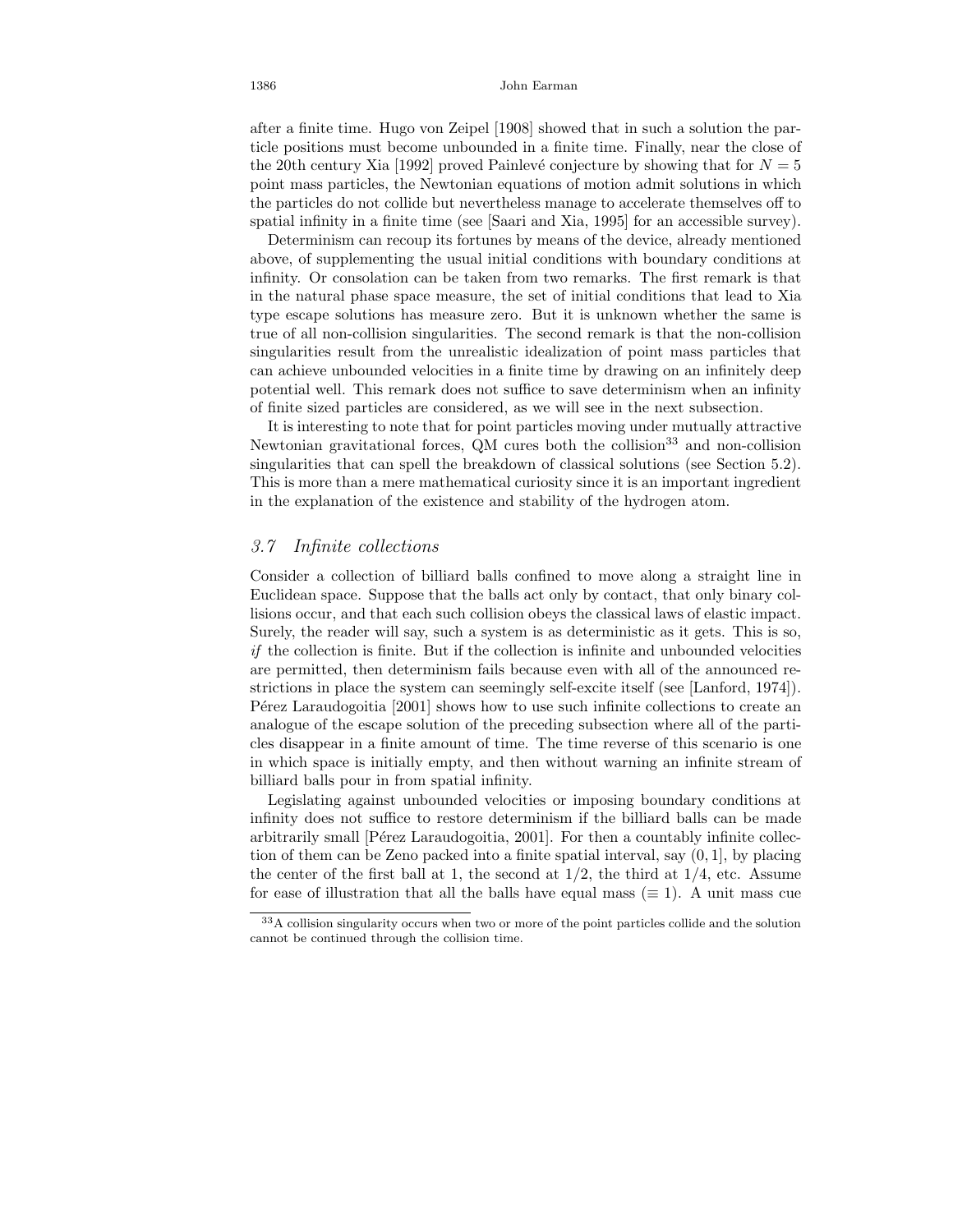after a finite time. Hugo von Zeipel [1908] showed that in such a solution the particle positions must become unbounded in a finite time. Finally, near the close of the 20th century Xia [1992] proved Painlevé conjecture by showing that for $N = 5$ point mass particles, the Newtonian equations of motion admit solutions in which the particles do not collide but nevertheless manage to accelerate themselves off to spatial infinity in a finite time (see [Saari and Xia, 1995] for an accessible survey).

Determinism can recoup its fortunes by means of the device, already mentioned above, of supplementing the usual initial conditions with boundary conditions at infinity. Or consolation can be taken from two remarks. The first remark is that in the natural phase space measure, the set of initial conditions that lead to Xia type escape solutions has measure zero. But it is unknown whether the same is true of all non-collision singularities. The second remark is that the non-collision singularities result from the unrealistic idealization of point mass particles that can achieve unbounded velocities in a finite time by drawing on an infinitely deep potential well. This remark does not suffice to save determinism when an infinity of finite sized particles are considered, as we will see in the next subsection.

It is interesting to note that for point particles moving under mutually attractive Newtonian gravitational forces, QM cures both the collision[33] and non-collision singularities that can spell the breakdown of classical solutions (see Section 5.2). This is more than a mere mathematical curiosity since it is an important ingredient in the explanation of the existence and stability of the hydrogen atom.

## *3.7 Infinite collections*

Consider a collection of billiard balls confined to move along a straight line in Euclidean space. Suppose that the balls act only by contact, that only binary collisions occur, and that each such collision obeys the classical laws of elastic impact. Surely, the reader will say, such a system is as deterministic as it gets. This is so, *if* the collection is finite. But if the collection is infinite and unbounded velocities are permitted, then determinism fails because even with all of the announced restrictions in place the system can seemingly self-excite itself (see [Lanford, 1974]). Pérez Laraudogoitia [2001] shows how to use such infinite collections to create an analogue of the escape solution of the preceding subsection where all of the particles disappear in a finite amount of time. The time reverse of this scenario is one in which space is initially empty, and then without warning an infinite stream of billiard balls pour in from spatial infinity.

Legislating against unbounded velocities or imposing boundary conditions at infinity does not suffice to restore determinism if the billiard balls can be made arbitrarily small [Pérez Laraudogoitia, 2001]. For then a countably infinite collection of them can be Zeno packed into a finite spatial interval, say $(0, 1]$, by placing the center of the first ball at 1, the second at $1/2$, the third at $1/4$, etc. Assume for ease of illustration that all the balls have equal mass ($\equiv 1$). A unit mass cue

[33] A collision singularity occurs when two or more of the point particles collide and the solution cannot be continued through the collision time.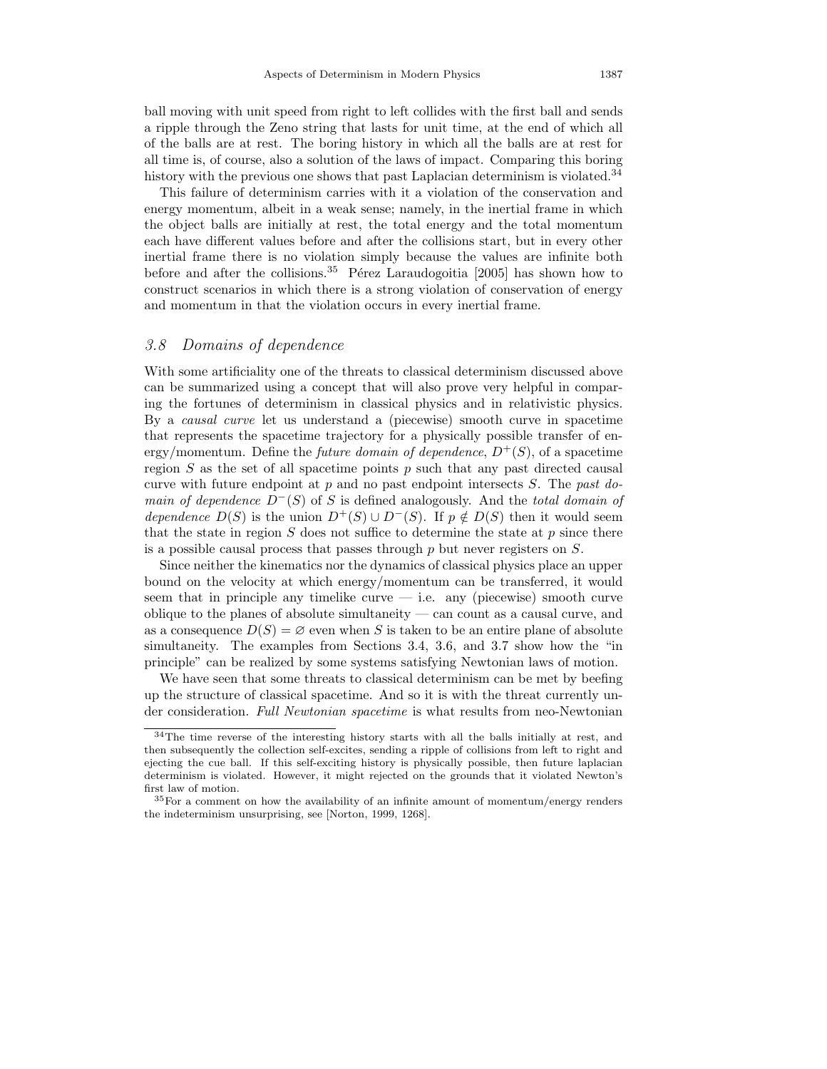ball moving with unit speed from right to left collides with the first ball and sends a ripple through the Zeno string that lasts for unit time, at the end of which all of the balls are at rest. The boring history in which all the balls are at rest for all time is, of course, also a solution of the laws of impact. Comparing this boring history with the previous one shows that past Laplacian determinism is violated.[34]

This failure of determinism carries with it a violation of the conservation and energy momentum, albeit in a weak sense; namely, in the inertial frame in which the object balls are initially at rest, the total energy and the total momentum each have different values before and after the collisions start, but in every other inertial frame there is no violation simply because the values are infinite both before and after the collisions.[35] Pérez Laraudogoitia [2005] has shown how to construct scenarios in which there is a strong violation of conservation of energy and momentum in that the violation occurs in every inertial frame.

### *3.8 Domains of dependence*

With some artificiality one of the threats to classical determinism discussed above can be summarized using a concept that will also prove very helpful in comparing the fortunes of determinism in classical physics and in relativistic physics. By a *causal curve* let us understand a (piecewise) smooth curve in spacetime that represents the spacetime trajectory for a physically possible transfer of energy/momentum. Define the *future domain of dependence*, $D^+(S)$, of a spacetime region $S$ as the set of all spacetime points $p$ such that any past directed causal curve with future endpoint at $p$ and no past endpoint intersects $S$. The *past domain of dependence* $D^-(S)$ of $S$ is defined analogously. And the *total domain of dependence* $D(S)$ is the union $D^+(S) \cup D^-(S)$. If $p \notin D(S)$ then it would seem that the state in region $S$ does not suffice to determine the state at $p$ since there is a possible causal process that passes through $p$ but never registers on $S$.

Since neither the kinematics nor the dynamics of classical physics place an upper bound on the velocity at which energy/momentum can be transferred, it would seem that in principle any timelike curve — i.e. any (piecewise) smooth curve oblique to the planes of absolute simultaneity — can count as a causal curve, and as a consequence $D(S) = \varnothing$ even when $S$ is taken to be an entire plane of absolute simultaneity. The examples from Sections 3.4, 3.6, and 3.7 show how the "in principle" can be realized by some systems satisfying Newtonian laws of motion.

We have seen that some threats to classical determinism can be met by beefing up the structure of classical spacetime. And so it is with the threat currently under consideration. *Full Newtonian spacetime* is what results from neo-Newtonian

---

[34] The time reverse of the interesting history starts with all the balls initially at rest, and then subsequently the collection self-excites, sending a ripple of collisions from left to right and ejecting the cue ball. If this self-exciting history is physically possible, then future laplacian determinism is violated. However, it might rejected on the grounds that it violated Newton's first law of motion.

[35] For a comment on how the availability of an infinite amount of momentum/energy renders the indeterminism unsurprising, see [Norton, 1999, 1268].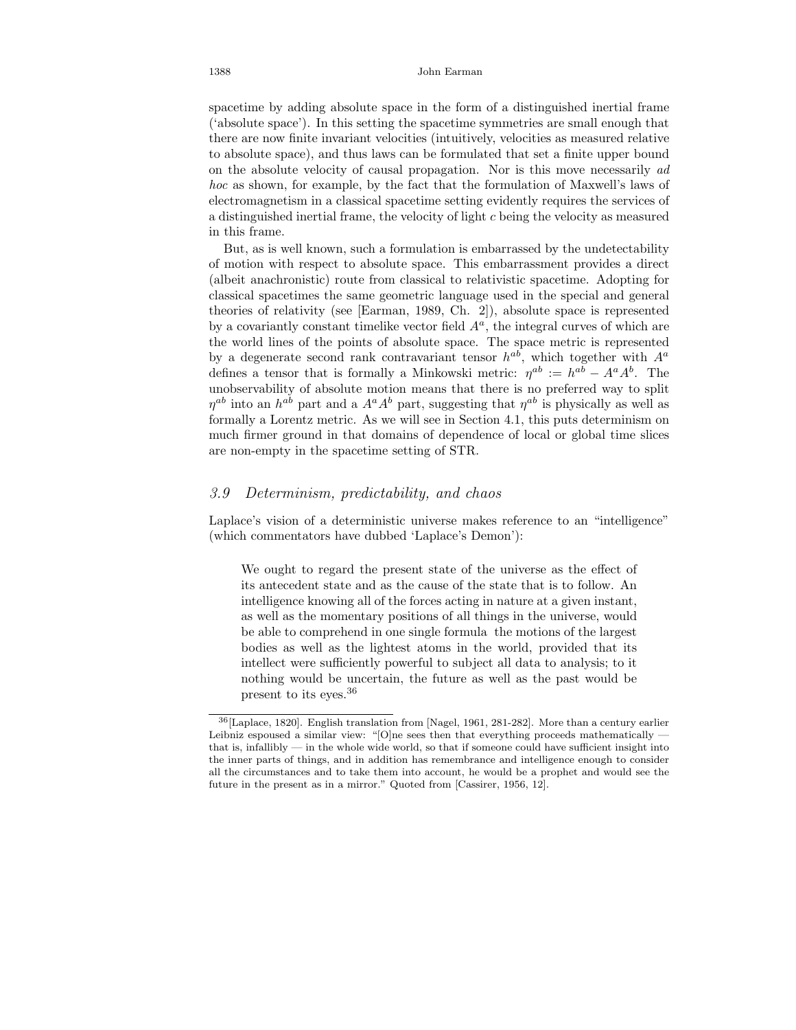spacetime by adding absolute space in the form of a distinguished inertial frame ('absolute space'). In this setting the spacetime symmetries are small enough that there are now finite invariant velocities (intuitively, velocities as measured relative to absolute space), and thus laws can be formulated that set a finite upper bound on the absolute velocity of causal propagation. Nor is this move necessarily *ad hoc* as shown, for example, by the fact that the formulation of Maxwell's laws of electromagnetism in a classical spacetime setting evidently requires the services of a distinguished inertial frame, the velocity of light $c$ being the velocity as measured in this frame.

But, as is well known, such a formulation is embarrassed by the undetectability of motion with respect to absolute space. This embarrassment provides a direct (albeit anachronistic) route from classical to relativistic spacetime. Adopting for classical spacetimes the same geometric language used in the special and general theories of relativity (see [Earman, 1989, Ch. 2]), absolute space is represented by a covariantly constant timelike vector field $A^a$, the integral curves of which are the world lines of the points of absolute space. The space metric is represented by a degenerate second rank contravariant tensor $h^{ab}$, which together with $A^a$ defines a tensor that is formally a Minkowski metric: $\eta^{ab} := h^{ab} - A^a A^b$. The unobservability of absolute motion means that there is no preferred way to split $\eta^{ab}$ into an $h^{ab}$ part and a $A^a A^b$ part, suggesting that $\eta^{ab}$ is physically as well as formally a Lorentz metric. As we will see in Section 4.1, this puts determinism on much firmer ground in that domains of dependence of local or global time slices are non-empty in the spacetime setting of STR.

### 3.9 Determinism, predictability, and chaos

Laplace's vision of a deterministic universe makes reference to an "intelligence" (which commentators have dubbed 'Laplace's Demon'):

> We ought to regard the present state of the universe as the effect of its antecedent state and as the cause of the state that is to follow. An intelligence knowing all of the forces acting in nature at a given instant, as well as the momentary positions of all things in the universe, would be able to comprehend in one single formula the motions of the largest bodies as well as the lightest atoms in the world, provided that its intellect were sufficiently powerful to subject all data to analysis; to it nothing would be uncertain, the future as well as the past would be present to its eyes.[36]

[36] [Laplace, 1820]. English translation from [Nagel, 1961, 281-282]. More than a century earlier Leibniz espoused a similar view: "[O]ne sees then that everything proceeds mathematically — that is, infallibly — in the whole wide world, so that if someone could have sufficient insight into the inner parts of things, and in addition has remembrance and intelligence enough to consider all the circumstances and to take them into account, he would be a prophet and would see the future in the present as in a mirror." Quoted from [Cassirer, 1956, 12].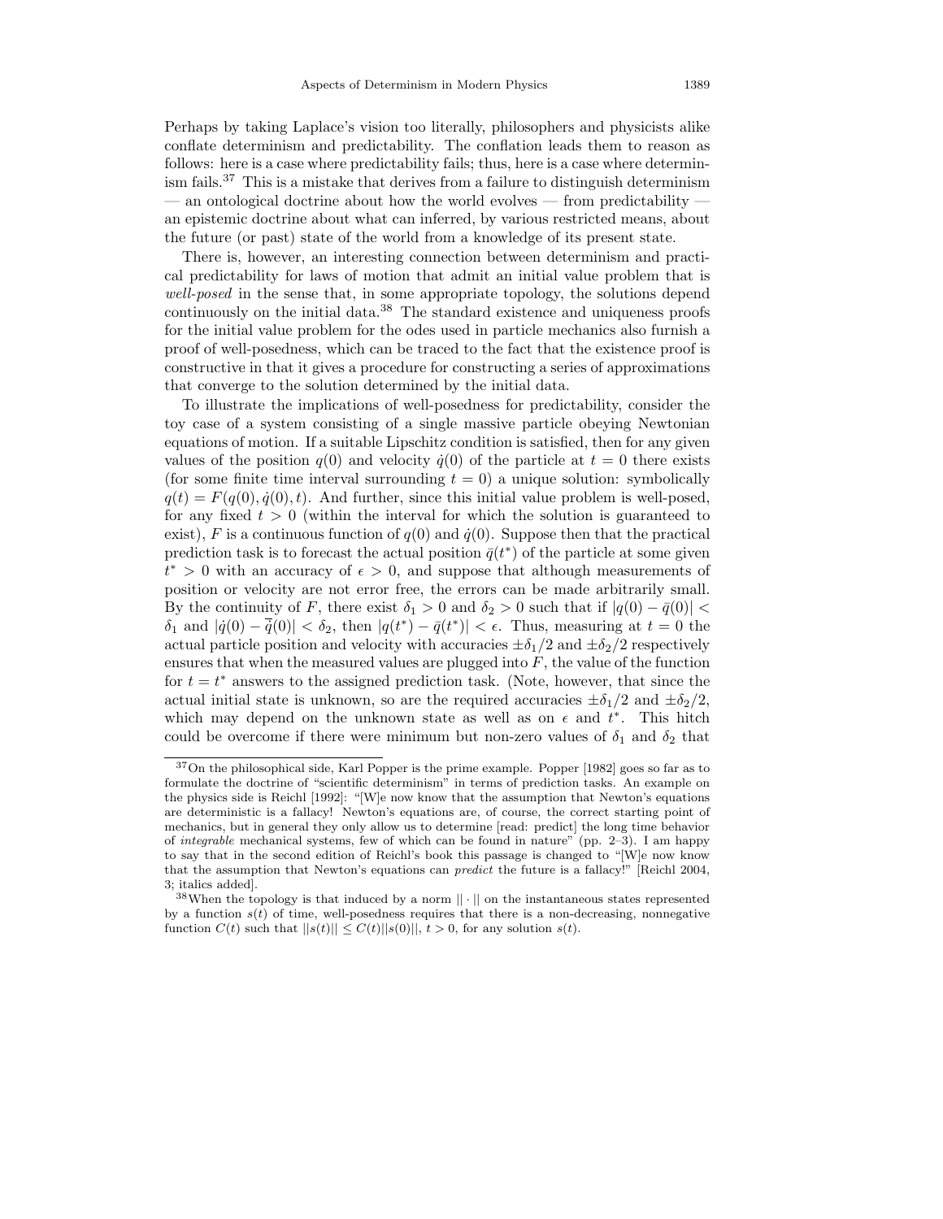Perhaps by taking Laplace's vision too literally, philosophers and physicists alike conflate determinism and predictability. The conflation leads them to reason as follows: here is a case where predictability fails; thus, here is a case where determinism fails.[37] This is a mistake that derives from a failure to distinguish determinism — an ontological doctrine about how the world evolves — from predictability — an epistemic doctrine about what can inferred, by various restricted means, about the future (or past) state of the world from a knowledge of its present state.

There is, however, an interesting connection between determinism and practical predictability for laws of motion that admit an initial value problem that is *well-posed* in the sense that, in some appropriate topology, the solutions depend continuously on the initial data.[38] The standard existence and uniqueness proofs for the initial value problem for the odes used in particle mechanics also furnish a proof of well-posedness, which can be traced to the fact that the existence proof is constructive in that it gives a procedure for constructing a series of approximations that converge to the solution determined by the initial data.

To illustrate the implications of well-posedness for predictability, consider the toy case of a system consisting of a single massive particle obeying Newtonian equations of motion. If a suitable Lipschitz condition is satisfied, then for any given values of the position $q(0)$ and velocity $\dot{q}(0)$ of the particle at $t = 0$ there exists (for some finite time interval surrounding $t = 0$) a unique solution: symbolically $q(t) = F(q(0), \dot{q}(0), t)$. And further, since this initial value problem is well-posed, for any fixed $t > 0$ (within the interval for which the solution is guaranteed to exist), $F$ is a continuous function of $q(0)$ and $\dot{q}(0)$. Suppose then that the practical prediction task is to forecast the actual position $\bar{q}(t^*)$ of the particle at some given $t^* > 0$ with an accuracy of $\epsilon > 0$, and suppose that although measurements of position or velocity are not error free, the errors can be made arbitrarily small. By the continuity of $F$, there exist $\delta_1 > 0$ and $\delta_2 > 0$ such that if $|q(0) - \bar{q}(0)| < \delta_1$ and $|\dot{q}(0) - \bar{\dot{q}}(0)| < \delta_2$, then $|q(t^*) - \bar{q}(t^*)| < \epsilon$. Thus, measuring at $t = 0$ the actual particle position and velocity with accuracies $\pm\delta_1/2$ and $\pm\delta_2/2$ respectively ensures that when the measured values are plugged into $F$, the value of the function for $t = t^*$ answers to the assigned prediction task. (Note, however, that since the actual initial state is unknown, so are the required accuracies $\pm\delta_1/2$ and $\pm\delta_2/2$, which may depend on the unknown state as well as on $\epsilon$ and $t^*$. This hitch could be overcome if there were minimum but non-zero values of $\delta_1$ and $\delta_2$ that

---

[37] On the philosophical side, Karl Popper is the prime example. Popper [1982] goes so far as to formulate the doctrine of "scientific determinism" in terms of prediction tasks. An example on the physics side is Reichl [1992]: "[W]e now know that the assumption that Newton's equations are deterministic is a fallacy! Newton's equations are, of course, the correct starting point of mechanics, but in general they only allow us to determine [read: predict] the long time behavior of *integrable* mechanical systems, few of which can be found in nature" (pp. 2–3). I am happy to say that in the second edition of Reichl's book this passage is changed to "[W]e now know that the assumption that Newton's equations can *predict* the future is a fallacy!" [Reichl 2004, 3; italics added].

[38] When the topology is that induced by a norm $||\cdot||$ on the instantaneous states represented by a function $s(t)$ of time, well-posedness requires that there is a non-decreasing, nonnegative function $C(t)$ such that $||s(t)|| \leq C(t)||s(0)||$, $t > 0$, for any solution $s(t)$.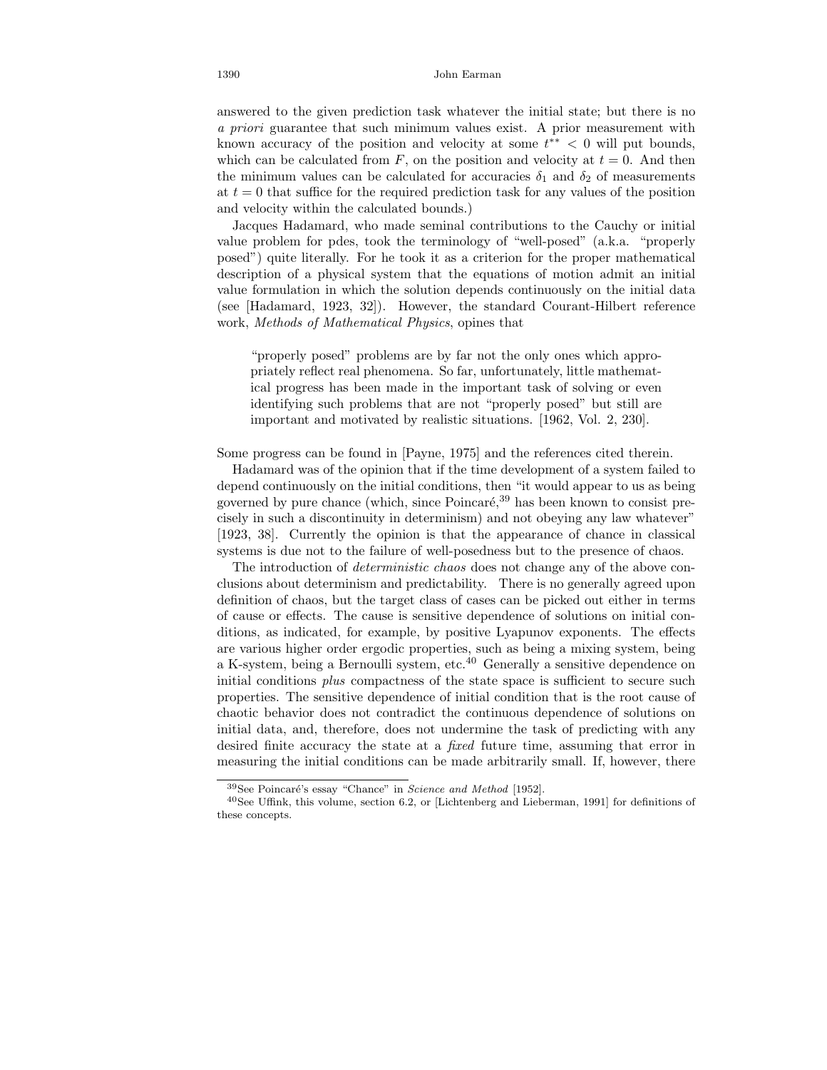answered to the given prediction task whatever the initial state; but there is no *a priori* guarantee that such minimum values exist. A prior measurement with known accuracy of the position and velocity at some $t^{**} < 0$ will put bounds, which can be calculated from $F$, on the position and velocity at $t = 0$. And then the minimum values can be calculated for accuracies $\delta_1$ and $\delta_2$ of measurements at $t = 0$ that suffice for the required prediction task for any values of the position and velocity within the calculated bounds.)

Jacques Hadamard, who made seminal contributions to the Cauchy or initial value problem for pdes, took the terminology of "well-posed" (a.k.a. "properly posed") quite literally. For he took it as a criterion for the proper mathematical description of a physical system that the equations of motion admit an initial value formulation in which the solution depends continuously on the initial data (see [Hadamard, 1923, 32]). However, the standard Courant-Hilbert reference work, *Methods of Mathematical Physics*, opines that

> "properly posed" problems are by far not the only ones which appropriately reflect real phenomena. So far, unfortunately, little mathematical progress has been made in the important task of solving or even identifying such problems that are not "properly posed" but still are important and motivated by realistic situations. [1962, Vol. 2, 230].

Some progress can be found in [Payne, 1975] and the references cited therein.

Hadamard was of the opinion that if the time development of a system failed to depend continuously on the initial conditions, then "it would appear to us as being governed by pure chance (which, since Poincaré,[39] has been known to consist precisely in such a discontinuity in determinism) and not obeying any law whatever" [1923, 38]. Currently the opinion is that the appearance of chance in classical systems is due not to the failure of well-posedness but to the presence of chaos.

The introduction of *deterministic chaos* does not change any of the above conclusions about determinism and predictability. There is no generally agreed upon definition of chaos, but the target class of cases can be picked out either in terms of cause or effects. The cause is sensitive dependence of solutions on initial conditions, as indicated, for example, by positive Lyapunov exponents. The effects are various higher order ergodic properties, such as being a mixing system, being a K-system, being a Bernoulli system, etc.[40] Generally a sensitive dependence on initial conditions *plus* compactness of the state space is sufficient to secure such properties. The sensitive dependence of initial condition that is the root cause of chaotic behavior does not contradict the continuous dependence of solutions on initial data, and, therefore, does not undermine the task of predicting with any desired finite accuracy the state at a *fixed* future time, assuming that error in measuring the initial conditions can be made arbitrarily small. If, however, there

---

[39] See Poincaré's essay "Chance" in *Science and Method* [1952].

[40] See Uffink, this volume, section 6.2, or [Lichtenberg and Lieberman, 1991] for definitions of these concepts.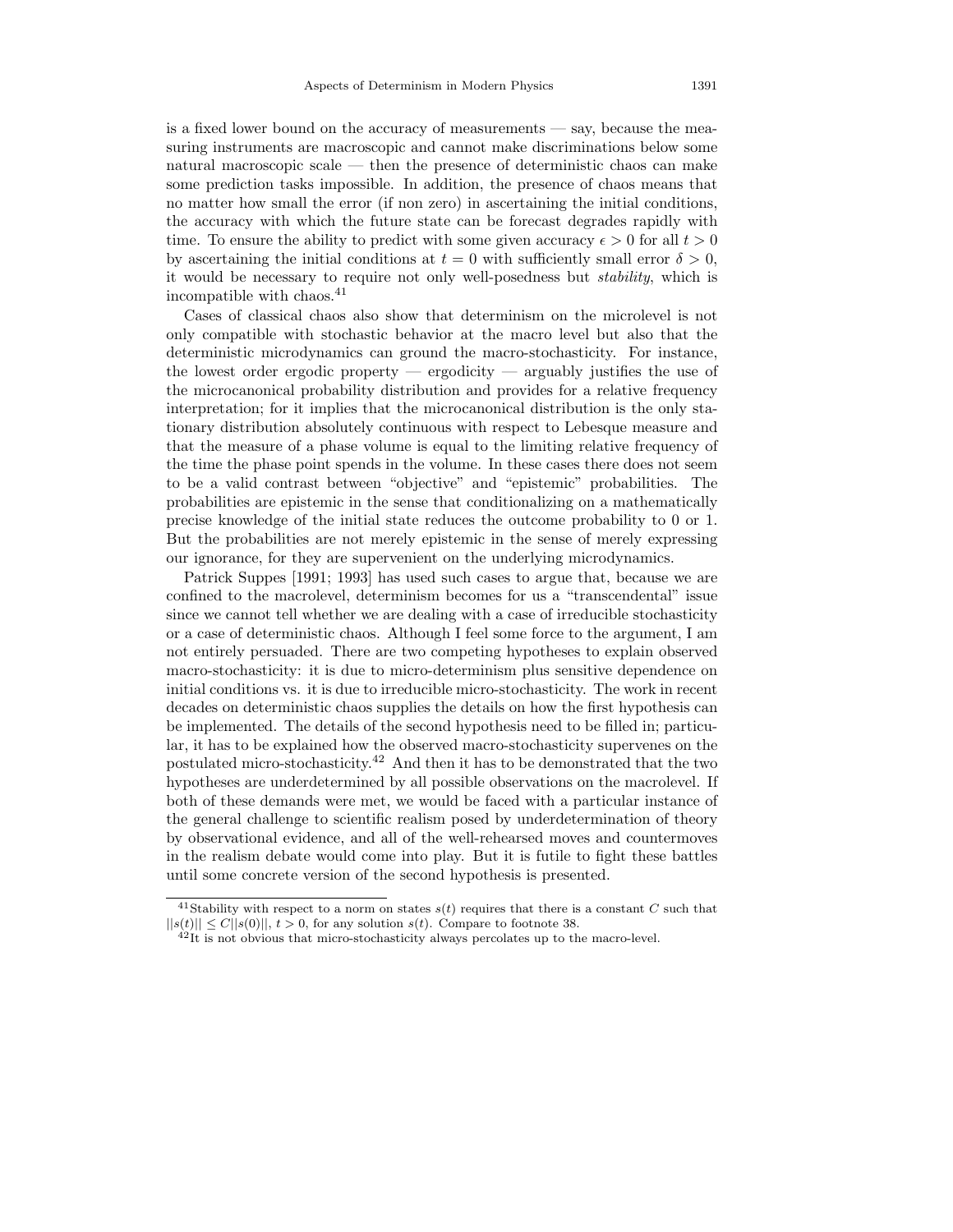is a fixed lower bound on the accuracy of measurements — say, because the measuring instruments are macroscopic and cannot make discriminations below some natural macroscopic scale — then the presence of deterministic chaos can make some prediction tasks impossible. In addition, the presence of chaos means that no matter how small the error (if non zero) in ascertaining the initial conditions, the accuracy with which the future state can be forecast degrades rapidly with time. To ensure the ability to predict with some given accuracy $\epsilon > 0$ for all $t > 0$ by ascertaining the initial conditions at $t = 0$ with sufficiently small error $\delta > 0$, it would be necessary to require not only well-posedness but *stability*, which is incompatible with chaos.[41]

Cases of classical chaos also show that determinism on the microlevel is not only compatible with stochastic behavior at the macro level but also that the deterministic microdynamics can ground the macro-stochasticity. For instance, the lowest order ergodic property — ergodicity — arguably justifies the use of the microcanonical probability distribution and provides for a relative frequency interpretation; for it implies that the microcanonical distribution is the only stationary distribution absolutely continuous with respect to Lebesque measure and that the measure of a phase volume is equal to the limiting relative frequency of the time the phase point spends in the volume. In these cases there does not seem to be a valid contrast between "objective" and "epistemic" probabilities. The probabilities are epistemic in the sense that conditionalizing on a mathematically precise knowledge of the initial state reduces the outcome probability to 0 or 1. But the probabilities are not merely epistemic in the sense of merely expressing our ignorance, for they are supervenient on the underlying microdynamics.

Patrick Suppes [1991; 1993] has used such cases to argue that, because we are confined to the macrolevel, determinism becomes for us a "transcendental" issue since we cannot tell whether we are dealing with a case of irreducible stochasticity or a case of deterministic chaos. Although I feel some force to the argument, I am not entirely persuaded. There are two competing hypotheses to explain observed macro-stochasticity: it is due to micro-determinism plus sensitive dependence on initial conditions vs. it is due to irreducible micro-stochasticity. The work in recent decades on deterministic chaos supplies the details on how the first hypothesis can be implemented. The details of the second hypothesis need to be filled in; particular, it has to be explained how the observed macro-stochasticity supervenes on the postulated micro-stochasticity.[42] And then it has to be demonstrated that the two hypotheses are underdetermined by all possible observations on the macrolevel. If both of these demands were met, we would be faced with a particular instance of the general challenge to scientific realism posed by underdetermination of theory by observational evidence, and all of the well-rehearsed moves and countermoves in the realism debate would come into play. But it is futile to fight these battles until some concrete version of the second hypothesis is presented.

---

[41] Stability with respect to a norm on states $s(t)$ requires that there is a constant $C$ such that $||s(t)|| \leq C||s(0)||$, $t > 0$, for any solution $s(t)$. Compare to footnote 38.

[42] It is not obvious that micro-stochasticity always percolates up to the macro-level.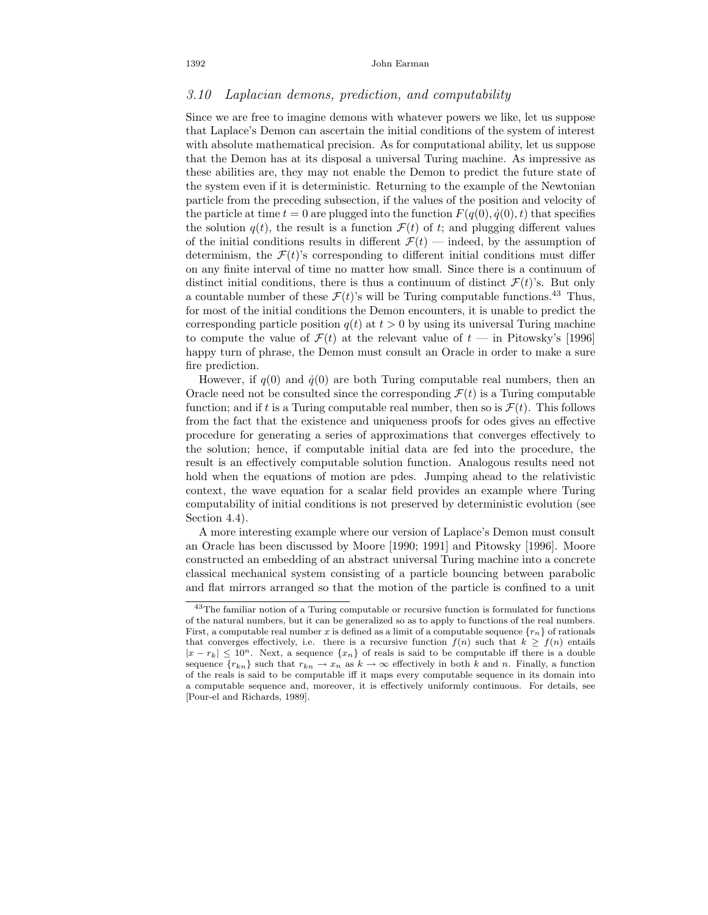### 3.10 *Laplacian demons, prediction, and computability*

Since we are free to imagine demons with whatever powers we like, let us suppose that Laplace's Demon can ascertain the initial conditions of the system of interest with absolute mathematical precision. As for computational ability, let us suppose that the Demon has at its disposal a universal Turing machine. As impressive as these abilities are, they may not enable the Demon to predict the future state of the system even if it is deterministic. Returning to the example of the Newtonian particle from the preceding subsection, if the values of the position and velocity of the particle at time $t = 0$ are plugged into the function $F(q(0), \dot{q}(0), t)$ that specifies the solution $q(t)$, the result is a function $\mathcal{F}(t)$ of $t$; and plugging different values of the initial conditions results in different $\mathcal{F}(t)$ — indeed, by the assumption of determinism, the $\mathcal{F}(t)$'s corresponding to different initial conditions must differ on any finite interval of time no matter how small. Since there is a continuum of distinct initial conditions, there is thus a continuum of distinct $\mathcal{F}(t)$'s. But only a countable number of these $\mathcal{F}(t)$'s will be Turing computable functions.[43] Thus, for most of the initial conditions the Demon encounters, it is unable to predict the corresponding particle position $q(t)$ at $t > 0$ by using its universal Turing machine to compute the value of $\mathcal{F}(t)$ at the relevant value of $t$ — in Pitowsky's [1996] happy turn of phrase, the Demon must consult an Oracle in order to make a sure fire prediction.

However, if $q(0)$ and $\dot{q}(0)$ are both Turing computable real numbers, then an Oracle need not be consulted since the corresponding $\mathcal{F}(t)$ is a Turing computable function; and if $t$ is a Turing computable real number, then so is $\mathcal{F}(t)$. This follows from the fact that the existence and uniqueness proofs for odes gives an effective procedure for generating a series of approximations that converges effectively to the solution; hence, if computable initial data are fed into the procedure, the result is an effectively computable solution function. Analogous results need not hold when the equations of motion are pdes. Jumping ahead to the relativistic context, the wave equation for a scalar field provides an example where Turing computability of initial conditions is not preserved by deterministic evolution (see Section 4.4).

A more interesting example where our version of Laplace's Demon must consult an Oracle has been discussed by Moore [1990; 1991] and Pitowsky [1996]. Moore constructed an embedding of an abstract universal Turing machine into a concrete classical mechanical system consisting of a particle bouncing between parabolic and flat mirrors arranged so that the motion of the particle is confined to a unit

---

[43] The familiar notion of a Turing computable or recursive function is formulated for functions of the natural numbers, but it can be generalized so as to apply to functions of the real numbers. First, a computable real number $x$ is defined as a limit of a computable sequence $\{r_n\}$ of rationals that converges effectively, i.e. there is a recursive function $f(n)$ such that $k \geq f(n)$ entails $|x - r_k| \leq 10^n$. Next, a sequence $\{x_n\}$ of reals is said to be computable iff there is a double sequence $\{r_{kn}\}$ such that $r_{kn} \to x_n$ as $k \to \infty$ effectively in both $k$ and $n$. Finally, a function of the reals is said to be computable iff it maps every computable sequence in its domain into a computable sequence and, moreover, it is effectively uniformly continuous. For details, see [Pour-el and Richards, 1989].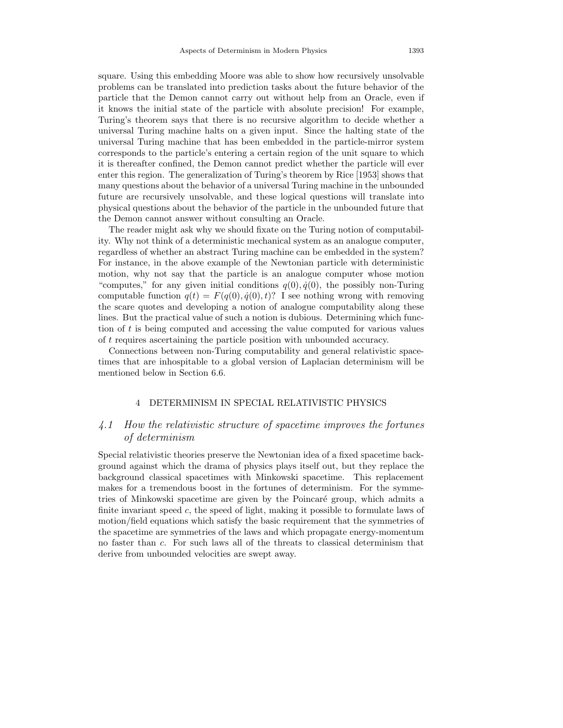square. Using this embedding Moore was able to show how recursively unsolvable problems can be translated into prediction tasks about the future behavior of the particle that the Demon cannot carry out without help from an Oracle, even if it knows the initial state of the particle with absolute precision! For example, Turing's theorem says that there is no recursive algorithm to decide whether a universal Turing machine halts on a given input. Since the halting state of the universal Turing machine that has been embedded in the particle-mirror system corresponds to the particle's entering a certain region of the unit square to which it is thereafter confined, the Demon cannot predict whether the particle will ever enter this region. The generalization of Turing's theorem by Rice [1953] shows that many questions about the behavior of a universal Turing machine in the unbounded future are recursively unsolvable, and these logical questions will translate into physical questions about the behavior of the particle in the unbounded future that the Demon cannot answer without consulting an Oracle.

The reader might ask why we should fixate on the Turing notion of computability. Why not think of a deterministic mechanical system as an analogue computer, regardless of whether an abstract Turing machine can be embedded in the system? For instance, in the above example of the Newtonian particle with deterministic motion, why not say that the particle is an analogue computer whose motion "computes," for any given initial conditions $q(0), \dot{q}(0)$, the possibly non-Turing computable function $q(t) = F(q(0), \dot{q}(0), t)$? I see nothing wrong with removing the scare quotes and developing a notion of analogue computability along these lines. But the practical value of such a notion is dubious. Determining which function of $t$ is being computed and accessing the value computed for various values of $t$ requires ascertaining the particle position with unbounded accuracy.

Connections between non-Turing computability and general relativistic spacetimes that are inhospitable to a global version of Laplacian determinism will be mentioned below in Section 6.6.

## 4 DETERMINISM IN SPECIAL RELATIVISTIC PHYSICS

### *4.1 How the relativistic structure of spacetime improves the fortunes of determinism*

Special relativistic theories preserve the Newtonian idea of a fixed spacetime background against which the drama of physics plays itself out, but they replace the background classical spacetimes with Minkowski spacetime. This replacement makes for a tremendous boost in the fortunes of determinism. For the symmetries of Minkowski spacetime are given by the Poincaré group, which admits a finite invariant speed $c$, the speed of light, making it possible to formulate laws of motion/field equations which satisfy the basic requirement that the symmetries of the spacetime are symmetries of the laws and which propagate energy-momentum no faster than $c$. For such laws all of the threats to classical determinism that derive from unbounded velocities are swept away.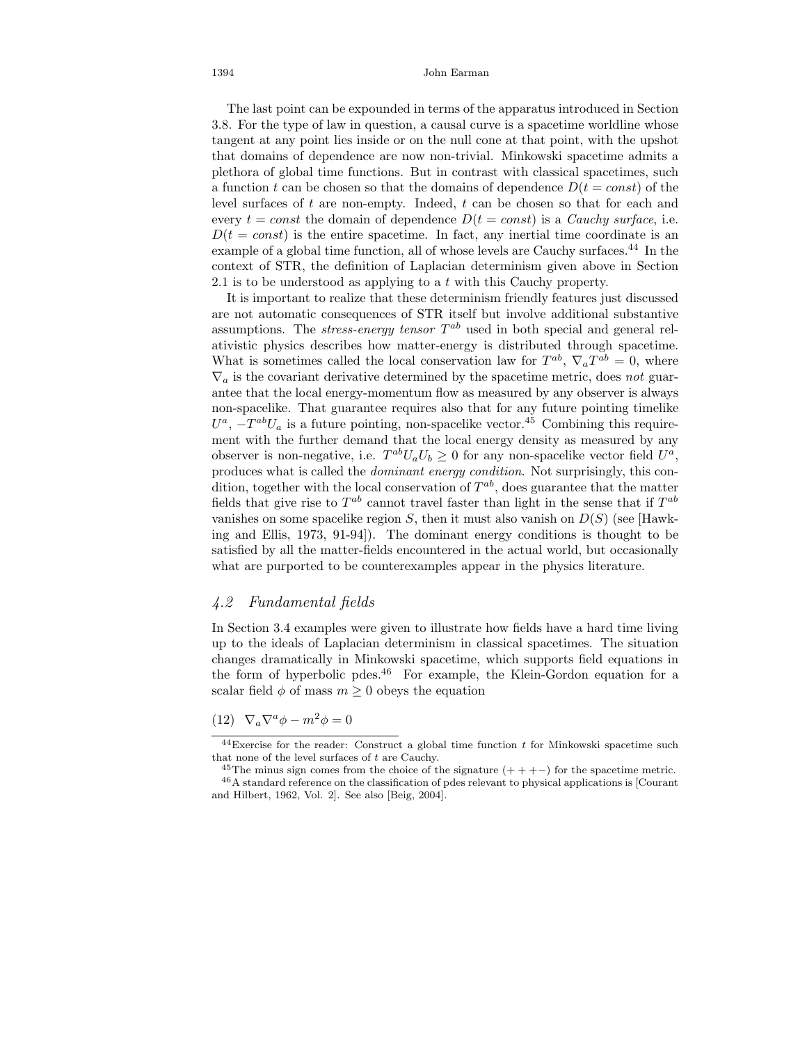The last point can be expounded in terms of the apparatus introduced in Section 3.8. For the type of law in question, a causal curve is a spacetime worldline whose tangent at any point lies inside or on the null cone at that point, with the upshot that domains of dependence are now non-trivial. Minkowski spacetime admits a plethora of global time functions. But in contrast with classical spacetimes, such a function $t$ can be chosen so that the domains of dependence $D(t = const)$ of the level surfaces of $t$ are non-empty. Indeed, $t$ can be chosen so that for each and every $t = const$ the domain of dependence $D(t = const)$ is a *Cauchy surface*, i.e. $D(t = const)$ is the entire spacetime. In fact, any inertial time coordinate is an example of a global time function, all of whose levels are Cauchy surfaces.[44] In the context of STR, the definition of Laplacian determinism given above in Section 2.1 is to be understood as applying to a $t$ with this Cauchy property.

It is important to realize that these determinism friendly features just discussed are not automatic consequences of STR itself but involve additional substantive assumptions. The *stress-energy tensor* $T^{ab}$ used in both special and general relativistic physics describes how matter-energy is distributed through spacetime. What is sometimes called the local conservation law for $T^{ab}$, $\nabla_a T^{ab} = 0$, where $\nabla_a$ is the covariant derivative determined by the spacetime metric, does *not* guarantee that the local energy-momentum flow as measured by any observer is always non-spacelike. That guarantee requires also that for any future pointing timelike $U^a$, $-T^{ab}U_a$ is a future pointing, non-spacelike vector.[45] Combining this requirement with the further demand that the local energy density as measured by any observer is non-negative, i.e. $T^{ab}U_aU_b \geq 0$ for any non-spacelike vector field $U^a$, produces what is called the *dominant energy condition*. Not surprisingly, this condition, together with the local conservation of $T^{ab}$, does guarantee that the matter fields that give rise to $T^{ab}$ cannot travel faster than light in the sense that if $T^{ab}$ vanishes on some spacelike region $S$, then it must also vanish on $D(S)$ (see [Hawking and Ellis, 1973, 91-94]). The dominant energy conditions is thought to be satisfied by all the matter-fields encountered in the actual world, but occasionally what are purported to be counterexamples appear in the physics literature.

## *4.2 Fundamental fields*

In Section 3.4 examples were given to illustrate how fields have a hard time living up to the ideals of Laplacian determinism in classical spacetimes. The situation changes dramatically in Minkowski spacetime, which supports field equations in the form of hyperbolic pdes.[46] For example, the Klein-Gordon equation for a scalar field $\phi$ of mass $m \geq 0$ obeys the equation

$$(12) \quad \nabla_a \nabla^a \phi - m^2 \phi = 0$$

[44] Exercise for the reader: Construct a global time function $t$ for Minkowski spacetime such that none of the level surfaces of $t$ are Cauchy.

[45] The minus sign comes from the choice of the signature $(+ + + -)$ for the spacetime metric.

[46] A standard reference on the classification of pdes relevant to physical applications is [Courant and Hilbert, 1962, Vol. 2]. See also [Beig, 2004].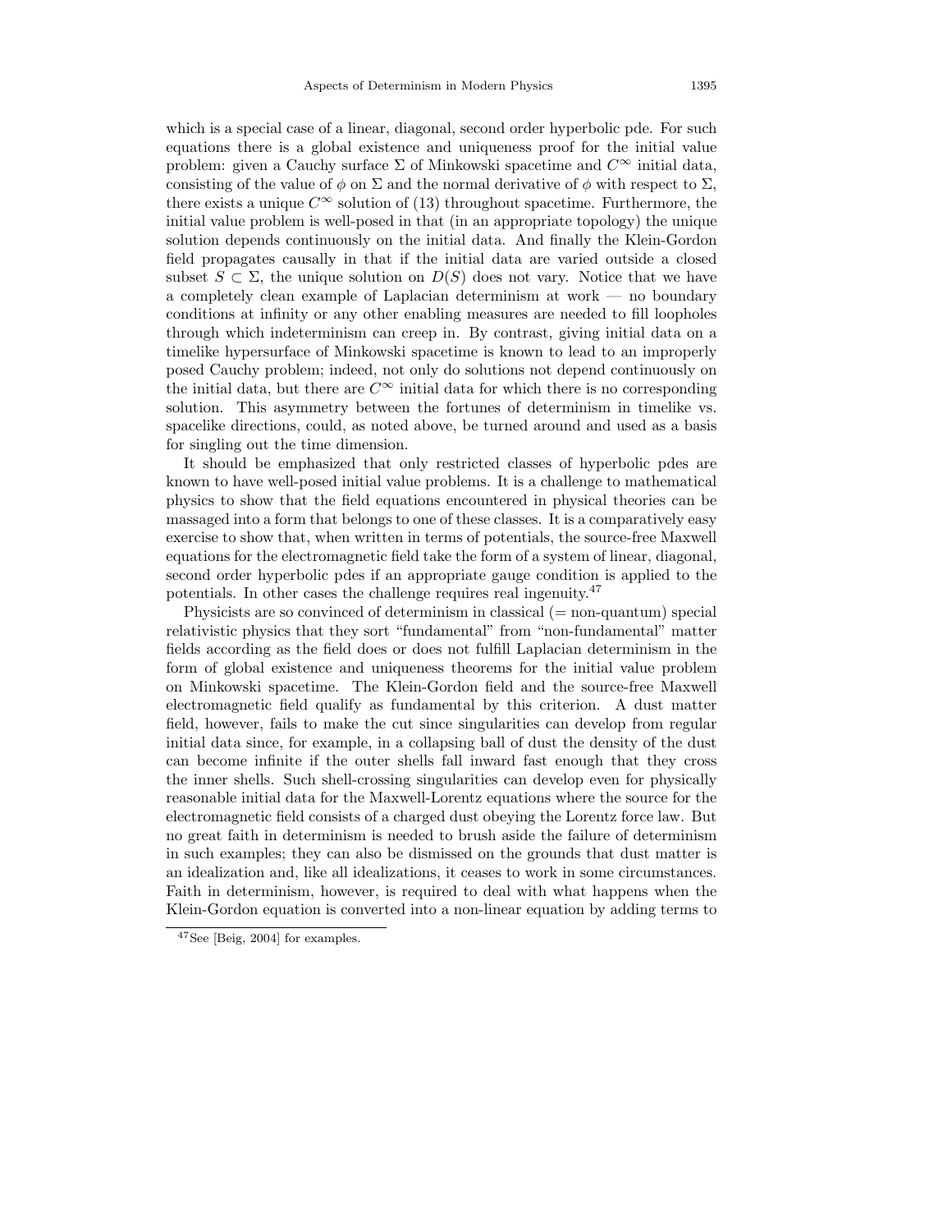which is a special case of a linear, diagonal, second order hyperbolic pde. For such equations there is a global existence and uniqueness proof for the initial value problem: given a Cauchy surface $\Sigma$ of Minkowski spacetime and $C^\infty$ initial data, consisting of the value of $\phi$ on $\Sigma$ and the normal derivative of $\phi$ with respect to $\Sigma$, there exists a unique $C^\infty$ solution of (13) throughout spacetime. Furthermore, the initial value problem is well-posed in that (in an appropriate topology) the unique solution depends continuously on the initial data. And finally the Klein-Gordon field propagates causally in that if the initial data are varied outside a closed subset $S \subset \Sigma$, the unique solution on $D(S)$ does not vary. Notice that we have a completely clean example of Laplacian determinism at work — no boundary conditions at infinity or any other enabling measures are needed to fill loopholes through which indeterminism can creep in. By contrast, giving initial data on a timelike hypersurface of Minkowski spacetime is known to lead to an improperly posed Cauchy problem; indeed, not only do solutions not depend continuously on the initial data, but there are $C^\infty$ initial data for which there is no corresponding solution. This asymmetry between the fortunes of determinism in timelike vs. spacelike directions, could, as noted above, be turned around and used as a basis for singling out the time dimension.

It should be emphasized that only restricted classes of hyperbolic pdes are known to have well-posed initial value problems. It is a challenge to mathematical physics to show that the field equations encountered in physical theories can be massaged into a form that belongs to one of these classes. It is a comparatively easy exercise to show that, when written in terms of potentials, the source-free Maxwell equations for the electromagnetic field take the form of a system of linear, diagonal, second order hyperbolic pdes if an appropriate gauge condition is applied to the potentials. In other cases the challenge requires real ingenuity.[47]

Physicists are so convinced of determinism in classical (= non-quantum) special relativistic physics that they sort "fundamental" from "non-fundamental" matter fields according as the field does or does not fulfill Laplacian determinism in the form of global existence and uniqueness theorems for the initial value problem on Minkowski spacetime. The Klein-Gordon field and the source-free Maxwell electromagnetic field qualify as fundamental by this criterion. A dust matter field, however, fails to make the cut since singularities can develop from regular initial data since, for example, in a collapsing ball of dust the density of the dust can become infinite if the outer shells fall inward fast enough that they cross the inner shells. Such shell-crossing singularities can develop even for physically reasonable initial data for the Maxwell-Lorentz equations where the source for the electromagnetic field consists of a charged dust obeying the Lorentz force law. But no great faith in determinism is needed to brush aside the failure of determinism in such examples; they can also be dismissed on the grounds that dust matter is an idealization and, like all idealizations, it ceases to work in some circumstances. Faith in determinism, however, is required to deal with what happens when the Klein-Gordon equation is converted into a non-linear equation by adding terms to

[47] See [Beig, 2004] for examples.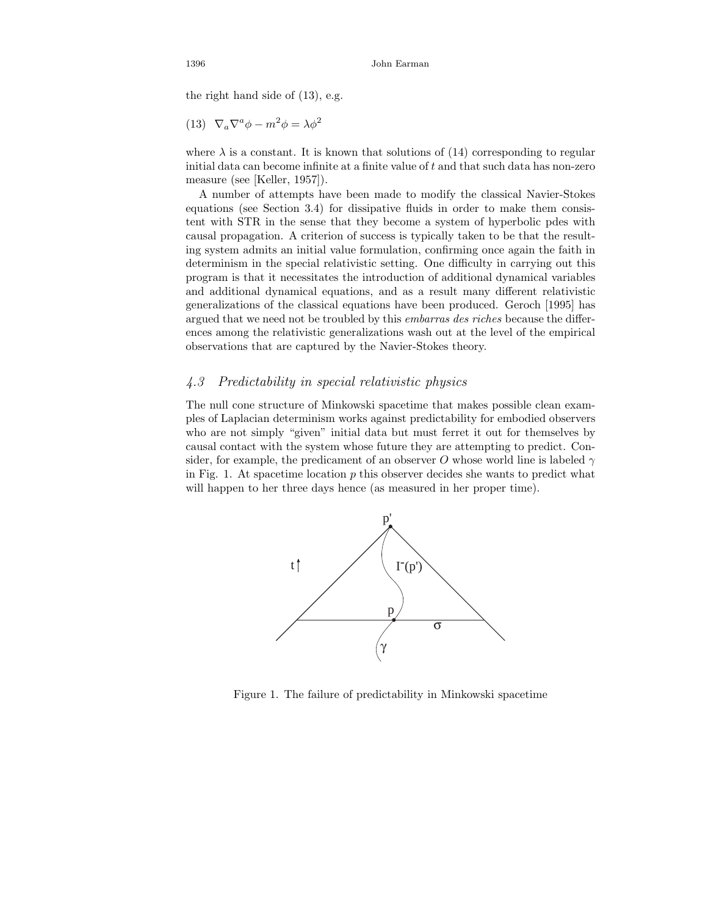the right hand side of (13), e.g.

$$(13)\ \ \nabla_a \nabla^a \phi - m^2 \phi = \lambda \phi^2$$

where $\lambda$ is a constant. It is known that solutions of (14) corresponding to regular initial data can become infinite at a finite value of $t$ and that such data has non-zero measure (see [Keller, 1957]).

A number of attempts have been made to modify the classical Navier-Stokes equations (see Section 3.4) for dissipative fluids in order to make them consistent with STR in the sense that they become a system of hyperbolic pdes with causal propagation. A criterion of success is typically taken to be that the resulting system admits an initial value formulation, confirming once again the faith in determinism in the special relativistic setting. One difficulty in carrying out this program is that it necessitates the introduction of additional dynamical variables and additional dynamical equations, and as a result many different relativistic generalizations of the classical equations have been produced. Geroch [1995] has argued that we need not be troubled by this *embarras des riches* because the differences among the relativistic generalizations wash out at the level of the empirical observations that are captured by the Navier-Stokes theory.

### *4.3 Predictability in special relativistic physics*

The null cone structure of Minkowski spacetime that makes possible clean examples of Laplacian determinism works against predictability for embodied observers who are not simply "given" initial data but must ferret it out for themselves by causal contact with the system whose future they are attempting to predict. Consider, for example, the predicament of an observer $O$ whose world line is labeled $\gamma$ in Fig. 1. At spacetime location $p$ this observer decides she wants to predict what will happen to her three days hence (as measured in her proper time).

Figure 1. The failure of predictability in Minkowski spacetime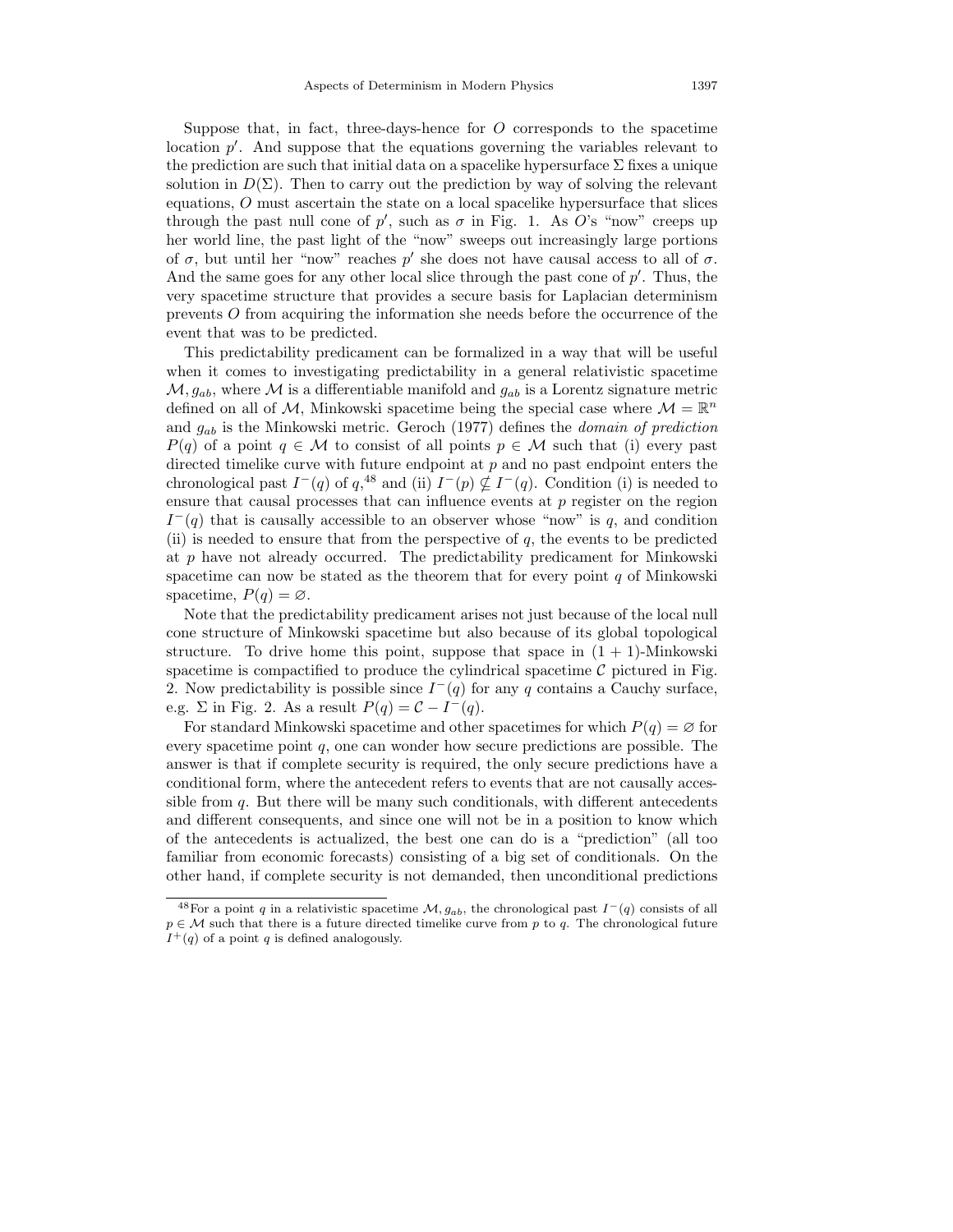Suppose that, in fact, three-days-hence for $O$ corresponds to the spacetime location $p'$. And suppose that the equations governing the variables relevant to the prediction are such that initial data on a spacelike hypersurface $\Sigma$ fixes a unique solution in $D(\Sigma)$. Then to carry out the prediction by way of solving the relevant equations, $O$ must ascertain the state on a local spacelike hypersurface that slices through the past null cone of $p'$, such as $\sigma$ in Fig. 1. As $O$'s "now" creeps up her world line, the past light of the "now" sweeps out increasingly large portions of $\sigma$, but until her "now" reaches $p'$ she does not have causal access to all of $\sigma$. And the same goes for any other local slice through the past cone of $p'$. Thus, the very spacetime structure that provides a secure basis for Laplacian determinism prevents $O$ from acquiring the information she needs before the occurrence of the event that was to be predicted.

This predictability predicament can be formalized in a way that will be useful when it comes to investigating predictability in a general relativistic spacetime $\mathcal{M}, g_{ab}$, where $\mathcal{M}$ is a differentiable manifold and $g_{ab}$ is a Lorentz signature metric defined on all of $\mathcal{M}$, Minkowski spacetime being the special case where $\mathcal{M} = \mathbb{R}^n$ and $g_{ab}$ is the Minkowski metric. Geroch (1977) defines the *domain of prediction* $P(q)$ of a point $q \in \mathcal{M}$ to consist of all points $p \in \mathcal{M}$ such that (i) every past directed timelike curve with future endpoint at $p$ and no past endpoint enters the chronological past $I^-(q)$ of $q$,[48] and (ii) $I^-(p) \nsubseteq I^-(q)$. Condition (i) is needed to ensure that causal processes that can influence events at $p$ register on the region $I^-(q)$ that is causally accessible to an observer whose "now" is $q$, and condition (ii) is needed to ensure that from the perspective of $q$, the events to be predicted at $p$ have not already occurred. The predictability predicament for Minkowski spacetime can now be stated as the theorem that for every point $q$ of Minkowski spacetime, $P(q) = \varnothing$.

Note that the predictability predicament arises not just because of the local null cone structure of Minkowski spacetime but also because of its global topological structure. To drive home this point, suppose that space in $(1+1)$-Minkowski spacetime is compactified to produce the cylindrical spacetime $\mathcal{C}$ pictured in Fig. 2. Now predictability is possible since $I^-(q)$ for any $q$ contains a Cauchy surface, e.g. $\Sigma$ in Fig. 2. As a result $P(q) = \mathcal{C} - I^-(q)$.

For standard Minkowski spacetime and other spacetimes for which $P(q) = \varnothing$ for every spacetime point $q$, one can wonder how secure predictions are possible. The answer is that if complete security is required, the only secure predictions have a conditional form, where the antecedent refers to events that are not causally accessible from $q$. But there will be many such conditionals, with different antecedents and different consequents, and since one will not be in a position to know which of the antecedents is actualized, the best one can do is a "prediction" (all too familiar from economic forecasts) consisting of a big set of conditionals. On the other hand, if complete security is not demanded, then unconditional predictions

[48] For a point $q$ in a relativistic spacetime $\mathcal{M}, g_{ab}$, the chronological past $I^-(q)$ consists of all $p \in \mathcal{M}$ such that there is a future directed timelike curve from $p$ to $q$. The chronological future $I^+(q)$ of a point $q$ is defined analogously.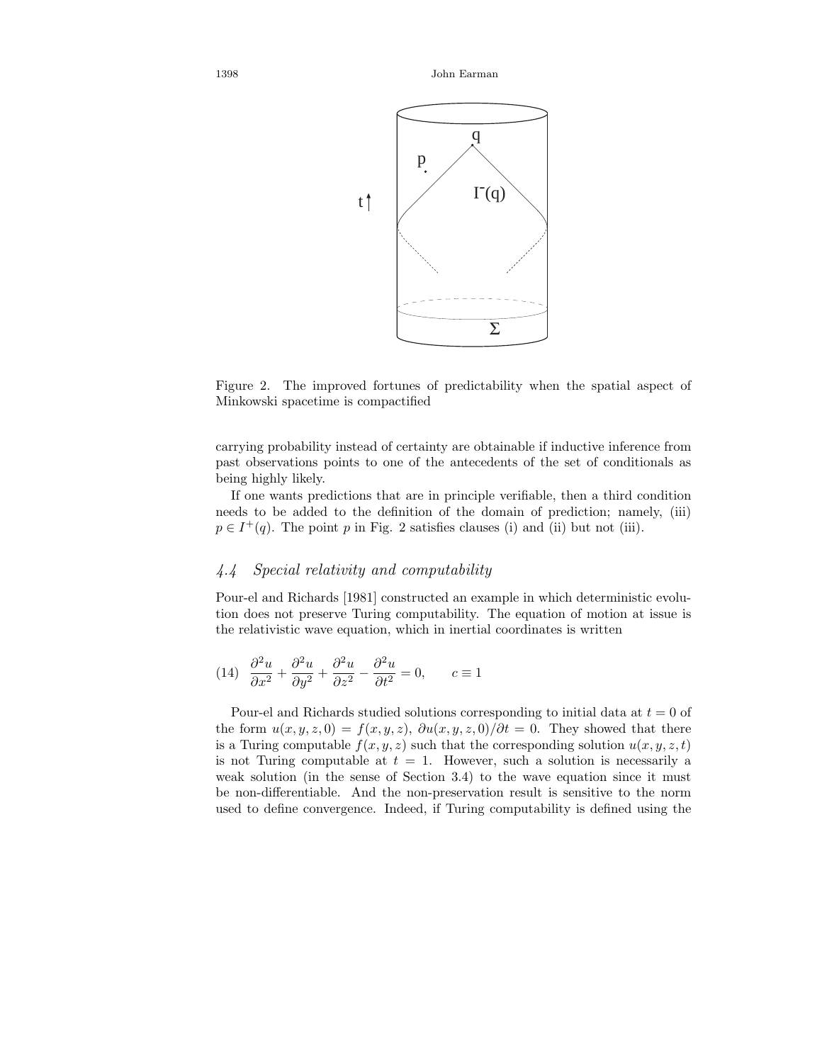Figure 2. The improved fortunes of predictability when the spatial aspect of Minkowski spacetime is compactified

carrying probability instead of certainty are obtainable if inductive inference from past observations points to one of the antecedents of the set of conditionals as being highly likely.

If one wants predictions that are in principle verifiable, then a third condition needs to be added to the definition of the domain of prediction; namely, (iii) $p \in I^{+}(q)$. The point $p$ in Fig. 2 satisfies clauses (i) and (ii) but not (iii).

## *4.4 Special relativity and computability*

Pour-el and Richards [1981] constructed an example in which deterministic evolution does not preserve Turing computability. The equation of motion at issue is the relativistic wave equation, which in inertial coordinates is written

$$(14)\quad \frac{\partial^2 u}{\partial x^2} + \frac{\partial^2 u}{\partial y^2} + \frac{\partial^2 u}{\partial z^2} - \frac{\partial^2 u}{\partial t^2} = 0, \qquad c \equiv 1$$

Pour-el and Richards studied solutions corresponding to initial data at $t = 0$ of the form $u(x, y, z, 0) = f(x, y, z)$, $\partial u(x, y, z, 0)/\partial t = 0$. They showed that there is a Turing computable $f(x, y, z)$ such that the corresponding solution $u(x, y, z, t)$ is not Turing computable at $t = 1$. However, such a solution is necessarily a weak solution (in the sense of Section 3.4) to the wave equation since it must be non-differentiable. And the non-preservation result is sensitive to the norm used to define convergence. Indeed, if Turing computability is defined using the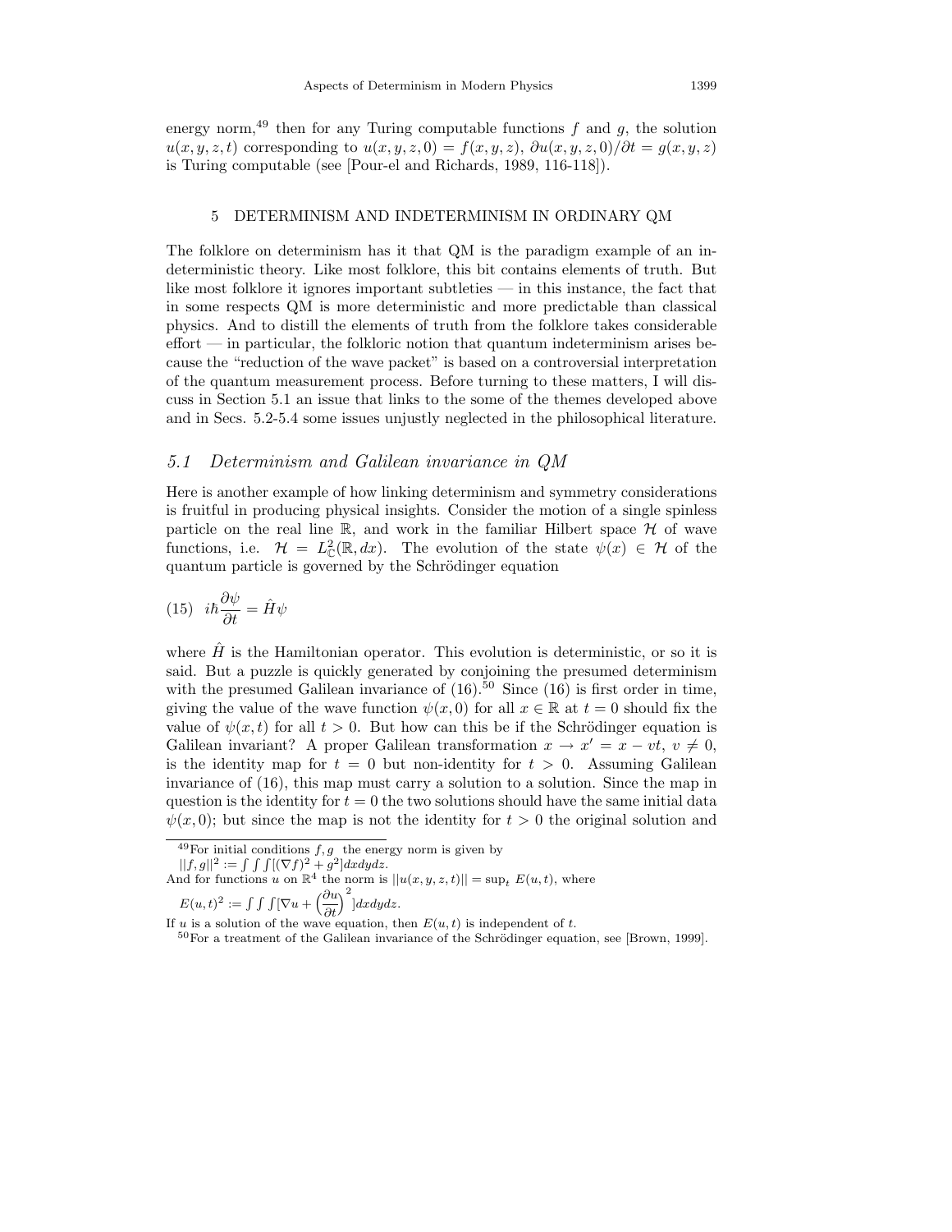energy norm,[49] then for any Turing computable functions $f$ and $g$, the solution $u(x,y,z,t)$ corresponding to $u(x,y,z,0) = f(x,y,z)$, $\partial u(x,y,z,0)/\partial t = g(x,y,z)$ is Turing computable (see [Pour-el and Richards, 1989, 116-118]).

## 5 DETERMINISM AND INDETERMINISM IN ORDINARY QM

The folklore on determinism has it that QM is the paradigm example of an indeterministic theory. Like most folklore, this bit contains elements of truth. But like most folklore it ignores important subtleties — in this instance, the fact that in some respects QM is more deterministic and more predictable than classical physics. And to distill the elements of truth from the folklore takes considerable effort — in particular, the folkloric notion that quantum indeterminism arises because the "reduction of the wave packet" is based on a controversial interpretation of the quantum measurement process. Before turning to these matters, I will discuss in Section 5.1 an issue that links to the some of the themes developed above and in Secs. 5.2-5.4 some issues unjustly neglected in the philosophical literature.

### *5.1 Determinism and Galilean invariance in QM*

Here is another example of how linking determinism and symmetry considerations is fruitful in producing physical insights. Consider the motion of a single spinless particle on the real line $\mathbb{R}$, and work in the familiar Hilbert space $\mathcal{H}$ of wave functions, i.e. $\mathcal{H} = L^2_{\mathbb{C}}(\mathbb{R}, dx)$. The evolution of the state $\psi(x) \in \mathcal{H}$ of the quantum particle is governed by the Schrödinger equation

$$(15) \quad i\hbar \frac{\partial \psi}{\partial t} = \hat{H}\psi$$

where $\hat{H}$ is the Hamiltonian operator. This evolution is deterministic, or so it is said. But a puzzle is quickly generated by conjoining the presumed determinism with the presumed Galilean invariance of (16).[50] Since (16) is first order in time, giving the value of the wave function $\psi(x, 0)$ for all $x \in \mathbb{R}$ at $t = 0$ should fix the value of $\psi(x,t)$ for all $t > 0$. But how can this be if the Schrödinger equation is Galilean invariant? A proper Galilean transformation $x \to x' = x - vt$, $v \neq 0$, is the identity map for $t = 0$ but non-identity for $t > 0$. Assuming Galilean invariance of (16), this map must carry a solution to a solution. Since the map in question is the identity for $t = 0$ the two solutions should have the same initial data $\psi(x, 0)$; but since the map is not the identity for $t > 0$ the original solution and

---

[49] For initial conditions $f, g$ the energy norm is given by
$||f,g||^2 := \int\int\int[(\nabla f)^2 + g^2]dxdydz$.
And for functions $u$ on $\mathbb{R}^4$ the norm is $||u(x,y,z,t)|| = \sup_t E(u,t)$, where
$E(u,t)^2 := \int\int\int[\nabla u + \left(\frac{\partial u}{\partial t}\right)^2]dxdydz$.
If $u$ is a solution of the wave equation, then $E(u,t)$ is independent of $t$.

[50] For a treatment of the Galilean invariance of the Schrödinger equation, see [Brown, 1999].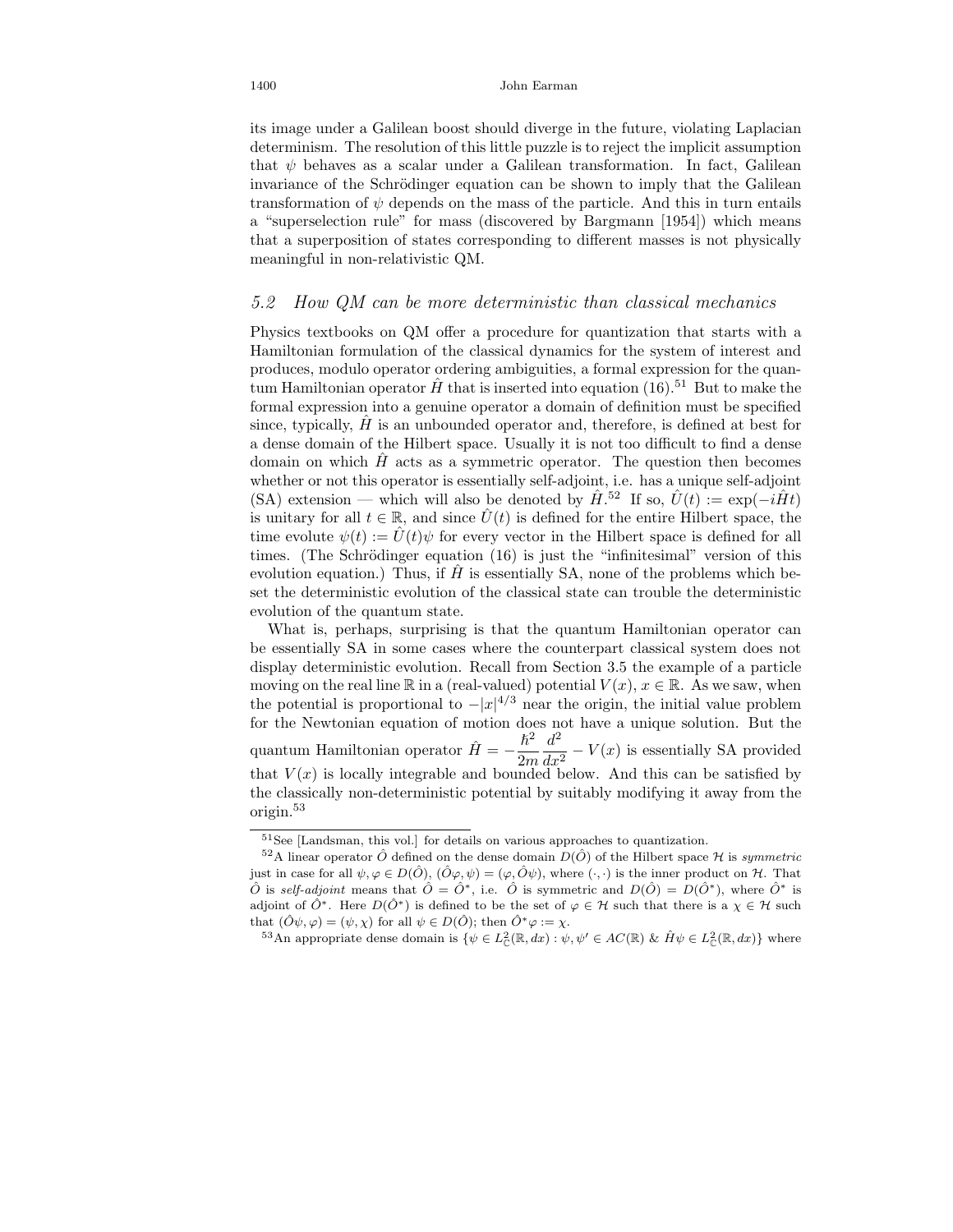its image under a Galilean boost should diverge in the future, violating Laplacian determinism. The resolution of this little puzzle is to reject the implicit assumption that $\psi$ behaves as a scalar under a Galilean transformation. In fact, Galilean invariance of the Schrödinger equation can be shown to imply that the Galilean transformation of $\psi$ depends on the mass of the particle. And this in turn entails a "superselection rule" for mass (discovered by Bargmann [1954]) which means that a superposition of states corresponding to different masses is not physically meaningful in non-relativistic QM.

### *5.2 How QM can be more deterministic than classical mechanics*

Physics textbooks on QM offer a procedure for quantization that starts with a Hamiltonian formulation of the classical dynamics for the system of interest and produces, modulo operator ordering ambiguities, a formal expression for the quantum Hamiltonian operator $\hat{H}$ that is inserted into equation (16).[51] But to make the formal expression into a genuine operator a domain of definition must be specified since, typically, $\hat{H}$ is an unbounded operator and, therefore, is defined at best for a dense domain of the Hilbert space. Usually it is not too difficult to find a dense domain on which $\hat{H}$ acts as a symmetric operator. The question then becomes whether or not this operator is essentially self-adjoint, i.e. has a unique self-adjoint (SA) extension — which will also be denoted by $\hat{H}$.[52] If so, $\hat{U}(t) := \exp(-i\hat{H}t)$ is unitary for all $t \in \mathbb{R}$, and since $\hat{U}(t)$ is defined for the entire Hilbert space, the time evolute $\psi(t) := \hat{U}(t)\psi$ for every vector in the Hilbert space is defined for all times. (The Schrödinger equation (16) is just the "infinitesimal" version of this evolution equation.) Thus, if $\hat{H}$ is essentially SA, none of the problems which beset the deterministic evolution of the classical state can trouble the deterministic evolution of the quantum state.

What is, perhaps, surprising is that the quantum Hamiltonian operator can be essentially SA in some cases where the counterpart classical system does not display deterministic evolution. Recall from Section 3.5 the example of a particle moving on the real line $\mathbb{R}$ in a (real-valued) potential $V(x)$, $x \in \mathbb{R}$. As we saw, when the potential is proportional to $-|x|^{4/3}$ near the origin, the initial value problem for the Newtonian equation of motion does not have a unique solution. But the quantum Hamiltonian operator $\hat{H} = -\dfrac{\hbar^2}{2m}\dfrac{d^2}{dx^2} - V(x)$ is essentially SA provided that $V(x)$ is locally integrable and bounded below. And this can be satisfied by the classically non-deterministic potential by suitably modifying it away from the origin.[53]

---

[51] See [Landsman, this vol.] for details on various approaches to quantization.

[52] A linear operator $\hat{O}$ defined on the dense domain $D(\hat{O})$ of the Hilbert space $\mathcal{H}$ is *symmetric* just in case for all $\psi, \varphi \in D(\hat{O})$, $(\hat{O}\varphi, \psi) = (\varphi, \hat{O}\psi)$, where $(\cdot, \cdot)$ is the inner product on $\mathcal{H}$. That $\hat{O}$ is *self-adjoint* means that $\hat{O} = \hat{O}^*$, i.e. $\hat{O}$ is symmetric and $D(\hat{O}) = D(\hat{O}^*)$, where $\hat{O}^*$ is adjoint of $\hat{O}^*$. Here $D(\hat{O}^*)$ is defined to be the set of $\varphi \in \mathcal{H}$ such that there is a $\chi \in \mathcal{H}$ such that $(\hat{O}\psi, \varphi) = (\psi, \chi)$ for all $\psi \in D(\hat{O})$; then $\hat{O}^*\varphi := \chi$.

[53] An appropriate dense domain is $\{\psi \in L^2_{\mathbb{C}}(\mathbb{R}, dx) : \psi, \psi' \in AC(\mathbb{R})\ \&\ \hat{H}\psi \in L^2_{\mathbb{C}}(\mathbb{R}, dx)\}$ where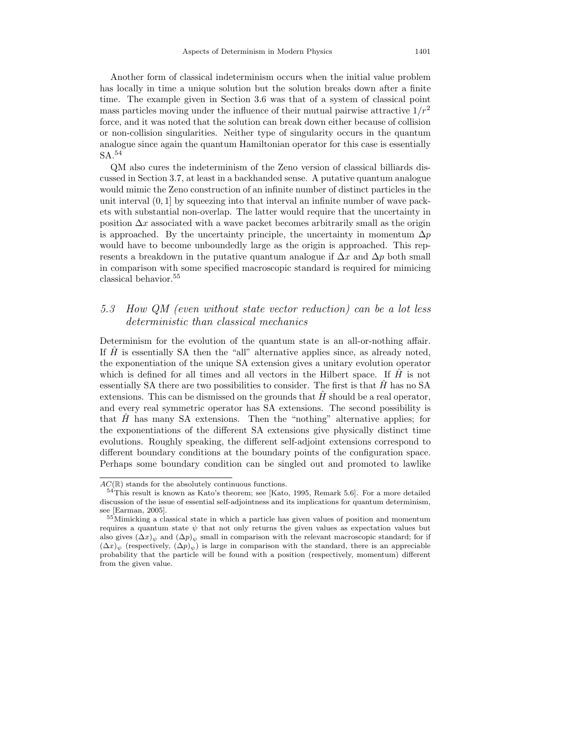Another form of classical indeterminism occurs when the initial value problem has locally in time a unique solution but the solution breaks down after a finite time. The example given in Section 3.6 was that of a system of classical point mass particles moving under the influence of their mutual pairwise attractive $1/r^2$ force, and it was noted that the solution can break down either because of collision or non-collision singularities. Neither type of singularity occurs in the quantum analogue since again the quantum Hamiltonian operator for this case is essentially SA.[54]

QM also cures the indeterminism of the Zeno version of classical billiards discussed in Section 3.7, at least in a backhanded sense. A putative quantum analogue would mimic the Zeno construction of an infinite number of distinct particles in the unit interval $(0, 1]$ by squeezing into that interval an infinite number of wave packets with substantial non-overlap. The latter would require that the uncertainty in position $\Delta x$ associated with a wave packet becomes arbitrarily small as the origin is approached. By the uncertainty principle, the uncertainty in momentum $\Delta p$ would have to become unboundedly large as the origin is approached. This represents a breakdown in the putative quantum analogue if $\Delta x$ and $\Delta p$ both small in comparison with some specified macroscopic standard is required for mimicing classical behavior.[55]

### 5.3 *How QM (even without state vector reduction) can be a lot less deterministic than classical mechanics*

Determinism for the evolution of the quantum state is an all-or-nothing affair. If $\hat{H}$ is essentially SA then the "all" alternative applies since, as already noted, the exponentiation of the unique SA extension gives a unitary evolution operator which is defined for all times and all vectors in the Hilbert space. If $\hat{H}$ is not essentially SA there are two possibilities to consider. The first is that $\hat{H}$ has no SA extensions. This can be dismissed on the grounds that $\hat{H}$ should be a real operator, and every real symmetric operator has SA extensions. The second possibility is that $\hat{H}$ has many SA extensions. Then the "nothing" alternative applies; for the exponentiations of the different SA extensions give physically distinct time evolutions. Roughly speaking, the different self-adjoint extensions correspond to different boundary conditions at the boundary points of the configuration space. Perhaps some boundary condition can be singled out and promoted to lawlike

---

$AC(\mathbb{R})$ stands for the absolutely continuous functions.

[54] This result is known as Kato's theorem; see [Kato, 1995, Remark 5.6]. For a more detailed discussion of the issue of essential self-adjointness and its implications for quantum determinism, see [Earman, 2005].

[55] Mimicking a classical state in which a particle has given values of position and momentum requires a quantum state $\psi$ that not only returns the given values as expectation values but also gives $(\Delta x)_\psi$ and $(\Delta p)_\psi$ small in comparison with the relevant macroscopic standard; for if $(\Delta x)_\psi$ (respectively, $(\Delta p)_\psi$) is large in comparison with the standard, there is an appreciable probability that the particle will be found with a position (respectively, momentum) different from the given value.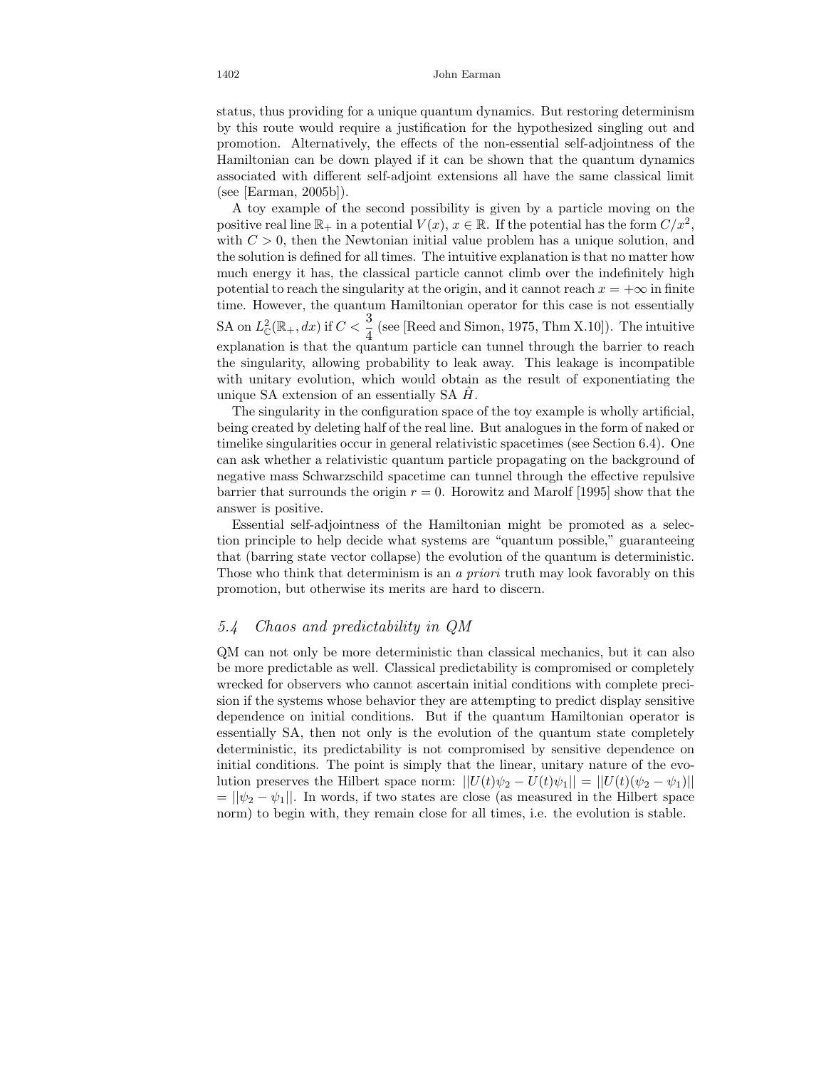status, thus providing for a unique quantum dynamics. But restoring determinism by this route would require a justification for the hypothesized singling out and promotion. Alternatively, the effects of the non-essential self-adjointness of the Hamiltonian can be down played if it can be shown that the quantum dynamics associated with different self-adjoint extensions all have the same classical limit (see [Earman, 2005b]).

A toy example of the second possibility is given by a particle moving on the positive real line $\mathbb{R}_+$ in a potential $V(x)$, $x \in \mathbb{R}$. If the potential has the form $C/x^2$, with $C > 0$, then the Newtonian initial value problem has a unique solution, and the solution is defined for all times. The intuitive explanation is that no matter how much energy it has, the classical particle cannot climb over the indefinitely high potential to reach the singularity at the origin, and it cannot reach $x = +\infty$ in finite time. However, the quantum Hamiltonian operator for this case is not essentially SA on $L^2_{\mathbb{C}}(\mathbb{R}_+, dx)$ if $C < \frac{3}{4}$ (see [Reed and Simon, 1975, Thm X.10]). The intuitive explanation is that the quantum particle can tunnel through the barrier to reach the singularity, allowing probability to leak away. This leakage is incompatible with unitary evolution, which would obtain as the result of exponentiating the unique SA extension of an essentially SA $\hat{H}$.

The singularity in the configuration space of the toy example is wholly artificial, being created by deleting half of the real line. But analogues in the form of naked or timelike singularities occur in general relativistic spacetimes (see Section 6.4). One can ask whether a relativistic quantum particle propagating on the background of negative mass Schwarzschild spacetime can tunnel through the effective repulsive barrier that surrounds the origin $r = 0$. Horowitz and Marolf [1995] show that the answer is positive.

Essential self-adjointness of the Hamiltonian might be promoted as a selection principle to help decide what systems are "quantum possible," guaranteeing that (barring state vector collapse) the evolution of the quantum is deterministic. Those who think that determinism is an *a priori* truth may look favorably on this promotion, but otherwise its merits are hard to discern.

### *5.4 Chaos and predictability in QM*

QM can not only be more deterministic than classical mechanics, but it can also be more predictable as well. Classical predictability is compromised or completely wrecked for observers who cannot ascertain initial conditions with complete precision if the systems whose behavior they are attempting to predict display sensitive dependence on initial conditions. But if the quantum Hamiltonian operator is essentially SA, then not only is the evolution of the quantum state completely deterministic, its predictability is not compromised by sensitive dependence on initial conditions. The point is simply that the linear, unitary nature of the evolution preserves the Hilbert space norm: $||U(t)\psi_2 - U(t)\psi_1|| = ||U(t)(\psi_2 - \psi_1)|| = ||\psi_2 - \psi_1||$. In words, if two states are close (as measured in the Hilbert space norm) to begin with, they remain close for all times, i.e. the evolution is stable.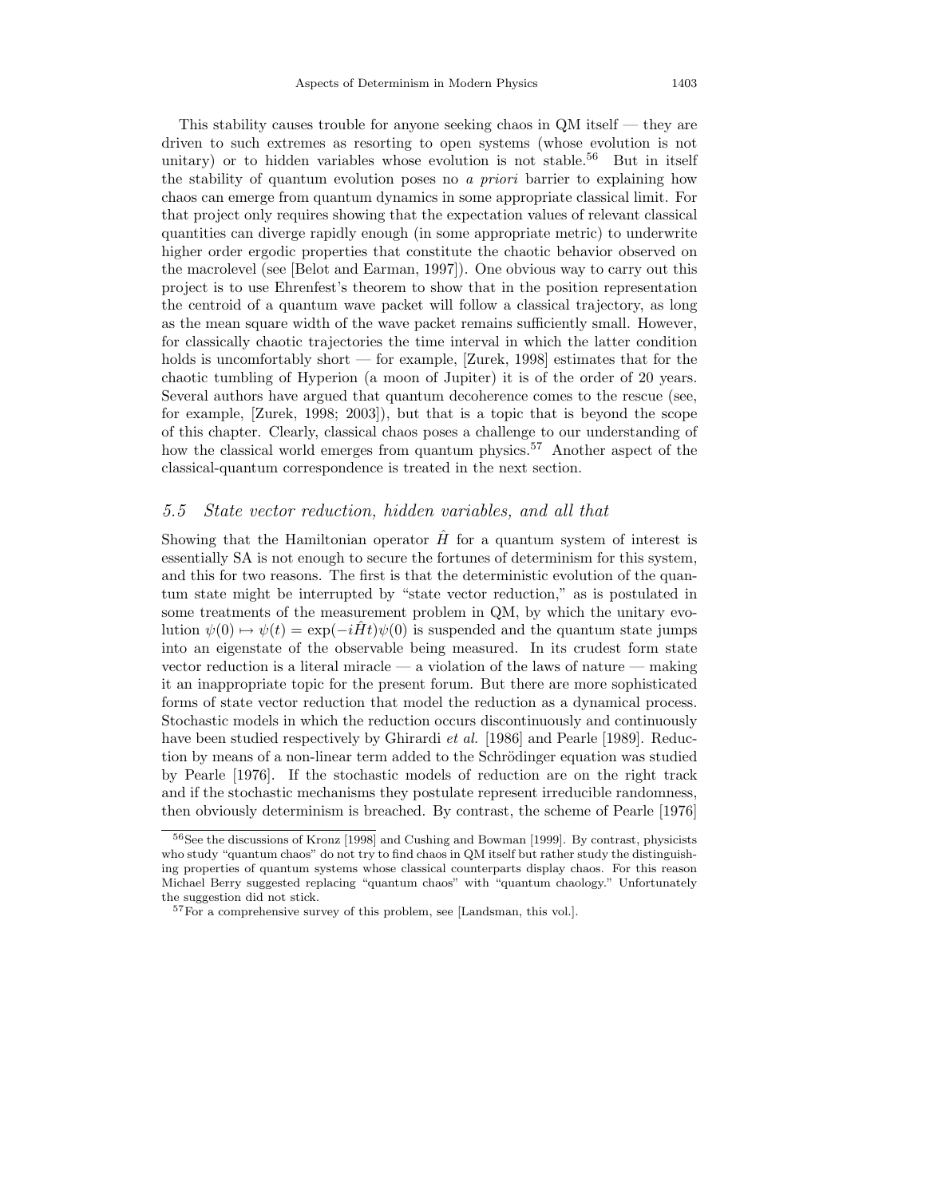This stability causes trouble for anyone seeking chaos in QM itself — they are driven to such extremes as resorting to open systems (whose evolution is not unitary) or to hidden variables whose evolution is not stable.[56] But in itself the stability of quantum evolution poses no *a priori* barrier to explaining how chaos can emerge from quantum dynamics in some appropriate classical limit. For that project only requires showing that the expectation values of relevant classical quantities can diverge rapidly enough (in some appropriate metric) to underwrite higher order ergodic properties that constitute the chaotic behavior observed on the macrolevel (see [Belot and Earman, 1997]). One obvious way to carry out this project is to use Ehrenfest's theorem to show that in the position representation the centroid of a quantum wave packet will follow a classical trajectory, as long as the mean square width of the wave packet remains sufficiently small. However, for classically chaotic trajectories the time interval in which the latter condition holds is uncomfortably short — for example, [Zurek, 1998] estimates that for the chaotic tumbling of Hyperion (a moon of Jupiter) it is of the order of 20 years. Several authors have argued that quantum decoherence comes to the rescue (see, for example, [Zurek, 1998; 2003]), but that is a topic that is beyond the scope of this chapter. Clearly, classical chaos poses a challenge to our understanding of how the classical world emerges from quantum physics.[57] Another aspect of the classical-quantum correspondence is treated in the next section.

### 5.5 *State vector reduction, hidden variables, and all that*

Showing that the Hamiltonian operator $\hat{H}$ for a quantum system of interest is essentially SA is not enough to secure the fortunes of determinism for this system, and this for two reasons. The first is that the deterministic evolution of the quantum state might be interrupted by "state vector reduction," as is postulated in some treatments of the measurement problem in QM, by which the unitary evolution $\psi(0) \mapsto \psi(t) = \exp(-i\hat{H}t)\psi(0)$ is suspended and the quantum state jumps into an eigenstate of the observable being measured. In its crudest form state vector reduction is a literal miracle — a violation of the laws of nature — making it an inappropriate topic for the present forum. But there are more sophisticated forms of state vector reduction that model the reduction as a dynamical process. Stochastic models in which the reduction occurs discontinuously and continuously have been studied respectively by Ghirardi *et al.* [1986] and Pearle [1989]. Reduction by means of a non-linear term added to the Schrödinger equation was studied by Pearle [1976]. If the stochastic models of reduction are on the right track and if the stochastic mechanisms they postulate represent irreducible randomness, then obviously determinism is breached. By contrast, the scheme of Pearle [1976]

---

[56] See the discussions of Kronz [1998] and Cushing and Bowman [1999]. By contrast, physicists who study "quantum chaos" do not try to find chaos in QM itself but rather study the distinguishing properties of quantum systems whose classical counterparts display chaos. For this reason Michael Berry suggested replacing "quantum chaos" with "quantum chaology." Unfortunately the suggestion did not stick.

[57] For a comprehensive survey of this problem, see [Landsman, this vol.].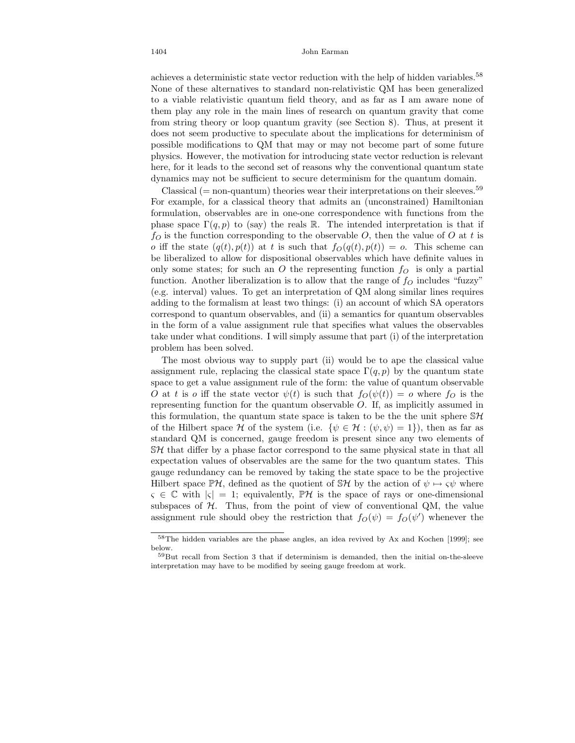achieves a deterministic state vector reduction with the help of hidden variables.[58] None of these alternatives to standard non-relativistic QM has been generalized to a viable relativistic quantum field theory, and as far as I am aware none of them play any role in the main lines of research on quantum gravity that come from string theory or loop quantum gravity (see Section 8). Thus, at present it does not seem productive to speculate about the implications for determinism of possible modifications to QM that may or may not become part of some future physics. However, the motivation for introducing state vector reduction is relevant here, for it leads to the second set of reasons why the conventional quantum state dynamics may not be sufficient to secure determinism for the quantum domain.

Classical (= non-quantum) theories wear their interpretations on their sleeves.[59] For example, for a classical theory that admits an (unconstrained) Hamiltonian formulation, observables are in one-one correspondence with functions from the phase space $\Gamma(q, p)$ to (say) the reals $\mathbb{R}$. The intended interpretation is that if $f_O$ is the function corresponding to the observable $O$, then the value of $O$ at $t$ is $o$ iff the state $(q(t), p(t))$ at $t$ is such that $f_O(q(t), p(t)) = o$. This scheme can be liberalized to allow for dispositional observables which have definite values in only some states; for such an $O$ the representing function $f_O$ is only a partial function. Another liberalization is to allow that the range of $f_O$ includes "fuzzy" (e.g. interval) values. To get an interpretation of QM along similar lines requires adding to the formalism at least two things: (i) an account of which SA operators correspond to quantum observables, and (ii) a semantics for quantum observables in the form of a value assignment rule that specifies what values the observables take under what conditions. I will simply assume that part (i) of the interpretation problem has been solved.

The most obvious way to supply part (ii) would be to ape the classical value assignment rule, replacing the classical state space $\Gamma(q, p)$ by the quantum state space to get a value assignment rule of the form: the value of quantum observable $O$ at $t$ is $o$ iff the state vector $\psi(t)$ is such that $f_O(\psi(t)) = o$ where $f_O$ is the representing function for the quantum observable $O$. If, as implicitly assumed in this formulation, the quantum state space is taken to be the the unit sphere $\mathbb{S}\mathcal{H}$ of the Hilbert space $\mathcal{H}$ of the system (i.e. $\{\psi \in \mathcal{H} : (\psi, \psi) = 1\}$), then as far as standard QM is concerned, gauge freedom is present since any two elements of $\mathbb{S}\mathcal{H}$ that differ by a phase factor correspond to the same physical state in that all expectation values of observables are the same for the two quantum states. This gauge redundancy can be removed by taking the state space to be the projective Hilbert space $\mathbb{P}\mathcal{H}$, defined as the quotient of $\mathbb{S}\mathcal{H}$ by the action of $\psi \mapsto \varsigma\psi$ where $\varsigma \in \mathbb{C}$ with $|\varsigma| = 1$; equivalently, $\mathbb{P}\mathcal{H}$ is the space of rays or one-dimensional subspaces of $\mathcal{H}$. Thus, from the point of view of conventional QM, the value assignment rule should obey the restriction that $f_O(\psi) = f_O(\psi')$ whenever the

---

[58] The hidden variables are the phase angles, an idea revived by Ax and Kochen [1999]; see below.

[59] But recall from Section 3 that if determinism is demanded, then the initial on-the-sleeve interpretation may have to be modified by seeing gauge freedom at work.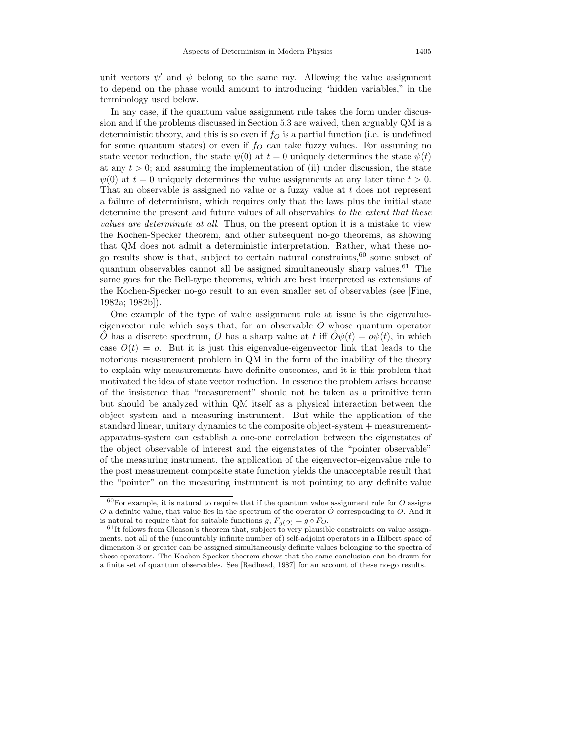unit vectors $\psi'$ and $\psi$ belong to the same ray. Allowing the value assignment to depend on the phase would amount to introducing "hidden variables," in the terminology used below.

In any case, if the quantum value assignment rule takes the form under discussion and if the problems discussed in Section 5.3 are waived, then arguably QM is a deterministic theory, and this is so even if $f_O$ is a partial function (i.e. is undefined for some quantum states) or even if $f_O$ can take fuzzy values. For assuming no state vector reduction, the state $\psi(0)$ at $t = 0$ uniquely determines the state $\psi(t)$ at any $t > 0$; and assuming the implementation of (ii) under discussion, the state $\psi(0)$ at $t = 0$ uniquely determines the value assignments at any later time $t > 0$. That an observable is assigned no value or a fuzzy value at $t$ does not represent a failure of determinism, which requires only that the laws plus the initial state determine the present and future values of all observables *to the extent that these values are determinate at all*. Thus, on the present option it is a mistake to view the Kochen-Specker theorem, and other subsequent no-go theorems, as showing that QM does not admit a deterministic interpretation. Rather, what these no-go results show is that, subject to certain natural constraints,[60] some subset of quantum observables cannot all be assigned simultaneously sharp values.[61] The same goes for the Bell-type theorems, which are best interpreted as extensions of the Kochen-Specker no-go result to an even smaller set of observables (see [Fine, 1982a; 1982b]).

One example of the type of value assignment rule at issue is the eigenvalue-eigenvector rule which says that, for an observable $O$ whose quantum operator $\hat{O}$ has a discrete spectrum, $O$ has a sharp value at $t$ iff $\hat{O}\psi(t) = o\psi(t)$, in which case $O(t) = o$. But it is just this eigenvalue-eigenvector link that leads to the notorious measurement problem in QM in the form of the inability of the theory to explain why measurements have definite outcomes, and it is this problem that motivated the idea of state vector reduction. In essence the problem arises because of the insistence that "measurement" should not be taken as a primitive term but should be analyzed within QM itself as a physical interaction between the object system and a measuring instrument. But while the application of the standard linear, unitary dynamics to the composite object-system + measurement-apparatus-system can establish a one-one correlation between the eigenstates of the object observable of interest and the eigenstates of the "pointer observable" of the measuring instrument, the application of the eigenvector-eigenvalue rule to the post measurement composite state function yields the unacceptable result that the "pointer" on the measuring instrument is not pointing to any definite value

[60] For example, it is natural to require that if the quantum value assignment rule for $O$ assigns $O$ a definite value, that value lies in the spectrum of the operator $\hat{O}$ corresponding to $O$. And it is natural to require that for suitable functions $g$, $F_{g(O)} = g \circ F_O$.

[61] It follows from Gleason's theorem that, subject to very plausible constraints on value assignments, not all of the (uncountably infinite number of) self-adjoint operators in a Hilbert space of dimension 3 or greater can be assigned simultaneously definite values belonging to the spectra of these operators. The Kochen-Specker theorem shows that the same conclusion can be drawn for a finite set of quantum observables. See [Redhead, 1987] for an account of these no-go results.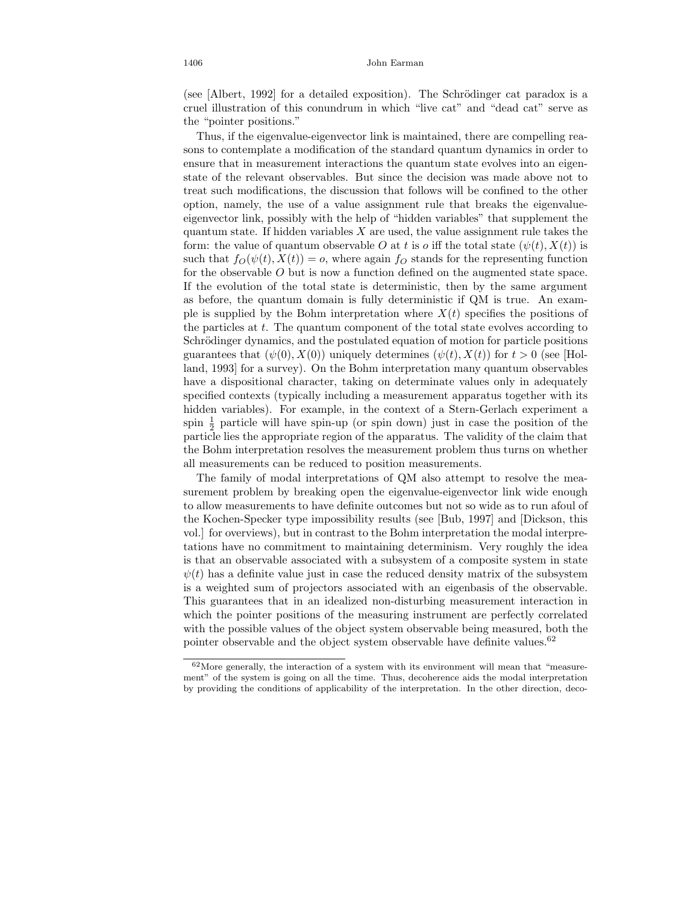(see [Albert, 1992] for a detailed exposition). The Schrödinger cat paradox is a cruel illustration of this conundrum in which "live cat" and "dead cat" serve as the "pointer positions."

Thus, if the eigenvalue-eigenvector link is maintained, there are compelling reasons to contemplate a modification of the standard quantum dynamics in order to ensure that in measurement interactions the quantum state evolves into an eigenstate of the relevant observables. But since the decision was made above not to treat such modifications, the discussion that follows will be confined to the other option, namely, the use of a value assignment rule that breaks the eigenvalue-eigenvector link, possibly with the help of "hidden variables" that supplement the quantum state. If hidden variables $X$ are used, the value assignment rule takes the form: the value of quantum observable $O$ at $t$ is $o$ iff the total state $(\psi(t), X(t))$ is such that $f_O(\psi(t), X(t)) = o$, where again $f_O$ stands for the representing function for the observable $O$ but is now a function defined on the augmented state space. If the evolution of the total state is deterministic, then by the same argument as before, the quantum domain is fully deterministic if QM is true. An example is supplied by the Bohm interpretation where $X(t)$ specifies the positions of the particles at $t$. The quantum component of the total state evolves according to Schrödinger dynamics, and the postulated equation of motion for particle positions guarantees that $(\psi(0), X(0))$ uniquely determines $(\psi(t), X(t))$ for $t > 0$ (see [Holland, 1993] for a survey). On the Bohm interpretation many quantum observables have a dispositional character, taking on determinate values only in adequately specified contexts (typically including a measurement apparatus together with its hidden variables). For example, in the context of a Stern-Gerlach experiment a spin $\frac{1}{2}$ particle will have spin-up (or spin down) just in case the position of the particle lies the appropriate region of the apparatus. The validity of the claim that the Bohm interpretation resolves the measurement problem thus turns on whether all measurements can be reduced to position measurements.

The family of modal interpretations of QM also attempt to resolve the measurement problem by breaking open the eigenvalue-eigenvector link wide enough to allow measurements to have definite outcomes but not so wide as to run afoul of the Kochen-Specker type impossibility results (see [Bub, 1997] and [Dickson, this vol.] for overviews), but in contrast to the Bohm interpretation the modal interpretations have no commitment to maintaining determinism. Very roughly the idea is that an observable associated with a subsystem of a composite system in state $\psi(t)$ has a definite value just in case the reduced density matrix of the subsystem is a weighted sum of projectors associated with an eigenbasis of the observable. This guarantees that in an idealized non-disturbing measurement interaction in which the pointer positions of the measuring instrument are perfectly correlated with the possible values of the object system observable being measured, both the pointer observable and the object system observable have definite values.[62]

[62] More generally, the interaction of a system with its environment will mean that "measurement" of the system is going on all the time. Thus, decoherence aids the modal interpretation by providing the conditions of applicability of the interpretation. In the other direction, deco-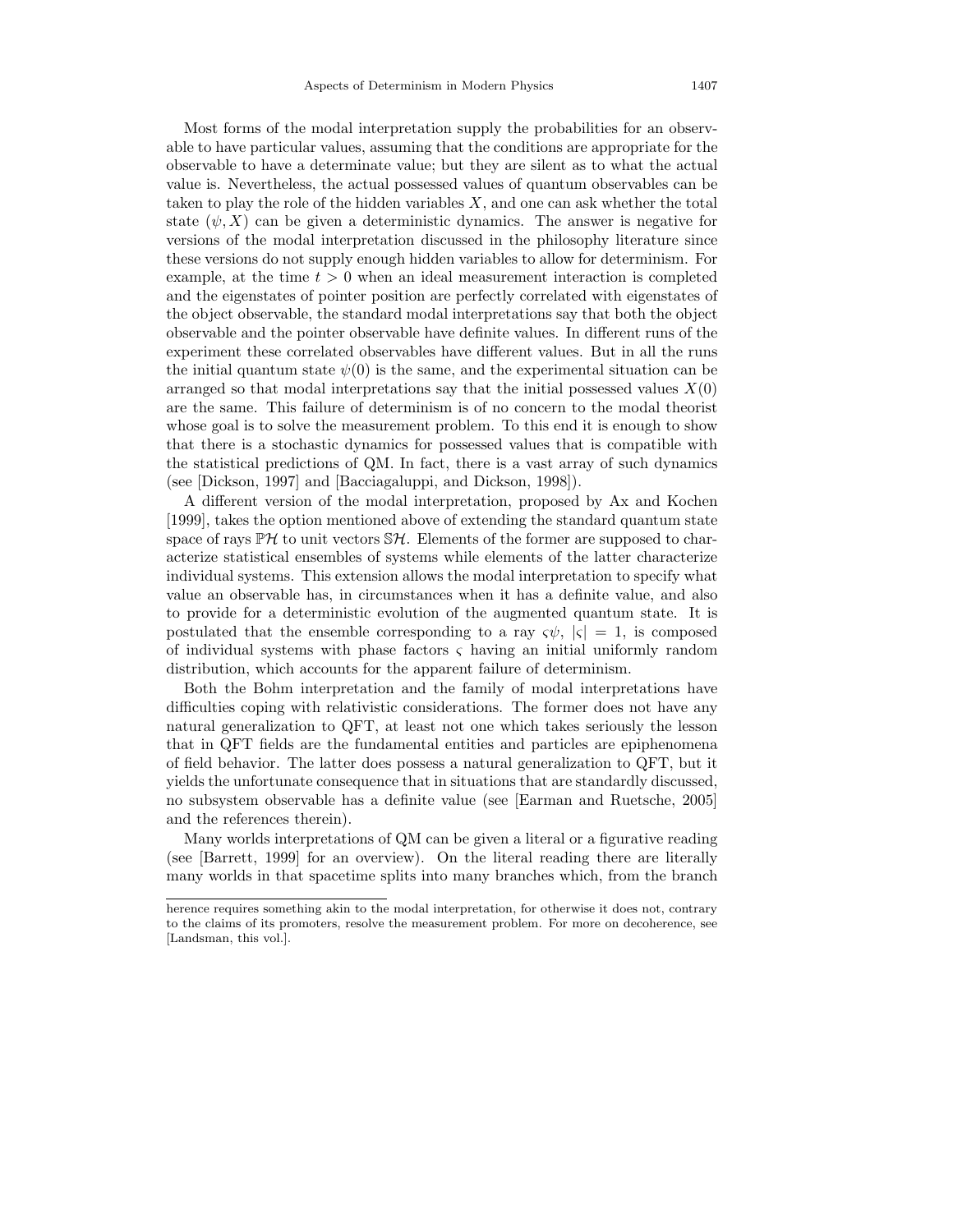Most forms of the modal interpretation supply the probabilities for an observable to have particular values, assuming that the conditions are appropriate for the observable to have a determinate value; but they are silent as to what the actual value is. Nevertheless, the actual possessed values of quantum observables can be taken to play the role of the hidden variables $X$, and one can ask whether the total state $(\psi, X)$ can be given a deterministic dynamics. The answer is negative for versions of the modal interpretation discussed in the philosophy literature since these versions do not supply enough hidden variables to allow for determinism. For example, at the time $t > 0$ when an ideal measurement interaction is completed and the eigenstates of pointer position are perfectly correlated with eigenstates of the object observable, the standard modal interpretations say that both the object observable and the pointer observable have definite values. In different runs of the experiment these correlated observables have different values. But in all the runs the initial quantum state $\psi(0)$ is the same, and the experimental situation can be arranged so that modal interpretations say that the initial possessed values $X(0)$ are the same. This failure of determinism is of no concern to the modal theorist whose goal is to solve the measurement problem. To this end it is enough to show that there is a stochastic dynamics for possessed values that is compatible with the statistical predictions of QM. In fact, there is a vast array of such dynamics (see [Dickson, 1997] and [Bacciagaluppi, and Dickson, 1998]).

A different version of the modal interpretation, proposed by Ax and Kochen [1999], takes the option mentioned above of extending the standard quantum state space of rays $\mathbb{P}\mathcal{H}$ to unit vectors $\mathbb{S}\mathcal{H}$. Elements of the former are supposed to characterize statistical ensembles of systems while elements of the latter characterize individual systems. This extension allows the modal interpretation to specify what value an observable has, in circumstances when it has a definite value, and also to provide for a deterministic evolution of the augmented quantum state. It is postulated that the ensemble corresponding to a ray $\varsigma\psi$, $|\varsigma| = 1$, is composed of individual systems with phase factors $\varsigma$ having an initial uniformly random distribution, which accounts for the apparent failure of determinism.

Both the Bohm interpretation and the family of modal interpretations have difficulties coping with relativistic considerations. The former does not have any natural generalization to QFT, at least not one which takes seriously the lesson that in QFT fields are the fundamental entities and particles are epiphenomena of field behavior. The latter does possess a natural generalization to QFT, but it yields the unfortunate consequence that in situations that are standardly discussed, no subsystem observable has a definite value (see [Earman and Ruetsche, 2005] and the references therein).

Many worlds interpretations of QM can be given a literal or a figurative reading (see [Barrett, 1999] for an overview). On the literal reading there are literally many worlds in that spacetime splits into many branches which, from the branch

herence requires something akin to the modal interpretation, for otherwise it does not, contrary to the claims of its promoters, resolve the measurement problem. For more on decoherence, see [Landsman, this vol.].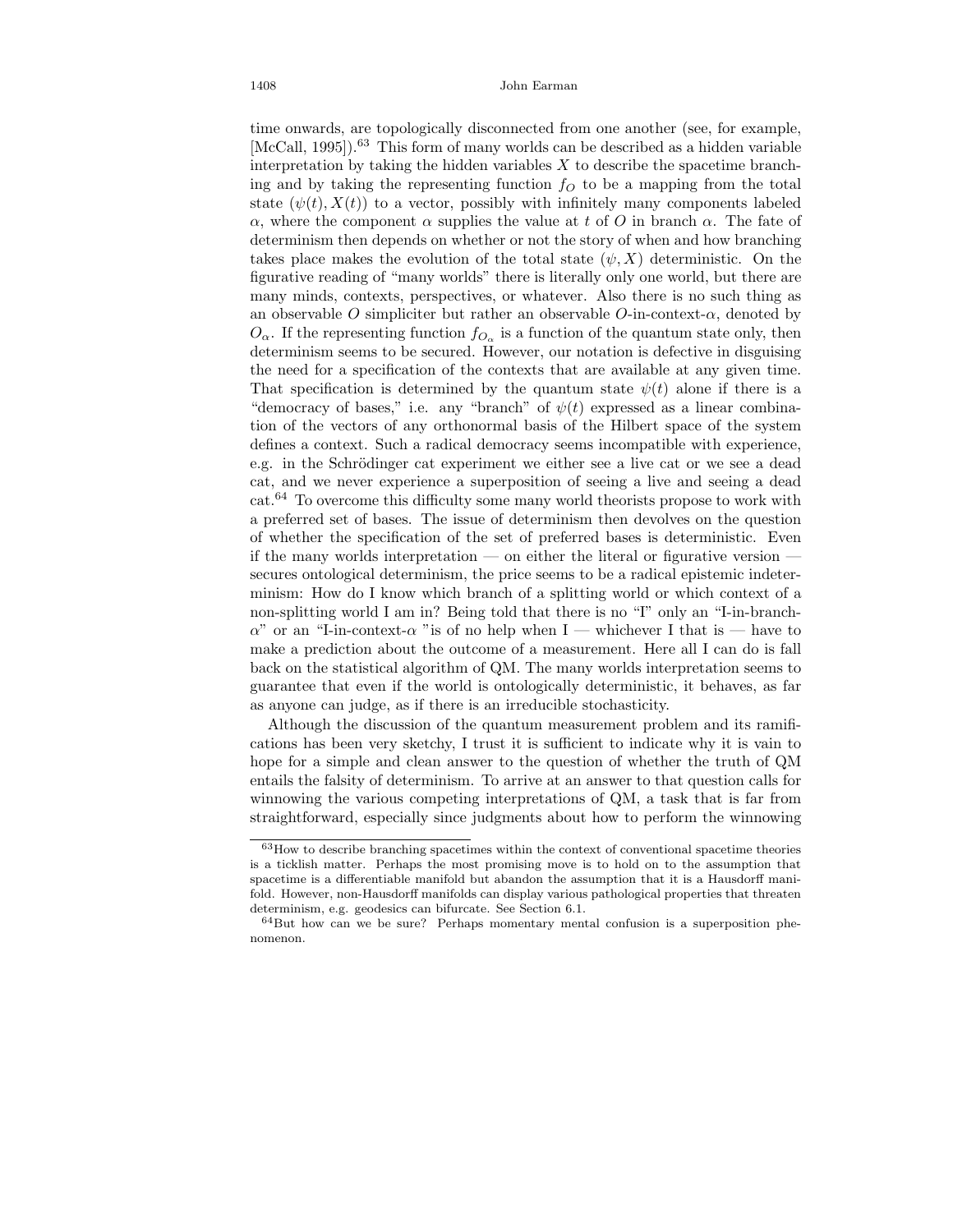time onwards, are topologically disconnected from one another (see, for example, [McCall, 1995]).[63] This form of many worlds can be described as a hidden variable interpretation by taking the hidden variables $X$ to describe the spacetime branching and by taking the representing function $f_O$ to be a mapping from the total state $(\psi(t), X(t))$ to a vector, possibly with infinitely many components labeled $\alpha$, where the component $\alpha$ supplies the value at $t$ of $O$ in branch $\alpha$. The fate of determinism then depends on whether or not the story of when and how branching takes place makes the evolution of the total state $(\psi, X)$ deterministic. On the figurative reading of "many worlds" there is literally only one world, but there are many minds, contexts, perspectives, or whatever. Also there is no such thing as an observable $O$ simpliciter but rather an observable $O$-in-context-$\alpha$, denoted by $O_\alpha$. If the representing function $f_{O_\alpha}$ is a function of the quantum state only, then determinism seems to be secured. However, our notation is defective in disguising the need for a specification of the contexts that are available at any given time. That specification is determined by the quantum state $\psi(t)$ alone if there is a "democracy of bases," i.e. any "branch" of $\psi(t)$ expressed as a linear combination of the vectors of any orthonormal basis of the Hilbert space of the system defines a context. Such a radical democracy seems incompatible with experience, e.g. in the Schrödinger cat experiment we either see a live cat or we see a dead cat, and we never experience a superposition of seeing a live and seeing a dead cat.[64] To overcome this difficulty some many world theorists propose to work with a preferred set of bases. The issue of determinism then devolves on the question of whether the specification of the set of preferred bases is deterministic. Even if the many worlds interpretation — on either the literal or figurative version — secures ontological determinism, the price seems to be a radical epistemic indeterminism: How do I know which branch of a splitting world or which context of a non-splitting world I am in? Being told that there is no "I" only an "I-in-branch-$\alpha$" or an "I-in-context-$\alpha$ "is of no help when I — whichever I that is — have to make a prediction about the outcome of a measurement. Here all I can do is fall back on the statistical algorithm of QM. The many worlds interpretation seems to guarantee that even if the world is ontologically deterministic, it behaves, as far as anyone can judge, as if there is an irreducible stochasticity.

Although the discussion of the quantum measurement problem and its ramifications has been very sketchy, I trust it is sufficient to indicate why it is vain to hope for a simple and clean answer to the question of whether the truth of QM entails the falsity of determinism. To arrive at an answer to that question calls for winnowing the various competing interpretations of QM, a task that is far from straightforward, especially since judgments about how to perform the winnowing

---

[63] How to describe branching spacetimes within the context of conventional spacetime theories is a ticklish matter. Perhaps the most promising move is to hold on to the assumption that spacetime is a differentiable manifold but abandon the assumption that it is a Hausdorff manifold. However, non-Hausdorff manifolds can display various pathological properties that threaten determinism, e.g. geodesics can bifurcate. See Section 6.1.

[64] But how can we be sure? Perhaps momentary mental confusion is a superposition phenomenon.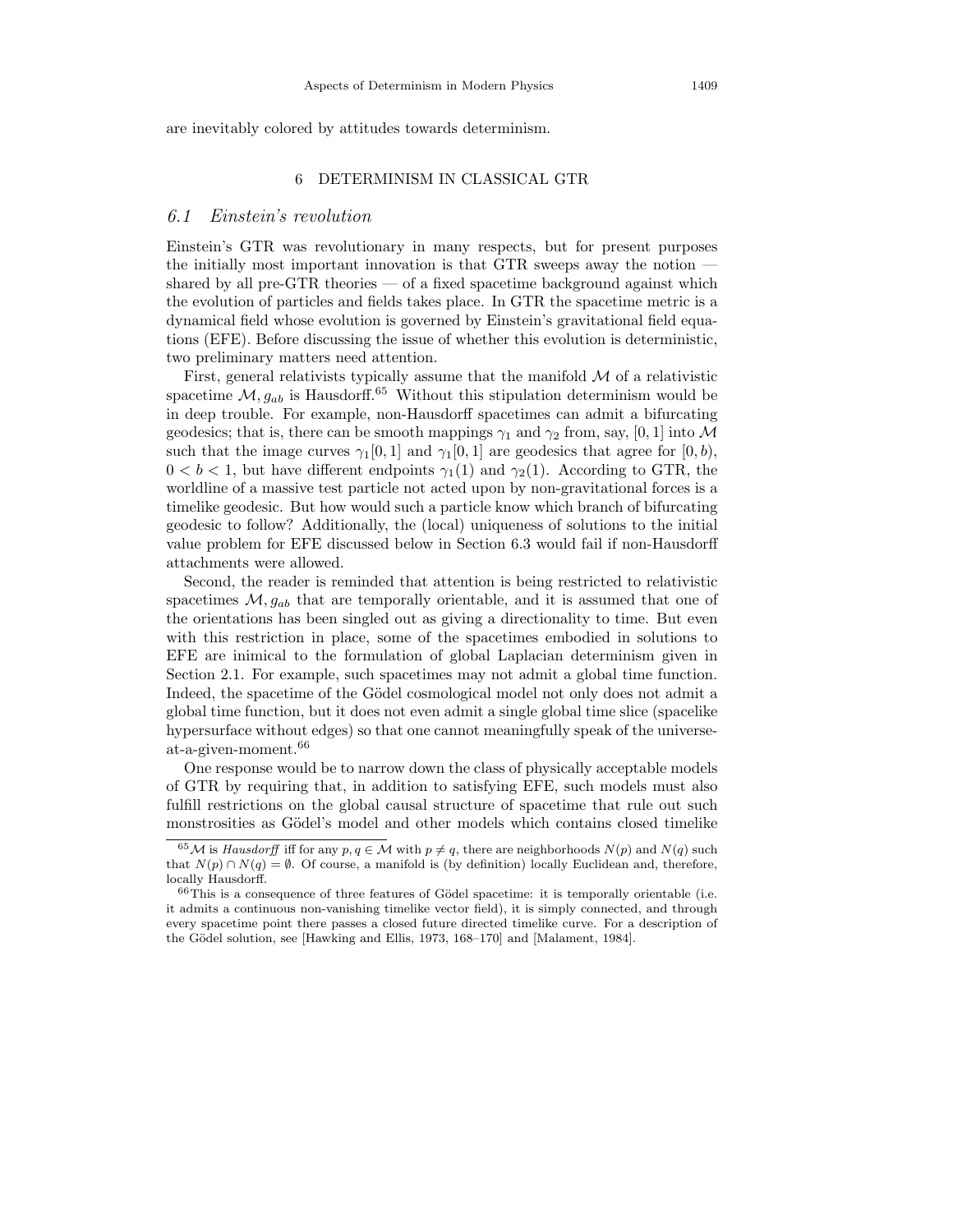are inevitably colored by attitudes towards determinism.

## 6 DETERMINISM IN CLASSICAL GTR

### 6.1 *Einstein's revolution*

Einstein's GTR was revolutionary in many respects, but for present purposes the initially most important innovation is that GTR sweeps away the notion — shared by all pre-GTR theories — of a fixed spacetime background against which the evolution of particles and fields takes place. In GTR the spacetime metric is a dynamical field whose evolution is governed by Einstein's gravitational field equations (EFE). Before discussing the issue of whether this evolution is deterministic, two preliminary matters need attention.

First, general relativists typically assume that the manifold $\mathcal{M}$ of a relativistic spacetime $\mathcal{M}, g_{ab}$ is Hausdorff.[65] Without this stipulation determinism would be in deep trouble. For example, non-Hausdorff spacetimes can admit a bifurcating geodesics; that is, there can be smooth mappings $\gamma_1$ and $\gamma_2$ from, say, $[0,1]$ into $\mathcal{M}$ such that the image curves $\gamma_1[0,1]$ and $\gamma_1[0,1]$ are geodesics that agree for $[0,b)$, $0 < b < 1$, but have different endpoints $\gamma_1(1)$ and $\gamma_2(1)$. According to GTR, the worldline of a massive test particle not acted upon by non-gravitational forces is a timelike geodesic. But how would such a particle know which branch of bifurcating geodesic to follow? Additionally, the (local) uniqueness of solutions to the initial value problem for EFE discussed below in Section 6.3 would fail if non-Hausdorff attachments were allowed.

Second, the reader is reminded that attention is being restricted to relativistic spacetimes $\mathcal{M}, g_{ab}$ that are temporally orientable, and it is assumed that one of the orientations has been singled out as giving a directionality to time. But even with this restriction in place, some of the spacetimes embodied in solutions to EFE are inimical to the formulation of global Laplacian determinism given in Section 2.1. For example, such spacetimes may not admit a global time function. Indeed, the spacetime of the Gödel cosmological model not only does not admit a global time function, but it does not even admit a single global time slice (spacelike hypersurface without edges) so that one cannot meaningfully speak of the universe-at-a-given-moment.[66]

One response would be to narrow down the class of physically acceptable models of GTR by requiring that, in addition to satisfying EFE, such models must also fulfill restrictions on the global causal structure of spacetime that rule out such monstrosities as Gödel's model and other models which contains closed timelike

[65] $\mathcal{M}$ is *Hausdorff* iff for any $p, q \in \mathcal{M}$ with $p \neq q$, there are neighborhoods $N(p)$ and $N(q)$ such that $N(p) \cap N(q) = \emptyset$. Of course, a manifold is (by definition) locally Euclidean and, therefore, locally Hausdorff.

[66] This is a consequence of three features of Gödel spacetime: it is temporally orientable (i.e. it admits a continuous non-vanishing timelike vector field), it is simply connected, and through every spacetime point there passes a closed future directed timelike curve. For a description of the Gödel solution, see [Hawking and Ellis, 1973, 168–170] and [Malament, 1984].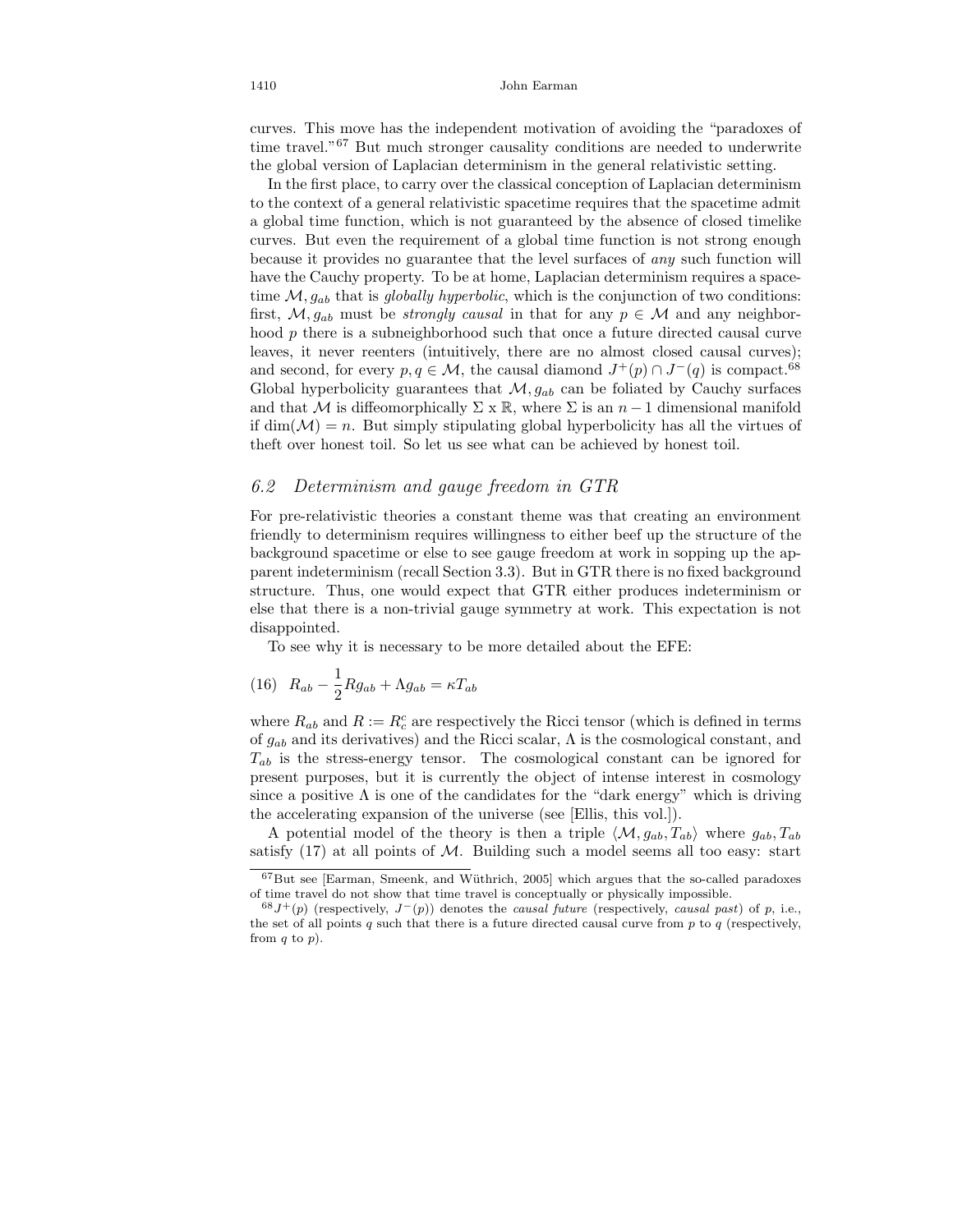curves. This move has the independent motivation of avoiding the "paradoxes of time travel."[67] But much stronger causality conditions are needed to underwrite the global version of Laplacian determinism in the general relativistic setting.

In the first place, to carry over the classical conception of Laplacian determinism to the context of a general relativistic spacetime requires that the spacetime admit a global time function, which is not guaranteed by the absence of closed timelike curves. But even the requirement of a global time function is not strong enough because it provides no guarantee that the level surfaces of *any* such function will have the Cauchy property. To be at home, Laplacian determinism requires a spacetime $\mathcal{M}, g_{ab}$ that is *globally hyperbolic*, which is the conjunction of two conditions: first, $\mathcal{M}, g_{ab}$ must be *strongly causal* in that for any $p \in \mathcal{M}$ and any neighborhood $p$ there is a subneighborhood such that once a future directed causal curve leaves, it never reenters (intuitively, there are no almost closed causal curves); and second, for every $p, q \in \mathcal{M}$, the causal diamond $J^+(p) \cap J^-(q)$ is compact.[68] Global hyperbolicity guarantees that $\mathcal{M}, g_{ab}$ can be foliated by Cauchy surfaces and that $\mathcal{M}$ is diffeomorphically $\Sigma$ x $\mathbb{R}$, where $\Sigma$ is an $n-1$ dimensional manifold if $\dim(\mathcal{M}) = n$. But simply stipulating global hyperbolicity has all the virtues of theft over honest toil. So let us see what can be achieved by honest toil.

### *6.2 Determinism and gauge freedom in GTR*

For pre-relativistic theories a constant theme was that creating an environment friendly to determinism requires willingness to either beef up the structure of the background spacetime or else to see gauge freedom at work in sopping up the apparent indeterminism (recall Section 3.3). But in GTR there is no fixed background structure. Thus, one would expect that GTR either produces indeterminism or else that there is a non-trivial gauge symmetry at work. This expectation is not disappointed.

To see why it is necessary to be more detailed about the EFE:

$$(16) \quad R_{ab} - \frac{1}{2} R g_{ab} + \Lambda g_{ab} = \kappa T_{ab}$$

where $R_{ab}$ and $R := R^c_c$ are respectively the Ricci tensor (which is defined in terms of $g_{ab}$ and its derivatives) and the Ricci scalar, $\Lambda$ is the cosmological constant, and $T_{ab}$ is the stress-energy tensor. The cosmological constant can be ignored for present purposes, but it is currently the object of intense interest in cosmology since a positive $\Lambda$ is one of the candidates for the "dark energy" which is driving the accelerating expansion of the universe (see [Ellis, this vol.]).

A potential model of the theory is then a triple $\langle \mathcal{M}, g_{ab}, T_{ab} \rangle$ where $g_{ab}, T_{ab}$ satisfy (17) at all points of $\mathcal{M}$. Building such a model seems all too easy: start

[67] But see [Earman, Smeenk, and Wüthrich, 2005] which argues that the so-called paradoxes of time travel do not show that time travel is conceptually or physically impossible.

[68] $J^+(p)$ (respectively, $J^-(p)$) denotes the *causal future* (respectively, *causal past*) of $p$, i.e., the set of all points $q$ such that there is a future directed causal curve from $p$ to $q$ (respectively, from $q$ to $p$).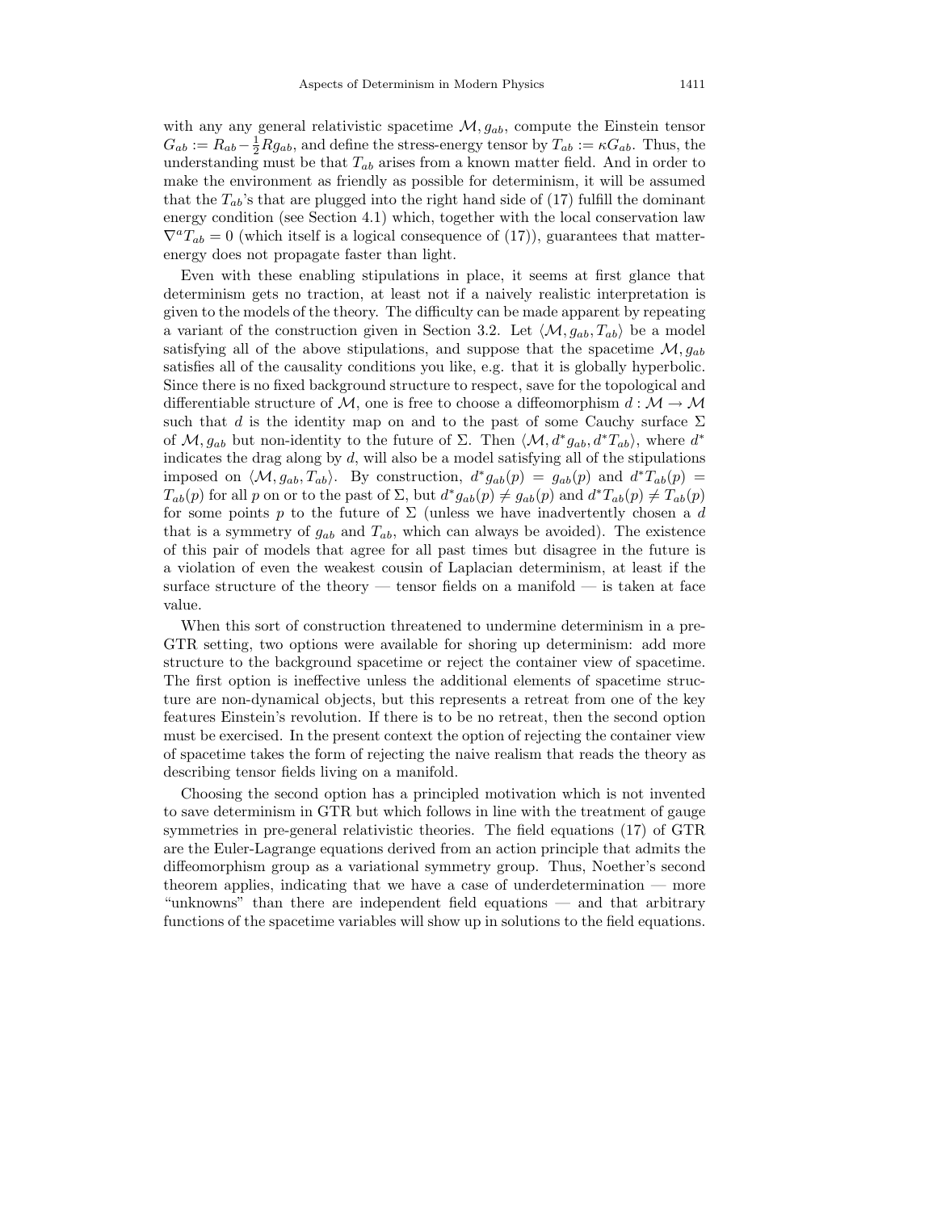with any any general relativistic spacetime $\mathcal{M}, g_{ab}$, compute the Einstein tensor $G_{ab} := R_{ab} - \frac{1}{2}Rg_{ab}$, and define the stress-energy tensor by $T_{ab} := \kappa G_{ab}$. Thus, the understanding must be that $T_{ab}$ arises from a known matter field. And in order to make the environment as friendly as possible for determinism, it will be assumed that the $T_{ab}$'s that are plugged into the right hand side of (17) fulfill the dominant energy condition (see Section 4.1) which, together with the local conservation law $\nabla^a T_{ab} = 0$ (which itself is a logical consequence of (17)), guarantees that matter-energy does not propagate faster than light.

Even with these enabling stipulations in place, it seems at first glance that determinism gets no traction, at least not if a naively realistic interpretation is given to the models of the theory. The difficulty can be made apparent by repeating a variant of the construction given in Section 3.2. Let $\langle \mathcal{M}, g_{ab}, T_{ab} \rangle$ be a model satisfying all of the above stipulations, and suppose that the spacetime $\mathcal{M}, g_{ab}$ satisfies all of the causality conditions you like, e.g. that it is globally hyperbolic. Since there is no fixed background structure to respect, save for the topological and differentiable structure of $\mathcal{M}$, one is free to choose a diffeomorphism $d : \mathcal{M} \to \mathcal{M}$ such that $d$ is the identity map on and to the past of some Cauchy surface $\Sigma$ of $\mathcal{M}, g_{ab}$ but non-identity to the future of $\Sigma$. Then $\langle \mathcal{M}, d^* g_{ab}, d^* T_{ab} \rangle$, where $d^*$ indicates the drag along by $d$, will also be a model satisfying all of the stipulations imposed on $\langle \mathcal{M}, g_{ab}, T_{ab} \rangle$. By construction, $d^* g_{ab}(p) = g_{ab}(p)$ and $d^* T_{ab}(p) = T_{ab}(p)$ for all $p$ on or to the past of $\Sigma$, but $d^* g_{ab}(p) \neq g_{ab}(p)$ and $d^* T_{ab}(p) \neq T_{ab}(p)$ for some points $p$ to the future of $\Sigma$ (unless we have inadvertently chosen a $d$ that is a symmetry of $g_{ab}$ and $T_{ab}$, which can always be avoided). The existence of this pair of models that agree for all past times but disagree in the future is a violation of even the weakest cousin of Laplacian determinism, at least if the surface structure of the theory — tensor fields on a manifold — is taken at face value.

When this sort of construction threatened to undermine determinism in a pre-GTR setting, two options were available for shoring up determinism: add more structure to the background spacetime or reject the container view of spacetime. The first option is ineffective unless the additional elements of spacetime structure are non-dynamical objects, but this represents a retreat from one of the key features Einstein's revolution. If there is to be no retreat, then the second option must be exercised. In the present context the option of rejecting the container view of spacetime takes the form of rejecting the naive realism that reads the theory as describing tensor fields living on a manifold.

Choosing the second option has a principled motivation which is not invented to save determinism in GTR but which follows in line with the treatment of gauge symmetries in pre-general relativistic theories. The field equations (17) of GTR are the Euler-Lagrange equations derived from an action principle that admits the diffeomorphism group as a variational symmetry group. Thus, Noether's second theorem applies, indicating that we have a case of underdetermination — more "unknowns" than there are independent field equations — and that arbitrary functions of the spacetime variables will show up in solutions to the field equations.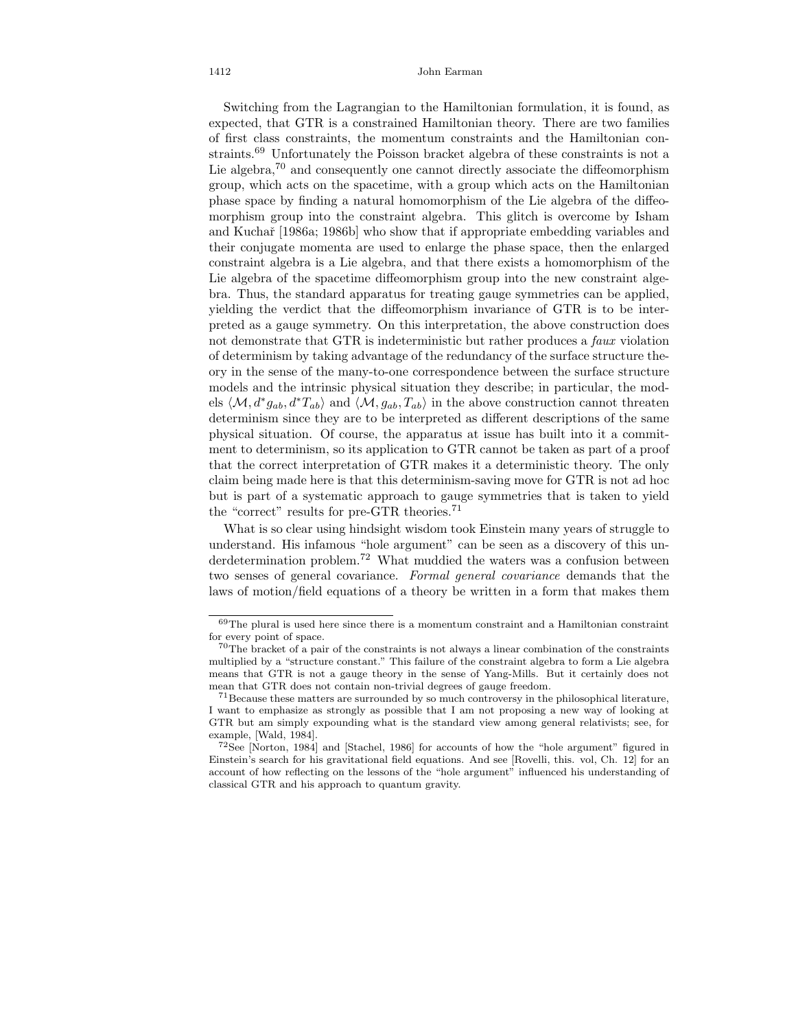Switching from the Lagrangian to the Hamiltonian formulation, it is found, as expected, that GTR is a constrained Hamiltonian theory. There are two families of first class constraints, the momentum constraints and the Hamiltonian constraints.[69] Unfortunately the Poisson bracket algebra of these constraints is not a Lie algebra,[70] and consequently one cannot directly associate the diffeomorphism group, which acts on the spacetime, with a group which acts on the Hamiltonian phase space by finding a natural homomorphism of the Lie algebra of the diffeomorphism group into the constraint algebra. This glitch is overcome by Isham and Kuchař [1986a; 1986b] who show that if appropriate embedding variables and their conjugate momenta are used to enlarge the phase space, then the enlarged constraint algebra is a Lie algebra, and that there exists a homomorphism of the Lie algebra of the spacetime diffeomorphism group into the new constraint algebra. Thus, the standard apparatus for treating gauge symmetries can be applied, yielding the verdict that the diffeomorphism invariance of GTR is to be interpreted as a gauge symmetry. On this interpretation, the above construction does not demonstrate that GTR is indeterministic but rather produces a *faux* violation of determinism by taking advantage of the redundancy of the surface structure theory in the sense of the many-to-one correspondence between the surface structure models and the intrinsic physical situation they describe; in particular, the models $\langle \mathcal{M}, d^* g_{ab}, d^* T_{ab} \rangle$ and $\langle \mathcal{M}, g_{ab}, T_{ab} \rangle$ in the above construction cannot threaten determinism since they are to be interpreted as different descriptions of the same physical situation. Of course, the apparatus at issue has built into it a commitment to determinism, so its application to GTR cannot be taken as part of a proof that the correct interpretation of GTR makes it a deterministic theory. The only claim being made here is that this determinism-saving move for GTR is not ad hoc but is part of a systematic approach to gauge symmetries that is taken to yield the "correct" results for pre-GTR theories.[71]

What is so clear using hindsight wisdom took Einstein many years of struggle to understand. His infamous "hole argument" can be seen as a discovery of this underdetermination problem.[72] What muddied the waters was a confusion between two senses of general covariance. *Formal general covariance* demands that the laws of motion/field equations of a theory be written in a form that makes them

---

[69] The plural is used here since there is a momentum constraint and a Hamiltonian constraint for every point of space.

[70] The bracket of a pair of the constraints is not always a linear combination of the constraints multiplied by a "structure constant." This failure of the constraint algebra to form a Lie algebra means that GTR is not a gauge theory in the sense of Yang-Mills. But it certainly does not mean that GTR does not contain non-trivial degrees of gauge freedom.

[71] Because these matters are surrounded by so much controversy in the philosophical literature, I want to emphasize as strongly as possible that I am not proposing a new way of looking at GTR but am simply expounding what is the standard view among general relativists; see, for example, [Wald, 1984].

[72] See [Norton, 1984] and [Stachel, 1986] for accounts of how the "hole argument" figured in Einstein's search for his gravitational field equations. And see [Rovelli, this. vol, Ch. 12] for an account of how reflecting on the lessons of the "hole argument" influenced his understanding of classical GTR and his approach to quantum gravity.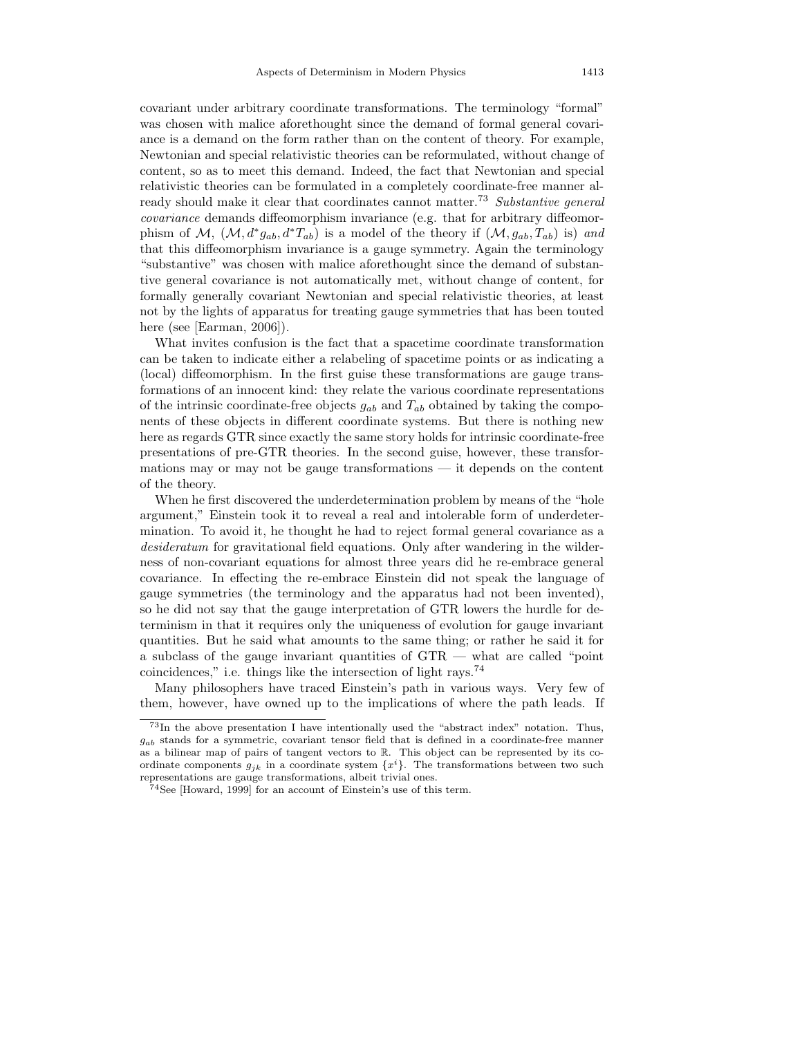covariant under arbitrary coordinate transformations. The terminology "formal" was chosen with malice aforethought since the demand of formal general covariance is a demand on the form rather than on the content of theory. For example, Newtonian and special relativistic theories can be reformulated, without change of content, so as to meet this demand. Indeed, the fact that Newtonian and special relativistic theories can be formulated in a completely coordinate-free manner already should make it clear that coordinates cannot matter.[73] *Substantive general covariance* demands diffeomorphism invariance (e.g. that for arbitrary diffeomorphism of $\mathcal{M}$, $(\mathcal{M}, d^*g_{ab}, d^*T_{ab})$ is a model of the theory if $(\mathcal{M}, g_{ab}, T_{ab})$ is) *and* that this diffeomorphism invariance is a gauge symmetry. Again the terminology "substantive" was chosen with malice aforethought since the demand of substantive general covariance is not automatically met, without change of content, for formally generally covariant Newtonian and special relativistic theories, at least not by the lights of apparatus for treating gauge symmetries that has been touted here (see [Earman, 2006]).

What invites confusion is the fact that a spacetime coordinate transformation can be taken to indicate either a relabeling of spacetime points or as indicating a (local) diffeomorphism. In the first guise these transformations are gauge transformations of an innocent kind: they relate the various coordinate representations of the intrinsic coordinate-free objects $g_{ab}$ and $T_{ab}$ obtained by taking the components of these objects in different coordinate systems. But there is nothing new here as regards GTR since exactly the same story holds for intrinsic coordinate-free presentations of pre-GTR theories. In the second guise, however, these transformations may or may not be gauge transformations — it depends on the content of the theory.

When he first discovered the underdetermination problem by means of the "hole argument," Einstein took it to reveal a real and intolerable form of underdetermination. To avoid it, he thought he had to reject formal general covariance as a *desideratum* for gravitational field equations. Only after wandering in the wilderness of non-covariant equations for almost three years did he re-embrace general covariance. In effecting the re-embrace Einstein did not speak the language of gauge symmetries (the terminology and the apparatus had not been invented), so he did not say that the gauge interpretation of GTR lowers the hurdle for determinism in that it requires only the uniqueness of evolution for gauge invariant quantities. But he said what amounts to the same thing; or rather he said it for a subclass of the gauge invariant quantities of GTR — what are called "point coincidences," i.e. things like the intersection of light rays.[74]

Many philosophers have traced Einstein's path in various ways. Very few of them, however, have owned up to the implications of where the path leads. If

---

[73] In the above presentation I have intentionally used the "abstract index" notation. Thus, $g_{ab}$ stands for a symmetric, covariant tensor field that is defined in a coordinate-free manner as a bilinear map of pairs of tangent vectors to $\mathbb{R}$. This object can be represented by its coordinate components $g_{jk}$ in a coordinate system $\{x^i\}$. The transformations between two such representations are gauge transformations, albeit trivial ones.

[74] See [Howard, 1999] for an account of Einstein's use of this term.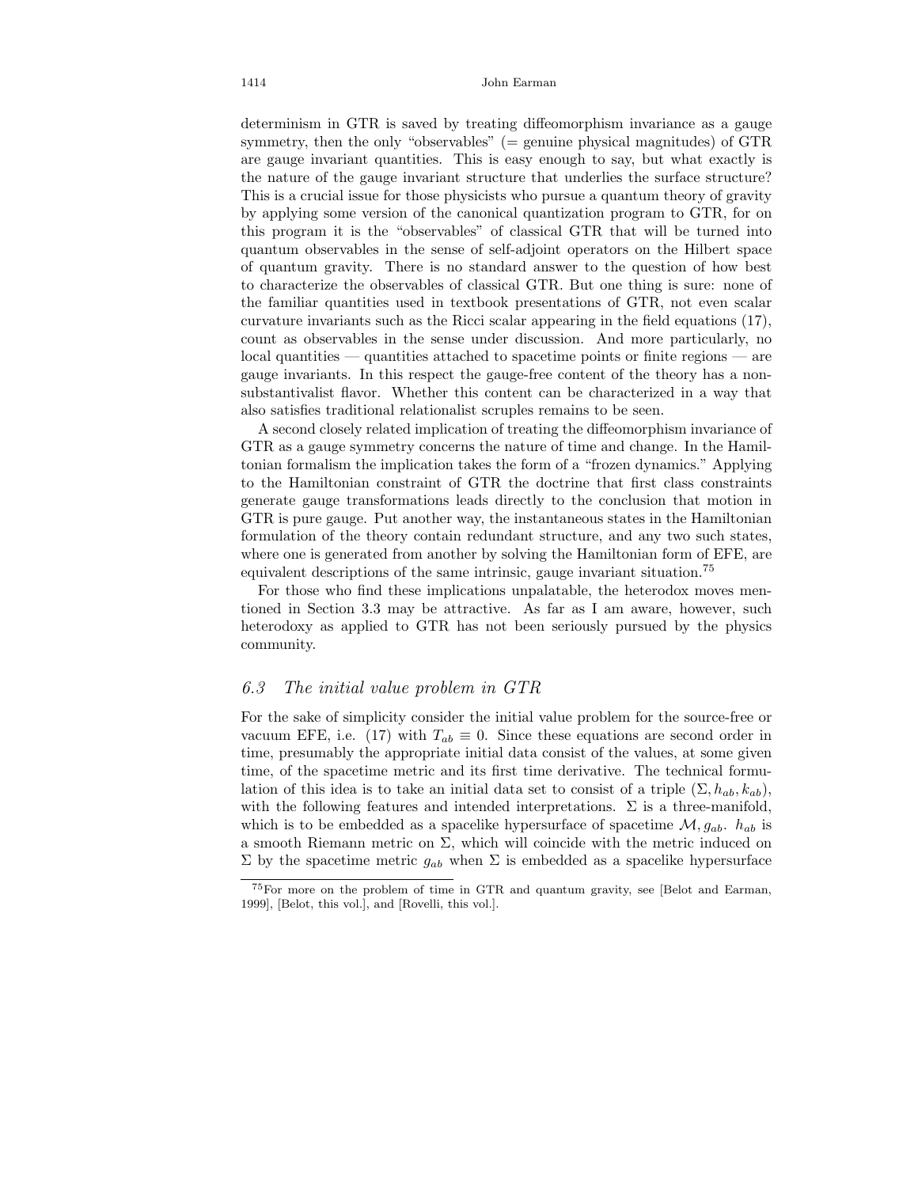determinism in GTR is saved by treating diffeomorphism invariance as a gauge symmetry, then the only "observables" (= genuine physical magnitudes) of GTR are gauge invariant quantities. This is easy enough to say, but what exactly is the nature of the gauge invariant structure that underlies the surface structure? This is a crucial issue for those physicists who pursue a quantum theory of gravity by applying some version of the canonical quantization program to GTR, for on this program it is the "observables" of classical GTR that will be turned into quantum observables in the sense of self-adjoint operators on the Hilbert space of quantum gravity. There is no standard answer to the question of how best to characterize the observables of classical GTR. But one thing is sure: none of the familiar quantities used in textbook presentations of GTR, not even scalar curvature invariants such as the Ricci scalar appearing in the field equations (17), count as observables in the sense under discussion. And more particularly, no local quantities — quantities attached to spacetime points or finite regions — are gauge invariants. In this respect the gauge-free content of the theory has a non-substantivalist flavor. Whether this content can be characterized in a way that also satisfies traditional relationalist scruples remains to be seen.

A second closely related implication of treating the diffeomorphism invariance of GTR as a gauge symmetry concerns the nature of time and change. In the Hamiltonian formalism the implication takes the form of a "frozen dynamics." Applying to the Hamiltonian constraint of GTR the doctrine that first class constraints generate gauge transformations leads directly to the conclusion that motion in GTR is pure gauge. Put another way, the instantaneous states in the Hamiltonian formulation of the theory contain redundant structure, and any two such states, where one is generated from another by solving the Hamiltonian form of EFE, are equivalent descriptions of the same intrinsic, gauge invariant situation.[75]

For those who find these implications unpalatable, the heterodox moves mentioned in Section 3.3 may be attractive. As far as I am aware, however, such heterodoxy as applied to GTR has not been seriously pursued by the physics community.

### *6.3 The initial value problem in GTR*

For the sake of simplicity consider the initial value problem for the source-free or vacuum EFE, i.e. (17) with $T_{ab} \equiv 0$. Since these equations are second order in time, presumably the appropriate initial data consist of the values, at some given time, of the spacetime metric and its first time derivative. The technical formulation of this idea is to take an initial data set to consist of a triple $(\Sigma, h_{ab}, k_{ab})$, with the following features and intended interpretations. $\Sigma$ is a three-manifold, which is to be embedded as a spacelike hypersurface of spacetime $\mathcal{M}, g_{ab}$. $h_{ab}$ is a smooth Riemann metric on $\Sigma$, which will coincide with the metric induced on $\Sigma$ by the spacetime metric $g_{ab}$ when $\Sigma$ is embedded as a spacelike hypersurface

[75]For more on the problem of time in GTR and quantum gravity, see [Belot and Earman, 1999], [Belot, this vol.], and [Rovelli, this vol.].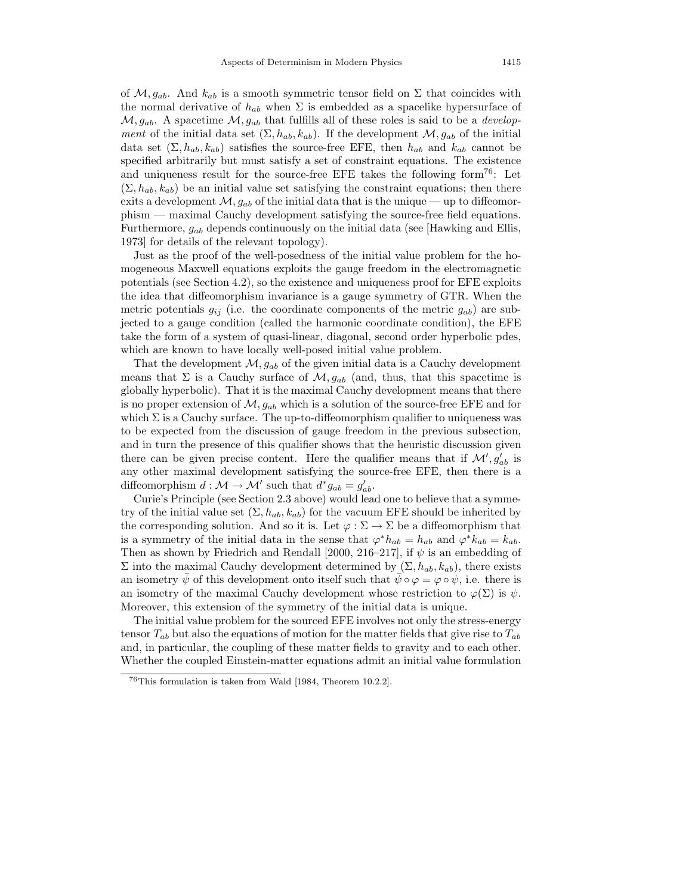of $\mathcal{M}, g_{ab}$. And $k_{ab}$ is a smooth symmetric tensor field on $\Sigma$ that coincides with the normal derivative of $h_{ab}$ when $\Sigma$ is embedded as a spacelike hypersurface of $\mathcal{M}, g_{ab}$. A spacetime $\mathcal{M}, g_{ab}$ that fulfills all of these roles is said to be a *development* of the initial data set $(\Sigma, h_{ab}, k_{ab})$. If the development $\mathcal{M}, g_{ab}$ of the initial data set $(\Sigma, h_{ab}, k_{ab})$ satisfies the source-free EFE, then $h_{ab}$ and $k_{ab}$ cannot be specified arbitrarily but must satisfy a set of constraint equations. The existence and uniqueness result for the source-free EFE takes the following form[76]: Let $(\Sigma, h_{ab}, k_{ab})$ be an initial value set satisfying the constraint equations; then there exits a development $\mathcal{M}, g_{ab}$ of the initial data that is the unique — up to diffeomorphism — maximal Cauchy development satisfying the source-free field equations. Furthermore, $g_{ab}$ depends continuously on the initial data (see [Hawking and Ellis, 1973] for details of the relevant topology).

Just as the proof of the well-posedness of the initial value problem for the homogeneous Maxwell equations exploits the gauge freedom in the electromagnetic potentials (see Section 4.2), so the existence and uniqueness proof for EFE exploits the idea that diffeomorphism invariance is a gauge symmetry of GTR. When the metric potentials $g_{ij}$ (i.e. the coordinate components of the metric $g_{ab}$) are subjected to a gauge condition (called the harmonic coordinate condition), the EFE take the form of a system of quasi-linear, diagonal, second order hyperbolic pdes, which are known to have locally well-posed initial value problem.

That the development $\mathcal{M}, g_{ab}$ of the given initial data is a Cauchy development means that $\Sigma$ is a Cauchy surface of $\mathcal{M}, g_{ab}$ (and, thus, that this spacetime is globally hyperbolic). That it is the maximal Cauchy development means that there is no proper extension of $\mathcal{M}, g_{ab}$ which is a solution of the source-free EFE and for which $\Sigma$ is a Cauchy surface. The up-to-diffeomorphism qualifier to uniqueness was to be expected from the discussion of gauge freedom in the previous subsection, and in turn the presence of this qualifier shows that the heuristic discussion given there can be given precise content. Here the qualifier means that if $\mathcal{M}', g'_{ab}$ is any other maximal development satisfying the source-free EFE, then there is a diffeomorphism $d : \mathcal{M} \to \mathcal{M}'$ such that $d^* g_{ab} = g'_{ab}$.

Curie's Principle (see Section 2.3 above) would lead one to believe that a symmetry of the initial value set $(\Sigma, h_{ab}, k_{ab})$ for the vacuum EFE should be inherited by the corresponding solution. And so it is. Let $\varphi : \Sigma \to \Sigma$ be a diffeomorphism that is a symmetry of the initial data in the sense that $\varphi^* h_{ab} = h_{ab}$ and $\varphi^* k_{ab} = k_{ab}$. Then as shown by Friedrich and Rendall [2000, 216–217], if $\psi$ is an embedding of $\Sigma$ into the maximal Cauchy development determined by $(\Sigma, h_{ab}, k_{ab})$, there exists an isometry $\bar{\psi}$ of this development onto itself such that $\bar{\psi} \circ \varphi = \varphi \circ \psi$, i.e. there is an isometry of the maximal Cauchy development whose restriction to $\varphi(\Sigma)$ is $\psi$. Moreover, this extension of the symmetry of the initial data is unique.

The initial value problem for the sourced EFE involves not only the stress-energy tensor $T_{ab}$ but also the equations of motion for the matter fields that give rise to $T_{ab}$ and, in particular, the coupling of these matter fields to gravity and to each other. Whether the coupled Einstein-matter equations admit an initial value formulation

[76] This formulation is taken from Wald [1984, Theorem 10.2.2].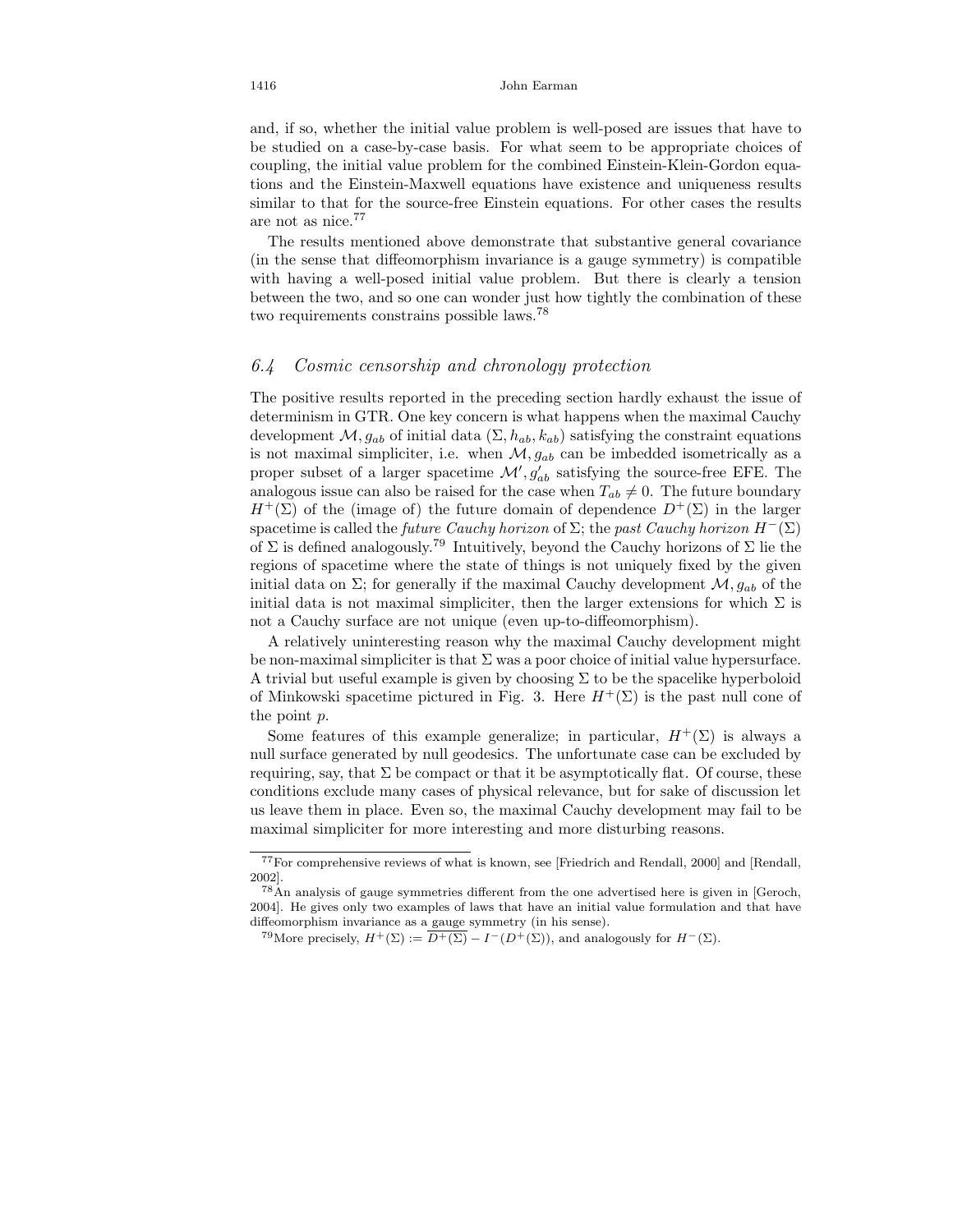and, if so, whether the initial value problem is well-posed are issues that have to be studied on a case-by-case basis. For what seem to be appropriate choices of coupling, the initial value problem for the combined Einstein-Klein-Gordon equations and the Einstein-Maxwell equations have existence and uniqueness results similar to that for the source-free Einstein equations. For other cases the results are not as nice.[77]

The results mentioned above demonstrate that substantive general covariance (in the sense that diffeomorphism invariance is a gauge symmetry) is compatible with having a well-posed initial value problem. But there is clearly a tension between the two, and so one can wonder just how tightly the combination of these two requirements constrains possible laws.[78]

### *6.4 Cosmic censorship and chronology protection*

The positive results reported in the preceding section hardly exhaust the issue of determinism in GTR. One key concern is what happens when the maximal Cauchy development $\mathcal{M}, g_{ab}$ of initial data $(\Sigma, h_{ab}, k_{ab})$ satisfying the constraint equations is not maximal simpliciter, i.e. when $\mathcal{M}, g_{ab}$ can be imbedded isometrically as a proper subset of a larger spacetime $\mathcal{M}', g'_{ab}$ satisfying the source-free EFE. The analogous issue can also be raised for the case when $T_{ab} \neq 0$. The future boundary $H^+(\Sigma)$ of the (image of) the future domain of dependence $D^+(\Sigma)$ in the larger spacetime is called the *future Cauchy horizon* of $\Sigma$; the *past Cauchy horizon* $H^-(\Sigma)$ of $\Sigma$ is defined analogously.[79] Intuitively, beyond the Cauchy horizons of $\Sigma$ lie the regions of spacetime where the state of things is not uniquely fixed by the given initial data on $\Sigma$; for generally if the maximal Cauchy development $\mathcal{M}, g_{ab}$ of the initial data is not maximal simpliciter, then the larger extensions for which $\Sigma$ is not a Cauchy surface are not unique (even up-to-diffeomorphism).

A relatively uninteresting reason why the maximal Cauchy development might be non-maximal simpliciter is that $\Sigma$ was a poor choice of initial value hypersurface. A trivial but useful example is given by choosing $\Sigma$ to be the spacelike hyperboloid of Minkowski spacetime pictured in Fig. 3. Here $H^+(\Sigma)$ is the past null cone of the point $p$.

Some features of this example generalize; in particular, $H^+(\Sigma)$ is always a null surface generated by null geodesics. The unfortunate case can be excluded by requiring, say, that $\Sigma$ be compact or that it be asymptotically flat. Of course, these conditions exclude many cases of physical relevance, but for sake of discussion let us leave them in place. Even so, the maximal Cauchy development may fail to be maximal simpliciter for more interesting and more disturbing reasons.

---

[77] For comprehensive reviews of what is known, see [Friedrich and Rendall, 2000] and [Rendall, 2002].

[78] An analysis of gauge symmetries different from the one advertised here is given in [Geroch, 2004]. He gives only two examples of laws that have an initial value formulation and that have diffeomorphism invariance as a gauge symmetry (in his sense).

[79] More precisely, $H^+(\Sigma) := \overline{D^+(\Sigma)} - I^-(D^+(\Sigma))$, and analogously for $H^-(\Sigma)$.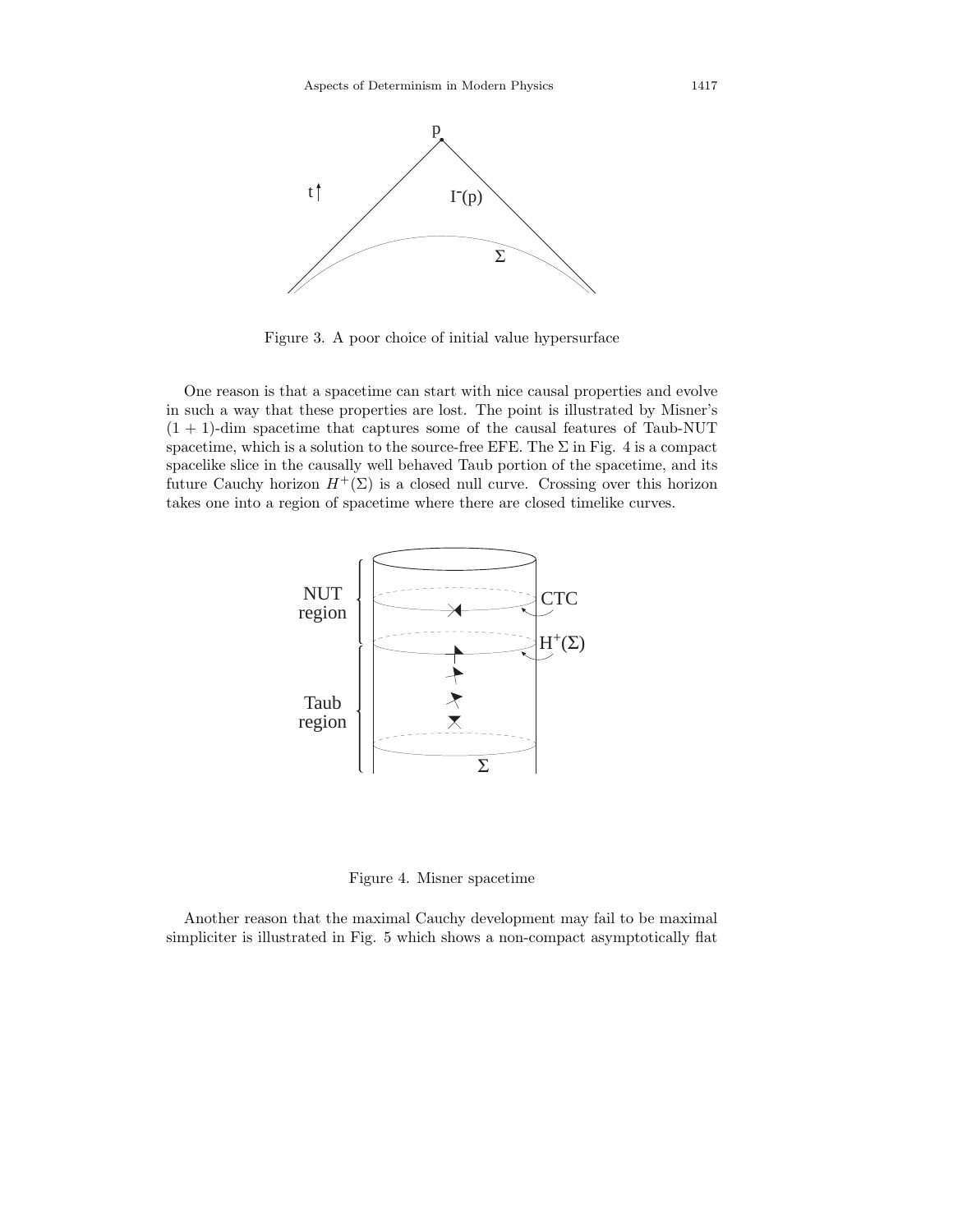Figure 3. A poor choice of initial value hypersurface

One reason is that a spacetime can start with nice causal properties and evolve in such a way that these properties are lost. The point is illustrated by Misner's $(1 + 1)$-dim spacetime that captures some of the causal features of Taub-NUT spacetime, which is a solution to the source-free EFE. The $\Sigma$ in Fig. 4 is a compact spacelike slice in the causally well behaved Taub portion of the spacetime, and its future Cauchy horizon $H^+(\Sigma)$ is a closed null curve. Crossing over this horizon takes one into a region of spacetime where there are closed timelike curves.

Figure 4. Misner spacetime

Another reason that the maximal Cauchy development may fail to be maximal simpliciter is illustrated in Fig. 5 which shows a non-compact asymptotically flat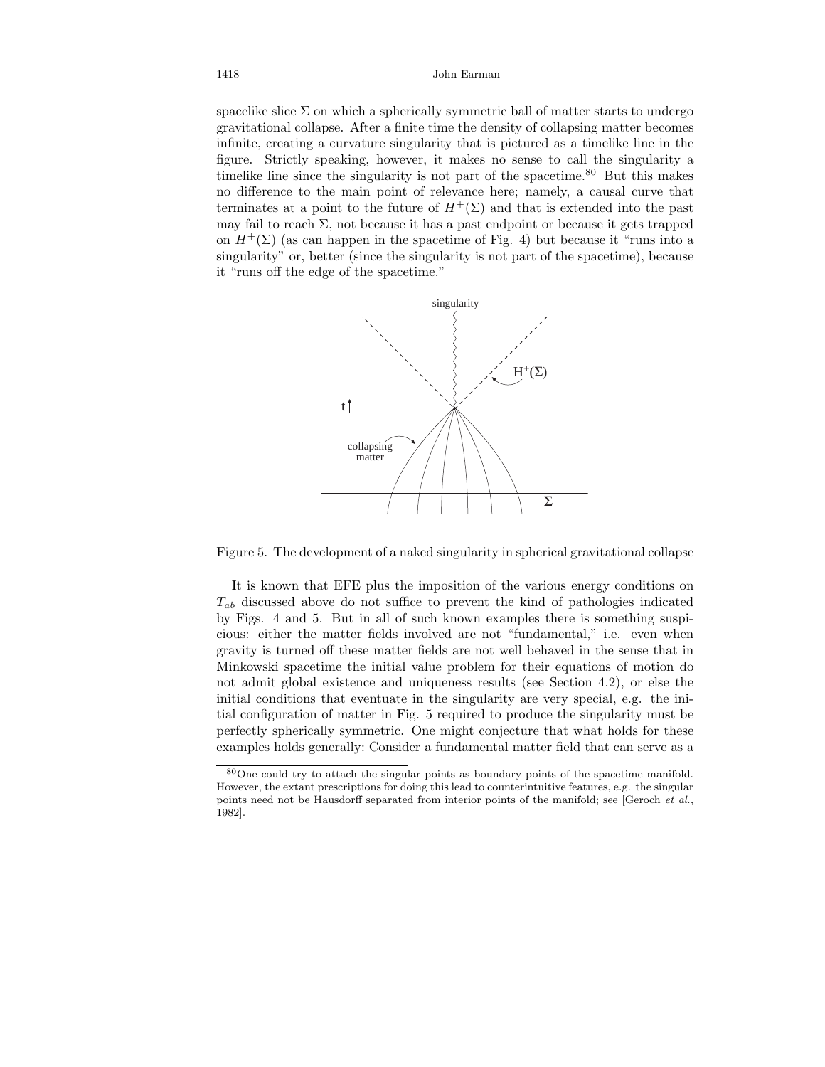spacelike slice $\Sigma$ on which a spherically symmetric ball of matter starts to undergo gravitational collapse. After a finite time the density of collapsing matter becomes infinite, creating a curvature singularity that is pictured as a timelike line in the figure. Strictly speaking, however, it makes no sense to call the singularity a timelike line since the singularity is not part of the spacetime.[80] But this makes no difference to the main point of relevance here; namely, a causal curve that terminates at a point to the future of $H^+(\Sigma)$ and that is extended into the past may fail to reach $\Sigma$, not because it has a past endpoint or because it gets trapped on $H^+(\Sigma)$ (as can happen in the spacetime of Fig. 4) but because it "runs into a singularity" or, better (since the singularity is not part of the spacetime), because it "runs off the edge of the spacetime."

Figure 5. The development of a naked singularity in spherical gravitational collapse

It is known that EFE plus the imposition of the various energy conditions on $T_{ab}$ discussed above do not suffice to prevent the kind of pathologies indicated by Figs. 4 and 5. But in all of such known examples there is something suspicious: either the matter fields involved are not "fundamental," i.e. even when gravity is turned off these matter fields are not well behaved in the sense that in Minkowski spacetime the initial value problem for their equations of motion do not admit global existence and uniqueness results (see Section 4.2), or else the initial conditions that eventuate in the singularity are very special, e.g. the initial configuration of matter in Fig. 5 required to produce the singularity must be perfectly spherically symmetric. One might conjecture that what holds for these examples holds generally: Consider a fundamental matter field that can serve as a

[80] One could try to attach the singular points as boundary points of the spacetime manifold. However, the extant prescriptions for doing this lead to counterintuitive features, e.g. the singular points need not be Hausdorff separated from interior points of the manifold; see [Geroch *et al.*, 1982].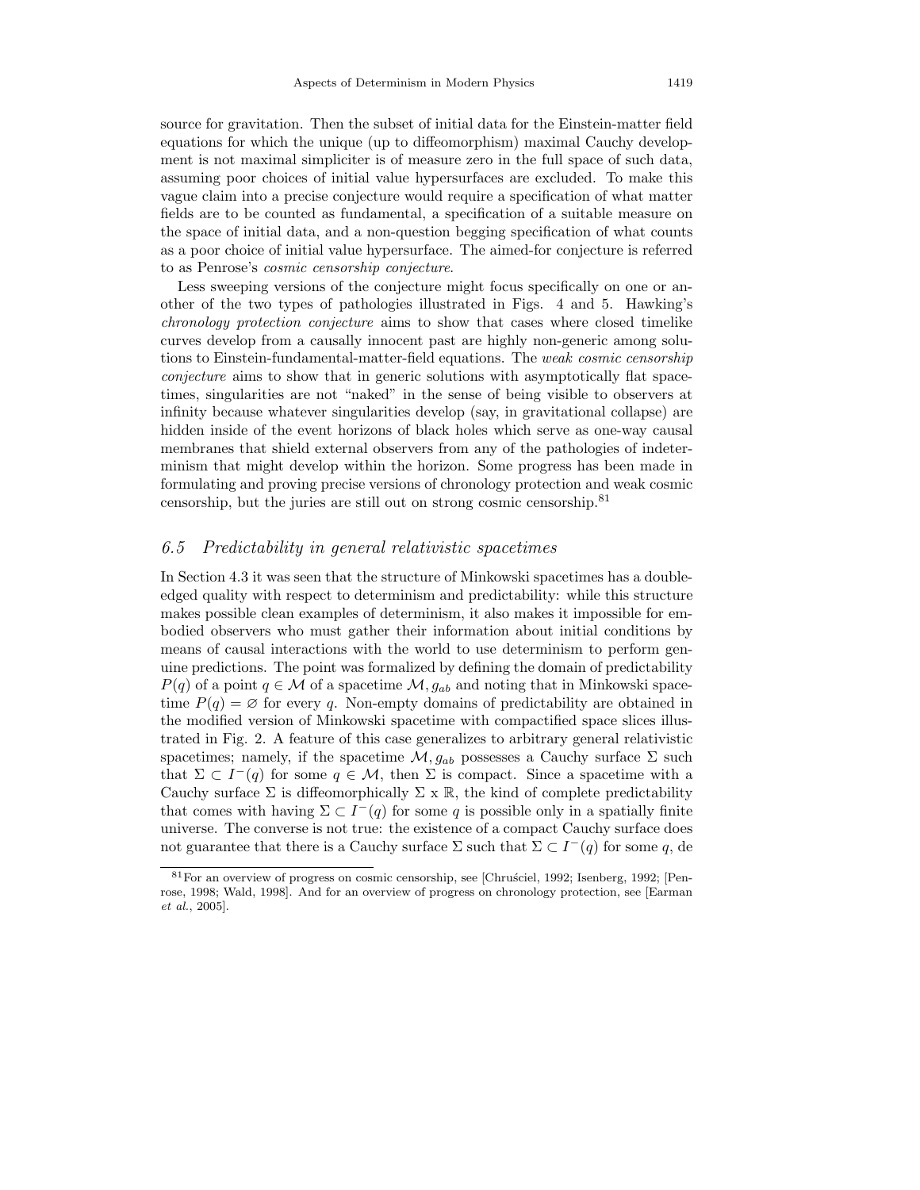source for gravitation. Then the subset of initial data for the Einstein-matter field equations for which the unique (up to diffeomorphism) maximal Cauchy development is not maximal simpliciter is of measure zero in the full space of such data, assuming poor choices of initial value hypersurfaces are excluded. To make this vague claim into a precise conjecture would require a specification of what matter fields are to be counted as fundamental, a specification of a suitable measure on the space of initial data, and a non-question begging specification of what counts as a poor choice of initial value hypersurface. The aimed-for conjecture is referred to as Penrose's *cosmic censorship conjecture*.

Less sweeping versions of the conjecture might focus specifically on one or another of the two types of pathologies illustrated in Figs. 4 and 5. Hawking's *chronology protection conjecture* aims to show that cases where closed timelike curves develop from a causally innocent past are highly non-generic among solutions to Einstein-fundamental-matter-field equations. The *weak cosmic censorship conjecture* aims to show that in generic solutions with asymptotically flat spacetimes, singularities are not "naked" in the sense of being visible to observers at infinity because whatever singularities develop (say, in gravitational collapse) are hidden inside of the event horizons of black holes which serve as one-way causal membranes that shield external observers from any of the pathologies of indeterminism that might develop within the horizon. Some progress has been made in formulating and proving precise versions of chronology protection and weak cosmic censorship, but the juries are still out on strong cosmic censorship.[81]

## 6.5 *Predictability in general relativistic spacetimes*

In Section 4.3 it was seen that the structure of Minkowski spacetimes has a double-edged quality with respect to determinism and predictability: while this structure makes possible clean examples of determinism, it also makes it impossible for embodied observers who must gather their information about initial conditions by means of causal interactions with the world to use determinism to perform genuine predictions. The point was formalized by defining the domain of predictability $P(q)$ of a point $q \in \mathcal{M}$ of a spacetime $\mathcal{M}, g_{ab}$ and noting that in Minkowski spacetime $P(q) = \varnothing$ for every $q$. Non-empty domains of predictability are obtained in the modified version of Minkowski spacetime with compactified space slices illustrated in Fig. 2. A feature of this case generalizes to arbitrary general relativistic spacetimes; namely, if the spacetime $\mathcal{M}, g_{ab}$ possesses a Cauchy surface $\Sigma$ such that $\Sigma \subset I^{-}(q)$ for some $q \in \mathcal{M}$, then $\Sigma$ is compact. Since a spacetime with a Cauchy surface $\Sigma$ is diffeomorphically $\Sigma$ x $\mathbb{R}$, the kind of complete predictability that comes with having $\Sigma \subset I^{-}(q)$ for some $q$ is possible only in a spatially finite universe. The converse is not true: the existence of a compact Cauchy surface does not guarantee that there is a Cauchy surface $\Sigma$ such that $\Sigma \subset I^{-}(q)$ for some $q$, de

[81] For an overview of progress on cosmic censorship, see [Chruściel, 1992; Isenberg, 1992; [Penrose, 1998; Wald, 1998]. And for an overview of progress on chronology protection, see [Earman *et al.*, 2005].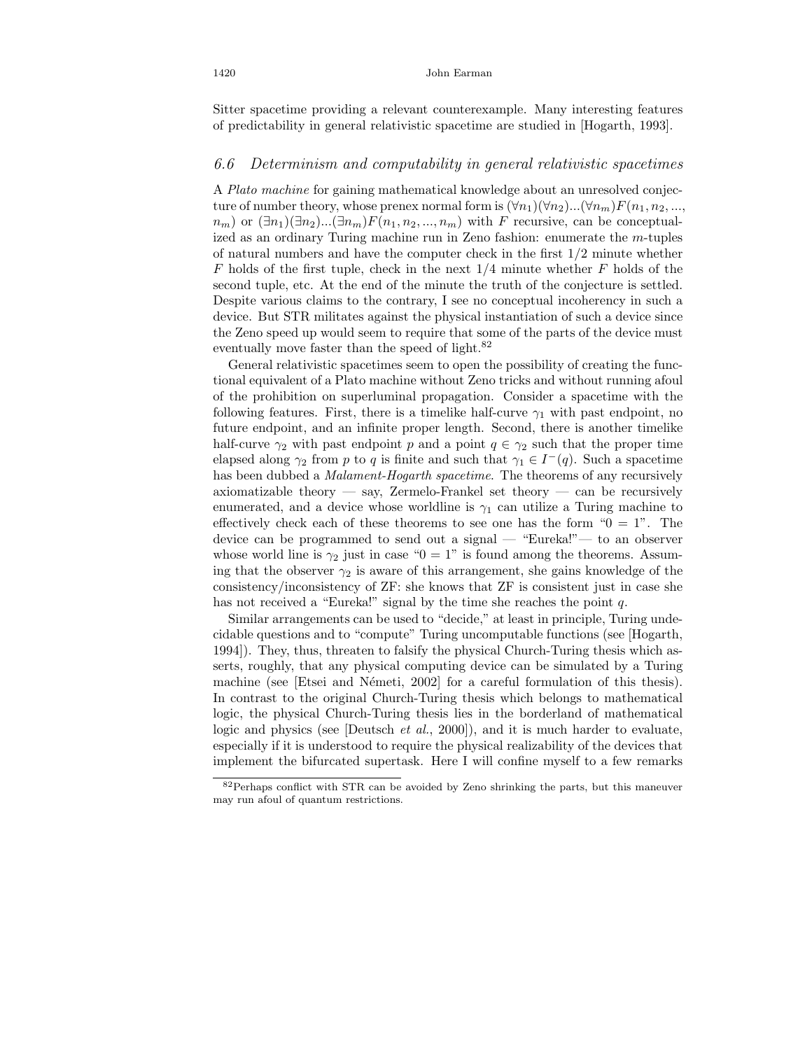Sitter spacetime providing a relevant counterexample. Many interesting features of predictability in general relativistic spacetime are studied in [Hogarth, 1993].

### *6.6 Determinism and computability in general relativistic spacetimes*

A *Plato machine* for gaining mathematical knowledge about an unresolved conjecture of number theory, whose prenex normal form is $(\forall n_1)(\forall n_2)...(\forall n_m)F(n_1, n_2, ..., n_m)$ or $(\exists n_1)(\exists n_2)...(\exists n_m)F(n_1, n_2, ..., n_m)$ with $F$ recursive, can be conceptualized as an ordinary Turing machine run in Zeno fashion: enumerate the $m$-tuples of natural numbers and have the computer check in the first 1/2 minute whether $F$ holds of the first tuple, check in the next 1/4 minute whether $F$ holds of the second tuple, etc. At the end of the minute the truth of the conjecture is settled. Despite various claims to the contrary, I see no conceptual incoherency in such a device. But STR militates against the physical instantiation of such a device since the Zeno speed up would seem to require that some of the parts of the device must eventually move faster than the speed of light.[82]

General relativistic spacetimes seem to open the possibility of creating the functional equivalent of a Plato machine without Zeno tricks and without running afoul of the prohibition on superluminal propagation. Consider a spacetime with the following features. First, there is a timelike half-curve $\gamma_1$ with past endpoint, no future endpoint, and an infinite proper length. Second, there is another timelike half-curve $\gamma_2$ with past endpoint $p$ and a point $q \in \gamma_2$ such that the proper time elapsed along $\gamma_2$ from $p$ to $q$ is finite and such that $\gamma_1 \in I^-(q)$. Such a spacetime has been dubbed a *Malament-Hogarth spacetime*. The theorems of any recursively axiomatizable theory — say, Zermelo-Frankel set theory — can be recursively enumerated, and a device whose worldline is $\gamma_1$ can utilize a Turing machine to effectively check each of these theorems to see one has the form "0 = 1". The device can be programmed to send out a signal — "Eureka!"— to an observer whose world line is $\gamma_2$ just in case "0 = 1" is found among the theorems. Assuming that the observer $\gamma_2$ is aware of this arrangement, she gains knowledge of the consistency/inconsistency of ZF: she knows that ZF is consistent just in case she has not received a "Eureka!" signal by the time she reaches the point $q$.

Similar arrangements can be used to "decide," at least in principle, Turing undecidable questions and to "compute" Turing uncomputable functions (see [Hogarth, 1994]). They, thus, threaten to falsify the physical Church-Turing thesis which asserts, roughly, that any physical computing device can be simulated by a Turing machine (see [Etsei and Németi, 2002] for a careful formulation of this thesis). In contrast to the original Church-Turing thesis which belongs to mathematical logic, the physical Church-Turing thesis lies in the borderland of mathematical logic and physics (see [Deutsch *et al.*, 2000]), and it is much harder to evaluate, especially if it is understood to require the physical realizability of the devices that implement the bifurcated supertask. Here I will confine myself to a few remarks

[82] Perhaps conflict with STR can be avoided by Zeno shrinking the parts, but this maneuver may run afoul of quantum restrictions.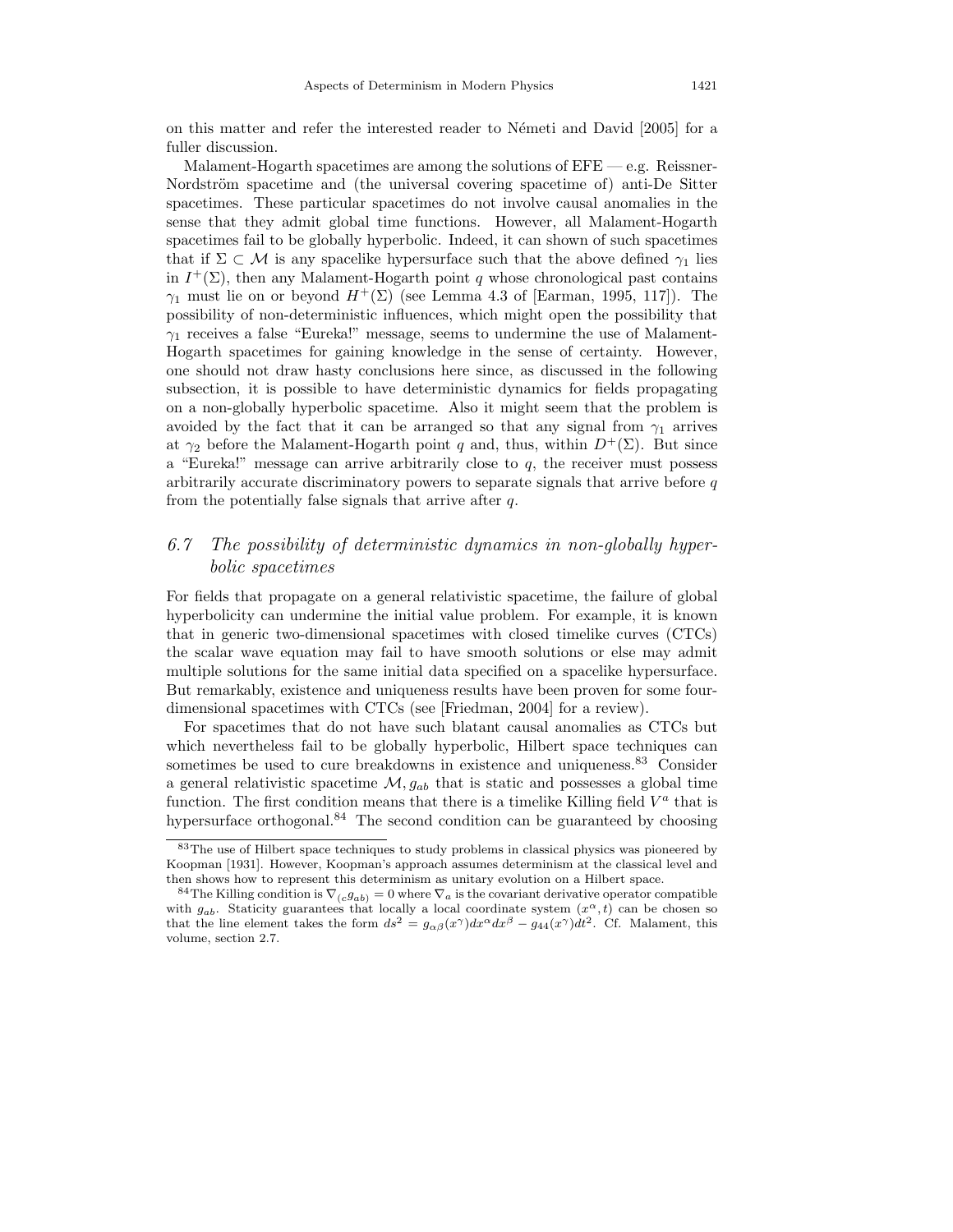on this matter and refer the interested reader to Németi and David [2005] for a fuller discussion.

Malament-Hogarth spacetimes are among the solutions of EFE — e.g. Reissner-Nordström spacetime and (the universal covering spacetime of) anti-De Sitter spacetimes. These particular spacetimes do not involve causal anomalies in the sense that they admit global time functions. However, all Malament-Hogarth spacetimes fail to be globally hyperbolic. Indeed, it can shown of such spacetimes that if $\Sigma \subset \mathcal{M}$ is any spacelike hypersurface such that the above defined $\gamma_1$ lies in $I^+(\Sigma)$, then any Malament-Hogarth point $q$ whose chronological past contains $\gamma_1$ must lie on or beyond $H^+(\Sigma)$ (see Lemma 4.3 of [Earman, 1995, 117]). The possibility of non-deterministic influences, which might open the possibility that $\gamma_1$ receives a false "Eureka!" message, seems to undermine the use of Malament-Hogarth spacetimes for gaining knowledge in the sense of certainty. However, one should not draw hasty conclusions here since, as discussed in the following subsection, it is possible to have deterministic dynamics for fields propagating on a non-globally hyperbolic spacetime. Also it might seem that the problem is avoided by the fact that it can be arranged so that any signal from $\gamma_1$ arrives at $\gamma_2$ before the Malament-Hogarth point $q$ and, thus, within $D^+(\Sigma)$. But since a "Eureka!" message can arrive arbitrarily close to $q$, the receiver must possess arbitrarily accurate discriminatory powers to separate signals that arrive before $q$ from the potentially false signals that arrive after $q$.

## *6.7 The possibility of deterministic dynamics in non-globally hyperbolic spacetimes*

For fields that propagate on a general relativistic spacetime, the failure of global hyperbolicity can undermine the initial value problem. For example, it is known that in generic two-dimensional spacetimes with closed timelike curves (CTCs) the scalar wave equation may fail to have smooth solutions or else may admit multiple solutions for the same initial data specified on a spacelike hypersurface. But remarkably, existence and uniqueness results have been proven for some four-dimensional spacetimes with CTCs (see [Friedman, 2004] for a review).

For spacetimes that do not have such blatant causal anomalies as CTCs but which nevertheless fail to be globally hyperbolic, Hilbert space techniques can sometimes be used to cure breakdowns in existence and uniqueness.[83] Consider a general relativistic spacetime $\mathcal{M}, g_{ab}$ that is static and possesses a global time function. The first condition means that there is a timelike Killing field $V^a$ that is hypersurface orthogonal.[84] The second condition can be guaranteed by choosing

[83] The use of Hilbert space techniques to study problems in classical physics was pioneered by Koopman [1931]. However, Koopman's approach assumes determinism at the classical level and then shows how to represent this determinism as unitary evolution on a Hilbert space.

[84] The Killing condition is $\nabla_{(c}g_{ab)} = 0$ where $\nabla_a$ is the covariant derivative operator compatible with $g_{ab}$. Staticity guarantees that locally a local coordinate system $(x^\alpha, t)$ can be chosen so that the line element takes the form $ds^2 = g_{\alpha\beta}(x^\gamma)dx^\alpha dx^\beta - g_{44}(x^\gamma)dt^2$. Cf. Malament, this volume, section 2.7.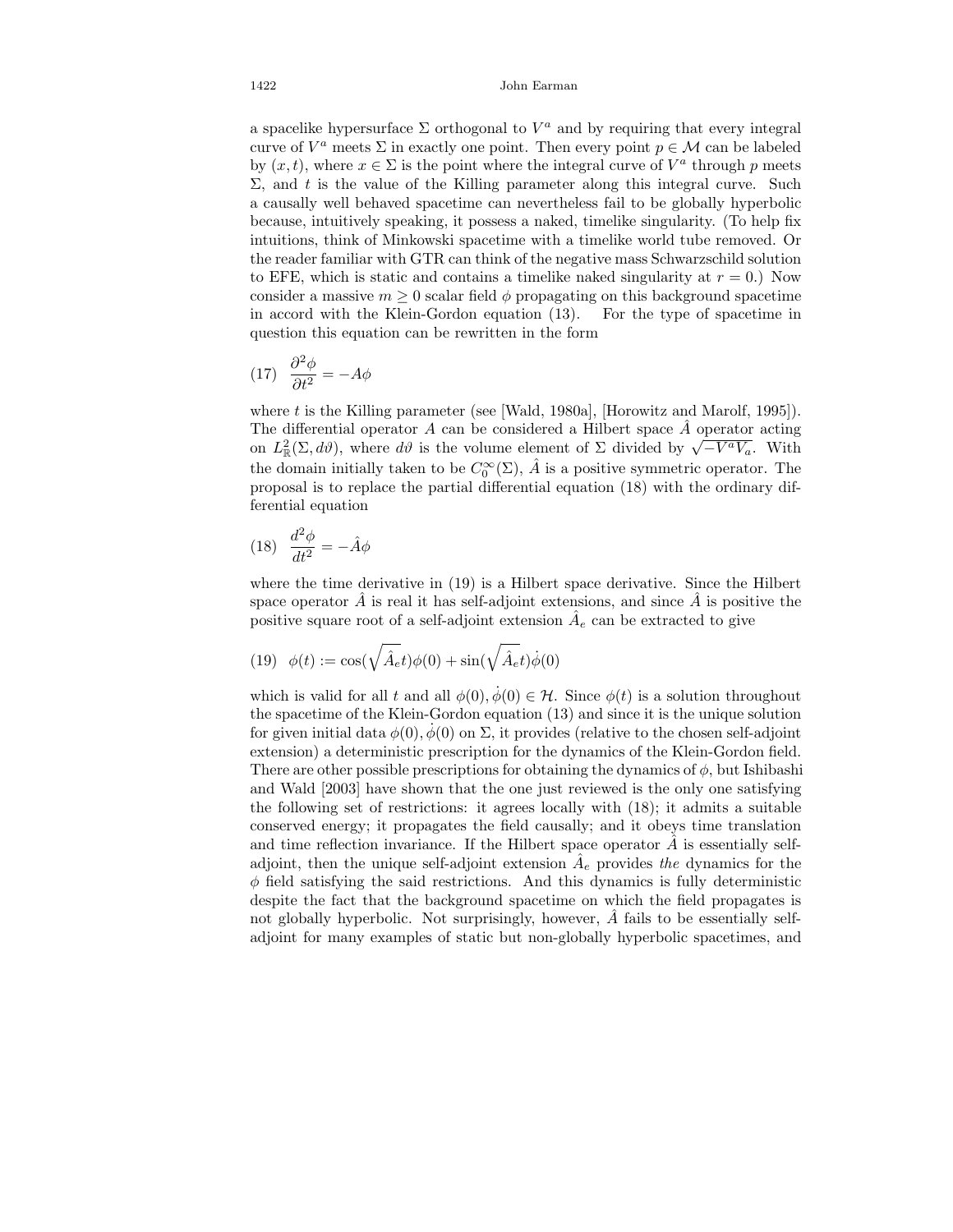a spacelike hypersurface $\Sigma$ orthogonal to $V^a$ and by requiring that every integral curve of $V^a$ meets $\Sigma$ in exactly one point. Then every point $p \in \mathcal{M}$ can be labeled by $(x, t)$, where $x \in \Sigma$ is the point where the integral curve of $V^a$ through $p$ meets $\Sigma$, and $t$ is the value of the Killing parameter along this integral curve. Such a causally well behaved spacetime can nevertheless fail to be globally hyperbolic because, intuitively speaking, it possess a naked, timelike singularity. (To help fix intuitions, think of Minkowski spacetime with a timelike world tube removed. Or the reader familiar with GTR can think of the negative mass Schwarzschild solution to EFE, which is static and contains a timelike naked singularity at $r = 0$.) Now consider a massive $m \geq 0$ scalar field $\phi$ propagating on this background spacetime in accord with the Klein-Gordon equation (13). For the type of spacetime in question this equation can be rewritten in the form

$$(17) \quad \frac{\partial^2 \phi}{\partial t^2} = -A\phi$$

where $t$ is the Killing parameter (see [Wald, 1980a], [Horowitz and Marolf, 1995]). The differential operator $A$ can be considered a Hilbert space $\hat{A}$ operator acting on $L^2_{\mathbb{R}}(\Sigma, d\vartheta)$, where $d\vartheta$ is the volume element of $\Sigma$ divided by $\sqrt{-V^a V_a}$. With the domain initially taken to be $C_0^\infty(\Sigma)$, $\hat{A}$ is a positive symmetric operator. The proposal is to replace the partial differential equation (18) with the ordinary differential equation

$$(18) \quad \frac{d^2 \phi}{dt^2} = -\hat{A}\phi$$

where the time derivative in (19) is a Hilbert space derivative. Since the Hilbert space operator $\hat{A}$ is real it has self-adjoint extensions, and since $\hat{A}$ is positive the positive square root of a self-adjoint extension $\hat{A}_e$ can be extracted to give

$$(19) \quad \phi(t) := \cos(\sqrt{\hat{A}_e} t)\phi(0) + \sin(\sqrt{\hat{A}_e} t)\dot{\phi}(0)$$

which is valid for all $t$ and all $\phi(0), \dot{\phi}(0) \in \mathcal{H}$. Since $\phi(t)$ is a solution throughout the spacetime of the Klein-Gordon equation (13) and since it is the unique solution for given initial data $\phi(0), \dot{\phi}(0)$ on $\Sigma$, it provides (relative to the chosen self-adjoint extension) a deterministic prescription for the dynamics of the Klein-Gordon field. There are other possible prescriptions for obtaining the dynamics of $\phi$, but Ishibashi and Wald [2003] have shown that the one just reviewed is the only one satisfying the following set of restrictions: it agrees locally with (18); it admits a suitable conserved energy; it propagates the field causally; and it obeys time translation and time reflection invariance. If the Hilbert space operator $\hat{A}$ is essentially self-adjoint, then the unique self-adjoint extension $\hat{A}_e$ provides *the* dynamics for the $\phi$ field satisfying the said restrictions. And this dynamics is fully deterministic despite the fact that the background spacetime on which the field propagates is not globally hyperbolic. Not surprisingly, however, $\hat{A}$ fails to be essentially self-adjoint for many examples of static but non-globally hyperbolic spacetimes, and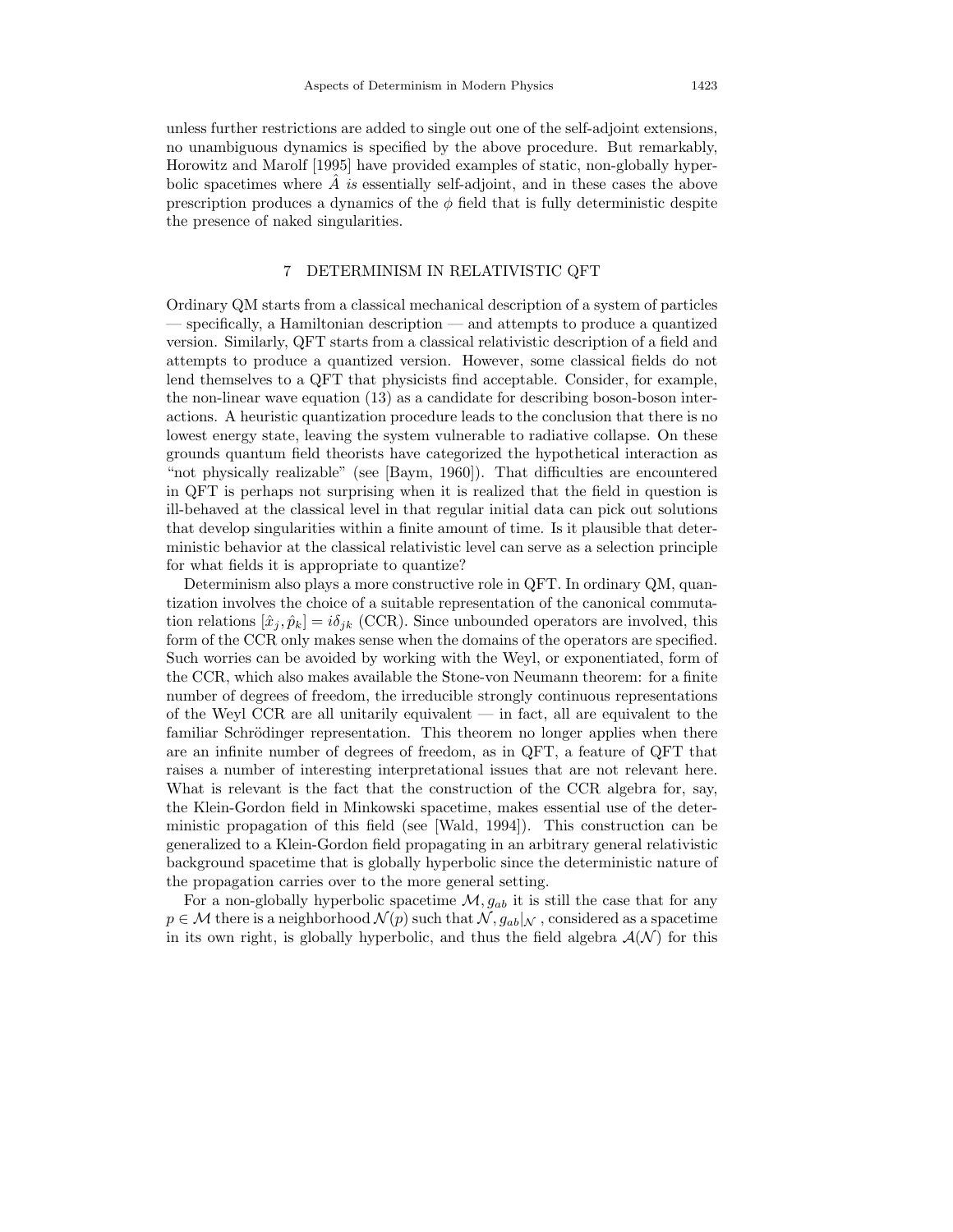unless further restrictions are added to single out one of the self-adjoint extensions, no unambiguous dynamics is specified by the above procedure. But remarkably, Horowitz and Marolf [1995] have provided examples of static, non-globally hyperbolic spacetimes where $\hat{A}$ *is* essentially self-adjoint, and in these cases the above prescription produces a dynamics of the $\phi$ field that is fully deterministic despite the presence of naked singularities.

## 7 DETERMINISM IN RELATIVISTIC QFT

Ordinary QM starts from a classical mechanical description of a system of particles — specifically, a Hamiltonian description — and attempts to produce a quantized version. Similarly, QFT starts from a classical relativistic description of a field and attempts to produce a quantized version. However, some classical fields do not lend themselves to a QFT that physicists find acceptable. Consider, for example, the non-linear wave equation (13) as a candidate for describing boson-boson interactions. A heuristic quantization procedure leads to the conclusion that there is no lowest energy state, leaving the system vulnerable to radiative collapse. On these grounds quantum field theorists have categorized the hypothetical interaction as "not physically realizable" (see [Baym, 1960]). That difficulties are encountered in QFT is perhaps not surprising when it is realized that the field in question is ill-behaved at the classical level in that regular initial data can pick out solutions that develop singularities within a finite amount of time. Is it plausible that deterministic behavior at the classical relativistic level can serve as a selection principle for what fields it is appropriate to quantize?

Determinism also plays a more constructive role in QFT. In ordinary QM, quantization involves the choice of a suitable representation of the canonical commutation relations $[\hat{x}_j, \hat{p}_k] = i\delta_{jk}$ (CCR). Since unbounded operators are involved, this form of the CCR only makes sense when the domains of the operators are specified. Such worries can be avoided by working with the Weyl, or exponentiated, form of the CCR, which also makes available the Stone-von Neumann theorem: for a finite number of degrees of freedom, the irreducible strongly continuous representations of the Weyl CCR are all unitarily equivalent — in fact, all are equivalent to the familiar Schrödinger representation. This theorem no longer applies when there are an infinite number of degrees of freedom, as in QFT, a feature of QFT that raises a number of interesting interpretational issues that are not relevant here. What is relevant is the fact that the construction of the CCR algebra for, say, the Klein-Gordon field in Minkowski spacetime, makes essential use of the deterministic propagation of this field (see [Wald, 1994]). This construction can be generalized to a Klein-Gordon field propagating in an arbitrary general relativistic background spacetime that is globally hyperbolic since the deterministic nature of the propagation carries over to the more general setting.

For a non-globally hyperbolic spacetime $\mathcal{M}, g_{ab}$ it is still the case that for any $p \in \mathcal{M}$ there is a neighborhood $\mathcal{N}(p)$ such that $\mathcal{N}, g_{ab}|_{\mathcal{N}}$, considered as a spacetime in its own right, is globally hyperbolic, and thus the field algebra $\mathcal{A}(\mathcal{N})$ for this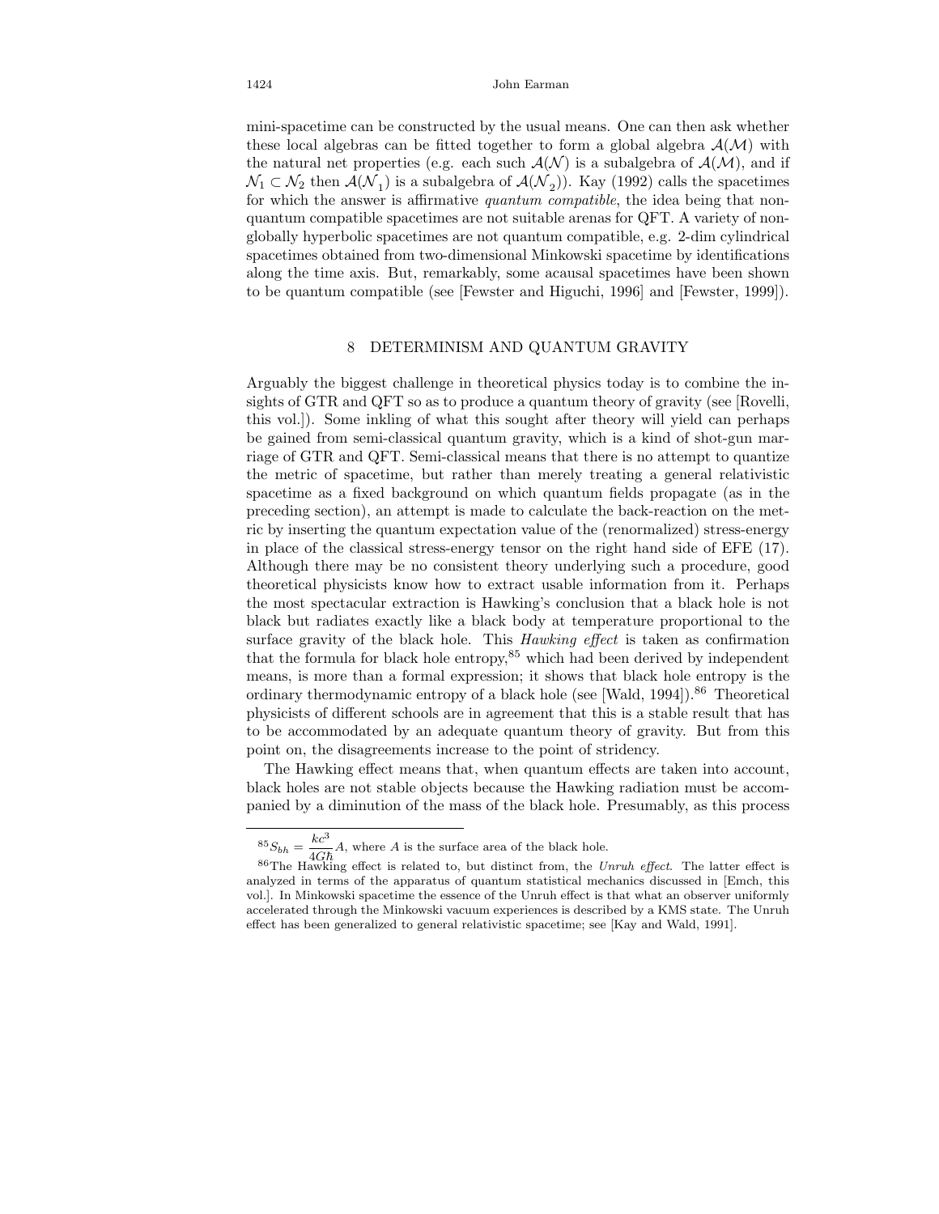mini-spacetime can be constructed by the usual means. One can then ask whether these local algebras can be fitted together to form a global algebra $\mathcal{A}(\mathcal{M})$ with the natural net properties (e.g. each such $\mathcal{A}(\mathcal{N})$ is a subalgebra of $\mathcal{A}(\mathcal{M})$, and if $\mathcal{N}_1 \subset \mathcal{N}_2$ then $\mathcal{A}(\mathcal{N}_1)$ is a subalgebra of $\mathcal{A}(\mathcal{N}_2)$). Kay (1992) calls the spacetimes for which the answer is affirmative *quantum compatible*, the idea being that non-quantum compatible spacetimes are not suitable arenas for QFT. A variety of non-globally hyperbolic spacetimes are not quantum compatible, e.g. 2-dim cylindrical spacetimes obtained from two-dimensional Minkowski spacetime by identifications along the time axis. But, remarkably, some acausal spacetimes have been shown to be quantum compatible (see [Fewster and Higuchi, 1996] and [Fewster, 1999]).

## 8 DETERMINISM AND QUANTUM GRAVITY

Arguably the biggest challenge in theoretical physics today is to combine the insights of GTR and QFT so as to produce a quantum theory of gravity (see [Rovelli, this vol.]). Some inkling of what this sought after theory will yield can perhaps be gained from semi-classical quantum gravity, which is a kind of shot-gun marriage of GTR and QFT. Semi-classical means that there is no attempt to quantize the metric of spacetime, but rather than merely treating a general relativistic spacetime as a fixed background on which quantum fields propagate (as in the preceding section), an attempt is made to calculate the back-reaction on the metric by inserting the quantum expectation value of the (renormalized) stress-energy in place of the classical stress-energy tensor on the right hand side of EFE (17). Although there may be no consistent theory underlying such a procedure, good theoretical physicists know how to extract usable information from it. Perhaps the most spectacular extraction is Hawking's conclusion that a black hole is not black but radiates exactly like a black body at temperature proportional to the surface gravity of the black hole. This *Hawking effect* is taken as confirmation that the formula for black hole entropy,[85] which had been derived by independent means, is more than a formal expression; it shows that black hole entropy is the ordinary thermodynamic entropy of a black hole (see [Wald, 1994]).[86] Theoretical physicists of different schools are in agreement that this is a stable result that has to be accommodated by an adequate quantum theory of gravity. But from this point on, the disagreements increase to the point of stridency.

The Hawking effect means that, when quantum effects are taken into account, black holes are not stable objects because the Hawking radiation must be accompanied by a diminution of the mass of the black hole. Presumably, as this process

---

[85] $S_{bh} = \dfrac{kc^3}{4G\hbar}A$, where $A$ is the surface area of the black hole.

[86] The Hawking effect is related to, but distinct from, the *Unruh effect*. The latter effect is analyzed in terms of the apparatus of quantum statistical mechanics discussed in [Emch, this vol.]. In Minkowski spacetime the essence of the Unruh effect is that what an observer uniformly accelerated through the Minkowski vacuum experiences is described by a KMS state. The Unruh effect has been generalized to general relativistic spacetime; see [Kay and Wald, 1991].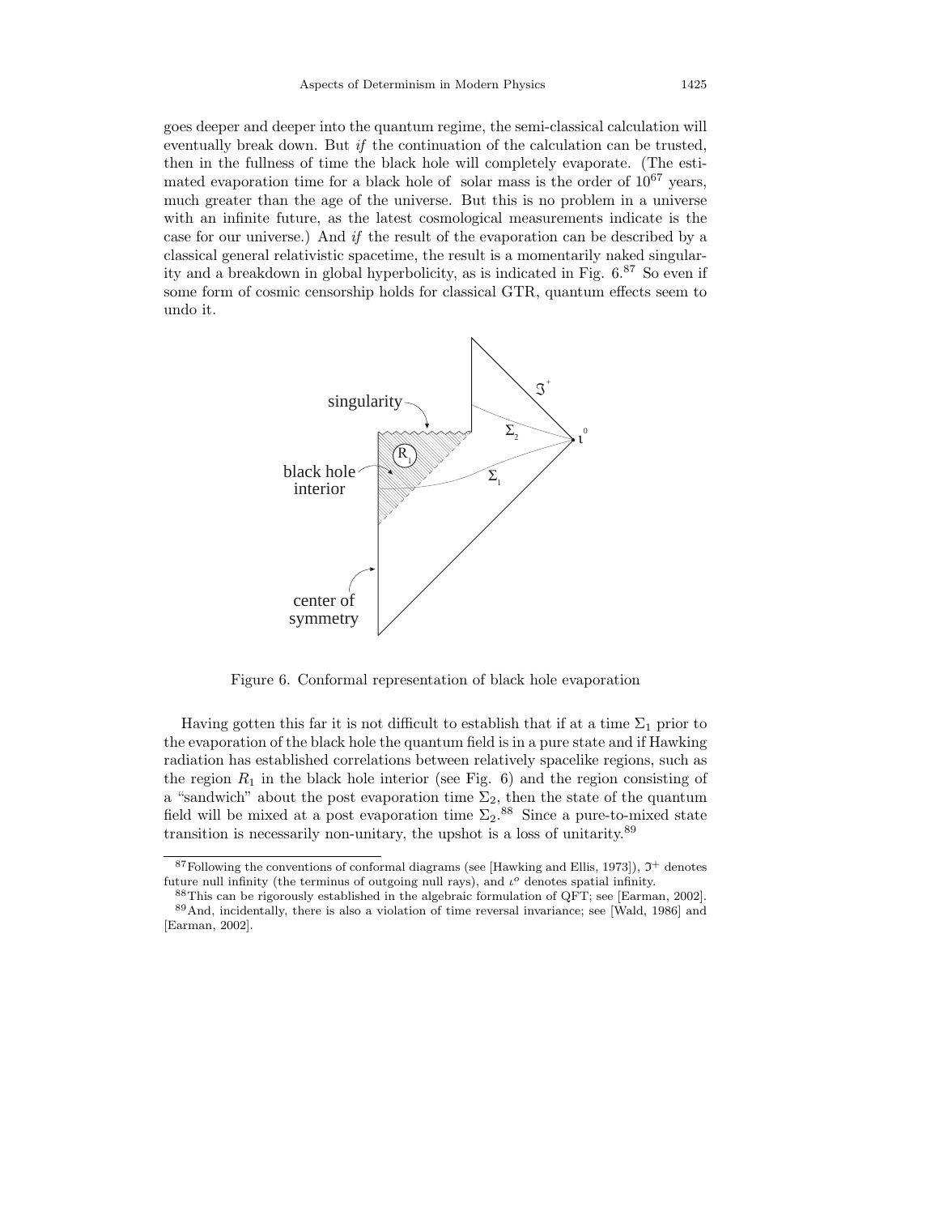goes deeper and deeper into the quantum regime, the semi-classical calculation will eventually break down. But *if* the continuation of the calculation can be trusted, then in the fullness of time the black hole will completely evaporate. (The estimated evaporation time for a black hole of  solar mass is the order of $10^{67}$ years, much greater than the age of the universe. But this is no problem in a universe with an infinite future, as the latest cosmological measurements indicate is the case for our universe.) And *if* the result of the evaporation can be described by a classical general relativistic spacetime, the result is a momentarily naked singularity and a breakdown in global hyperbolicity, as is indicated in Fig. 6.[87] So even if some form of cosmic censorship holds for classical GTR, quantum effects seem to undo it.

Figure 6. Conformal representation of black hole evaporation

Having gotten this far it is not difficult to establish that if at a time $\Sigma_1$ prior to the evaporation of the black hole the quantum field is in a pure state and if Hawking radiation has established correlations between relatively spacelike regions, such as the region $R_1$ in the black hole interior (see Fig. 6) and the region consisting of a "sandwich" about the post evaporation time $\Sigma_2$, then the state of the quantum field will be mixed at a post evaporation time $\Sigma_2$.[88] Since a pure-to-mixed state transition is necessarily non-unitary, the upshot is a loss of unitarity.[89]

[87] Following the conventions of conformal diagrams (see [Hawking and Ellis, 1973]), $\mathfrak{I}^+$ denotes future null infinity (the terminus of outgoing null rays), and $\iota^o$ denotes spatial infinity.

[88] This can be rigorously established in the algebraic formulation of QFT; see [Earman, 2002].

[89] And, incidentally, there is also a violation of time reversal invariance; see [Wald, 1986] and [Earman, 2002].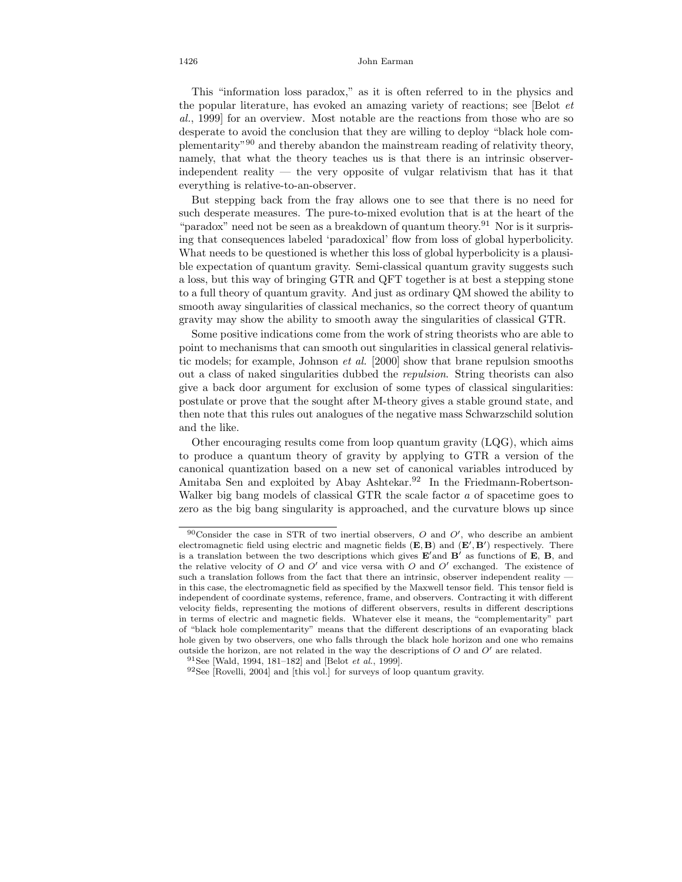This "information loss paradox," as it is often referred to in the physics and the popular literature, has evoked an amazing variety of reactions; see [Belot *et al.*, 1999] for an overview. Most notable are the reactions from those who are so desperate to avoid the conclusion that they are willing to deploy "black hole complementarity"[90] and thereby abandon the mainstream reading of relativity theory, namely, that what the theory teaches us is that there is an intrinsic observer-independent reality — the very opposite of vulgar relativism that has it that everything is relative-to-an-observer.

But stepping back from the fray allows one to see that there is no need for such desperate measures. The pure-to-mixed evolution that is at the heart of the "paradox" need not be seen as a breakdown of quantum theory.[91] Nor is it surprising that consequences labeled 'paradoxical' flow from loss of global hyperbolicity. What needs to be questioned is whether this loss of global hyperbolicity is a plausible expectation of quantum gravity. Semi-classical quantum gravity suggests such a loss, but this way of bringing GTR and QFT together is at best a stepping stone to a full theory of quantum gravity. And just as ordinary QM showed the ability to smooth away singularities of classical mechanics, so the correct theory of quantum gravity may show the ability to smooth away the singularities of classical GTR.

Some positive indications come from the work of string theorists who are able to point to mechanisms that can smooth out singularities in classical general relativistic models; for example, Johnson *et al.* [2000] show that brane repulsion smooths out a class of naked singularities dubbed the *repulsion*. String theorists can also give a back door argument for exclusion of some types of classical singularities: postulate or prove that the sought after M-theory gives a stable ground state, and then note that this rules out analogues of the negative mass Schwarzschild solution and the like.

Other encouraging results come from loop quantum gravity (LQG), which aims to produce a quantum theory of gravity by applying to GTR a version of the canonical quantization based on a new set of canonical variables introduced by Amitaba Sen and exploited by Abay Ashtekar.[92] In the Friedmann-Robertson-Walker big bang models of classical GTR the scale factor $a$ of spacetime goes to zero as the big bang singularity is approached, and the curvature blows up since

---

[90] Consider the case in STR of two inertial observers, $O$ and $O'$, who describe an ambient electromagnetic field using electric and magnetic fields $(\mathbf{E}, \mathbf{B})$ and $(\mathbf{E}', \mathbf{B}')$ respectively. There is a translation between the two descriptions which gives $\mathbf{E}'$and $\mathbf{B}'$ as functions of $\mathbf{E}$, $\mathbf{B}$, and the relative velocity of $O$ and $O'$ and vice versa with $O$ and $O'$ exchanged. The existence of such a translation follows from the fact that there an intrinsic, observer independent reality — in this case, the electromagnetic field as specified by the Maxwell tensor field. This tensor field is independent of coordinate systems, reference, frame, and observers. Contracting it with different velocity fields, representing the motions of different observers, results in different descriptions in terms of electric and magnetic fields. Whatever else it means, the "complementarity" part of "black hole complementarity" means that the different descriptions of an evaporating black hole given by two observers, one who falls through the black hole horizon and one who remains outside the horizon, are not related in the way the descriptions of $O$ and $O'$ are related.

[91] See [Wald, 1994, 181–182] and [Belot *et al.*, 1999].

[92] See [Rovelli, 2004] and [this vol.] for surveys of loop quantum gravity.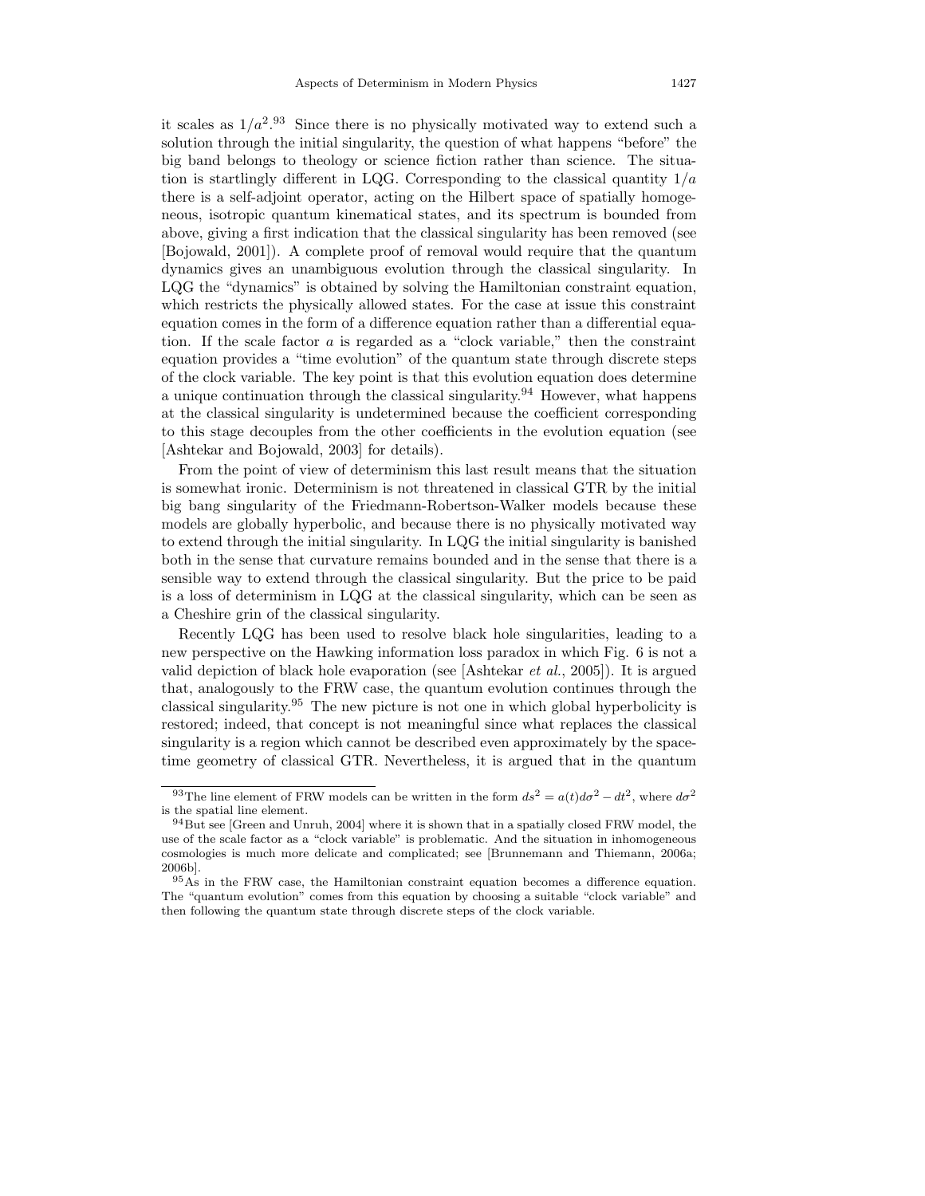it scales as $1/a^2$.[93] Since there is no physically motivated way to extend such a solution through the initial singularity, the question of what happens "before" the big band belongs to theology or science fiction rather than science. The situation is startlingly different in LQG. Corresponding to the classical quantity $1/a$ there is a self-adjoint operator, acting on the Hilbert space of spatially homogeneous, isotropic quantum kinematical states, and its spectrum is bounded from above, giving a first indication that the classical singularity has been removed (see [Bojowald, 2001]). A complete proof of removal would require that the quantum dynamics gives an unambiguous evolution through the classical singularity. In LQG the "dynamics" is obtained by solving the Hamiltonian constraint equation, which restricts the physically allowed states. For the case at issue this constraint equation comes in the form of a difference equation rather than a differential equation. If the scale factor $a$ is regarded as a "clock variable," then the constraint equation provides a "time evolution" of the quantum state through discrete steps of the clock variable. The key point is that this evolution equation does determine a unique continuation through the classical singularity.[94] However, what happens at the classical singularity is undetermined because the coefficient corresponding to this stage decouples from the other coefficients in the evolution equation (see [Ashtekar and Bojowald, 2003] for details).

From the point of view of determinism this last result means that the situation is somewhat ironic. Determinism is not threatened in classical GTR by the initial big bang singularity of the Friedmann-Robertson-Walker models because these models are globally hyperbolic, and because there is no physically motivated way to extend through the initial singularity. In LQG the initial singularity is banished both in the sense that curvature remains bounded and in the sense that there is a sensible way to extend through the classical singularity. But the price to be paid is a loss of determinism in LQG at the classical singularity, which can be seen as a Cheshire grin of the classical singularity.

Recently LQG has been used to resolve black hole singularities, leading to a new perspective on the Hawking information loss paradox in which Fig. 6 is not a valid depiction of black hole evaporation (see [Ashtekar *et al.*, 2005]). It is argued that, analogously to the FRW case, the quantum evolution continues through the classical singularity.[95] The new picture is not one in which global hyperbolicity is restored; indeed, that concept is not meaningful since what replaces the classical singularity is a region which cannot be described even approximately by the spacetime geometry of classical GTR. Nevertheless, it is argued that in the quantum

---

[93] The line element of FRW models can be written in the form $ds^2 = a(t)d\sigma^2 - dt^2$, where $d\sigma^2$ is the spatial line element.

[94] But see [Green and Unruh, 2004] where it is shown that in a spatially closed FRW model, the use of the scale factor as a "clock variable" is problematic. And the situation in inhomogeneous cosmologies is much more delicate and complicated; see [Brunnemann and Thiemann, 2006a; 2006b].

[95] As in the FRW case, the Hamiltonian constraint equation becomes a difference equation. The "quantum evolution" comes from this equation by choosing a suitable "clock variable" and then following the quantum state through discrete steps of the clock variable.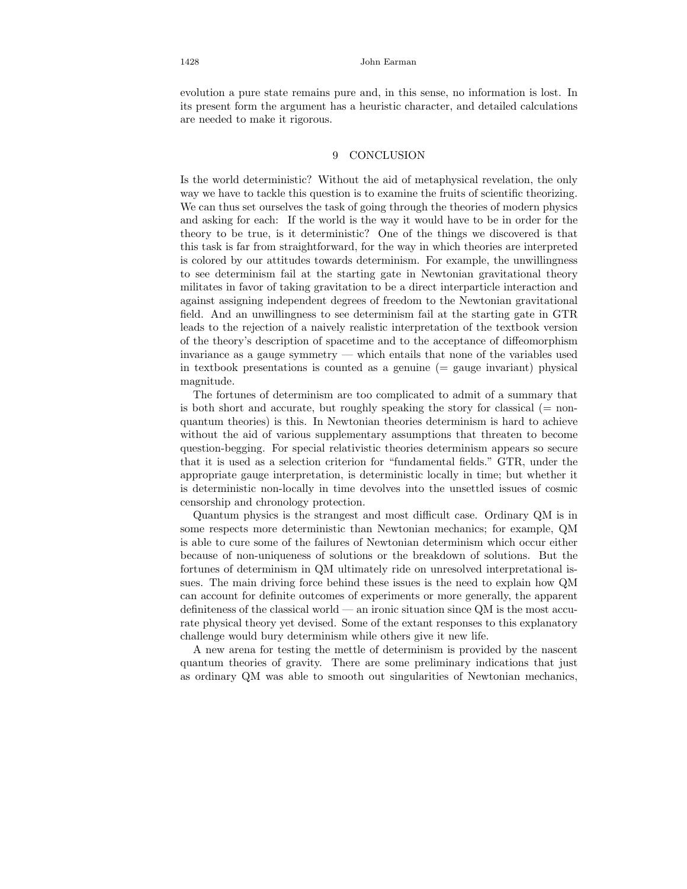evolution a pure state remains pure and, in this sense, no information is lost. In its present form the argument has a heuristic character, and detailed calculations are needed to make it rigorous.

## 9 CONCLUSION

Is the world deterministic? Without the aid of metaphysical revelation, the only way we have to tackle this question is to examine the fruits of scientific theorizing. We can thus set ourselves the task of going through the theories of modern physics and asking for each: If the world is the way it would have to be in order for the theory to be true, is it deterministic? One of the things we discovered is that this task is far from straightforward, for the way in which theories are interpreted is colored by our attitudes towards determinism. For example, the unwillingness to see determinism fail at the starting gate in Newtonian gravitational theory militates in favor of taking gravitation to be a direct interparticle interaction and against assigning independent degrees of freedom to the Newtonian gravitational field. And an unwillingness to see determinism fail at the starting gate in GTR leads to the rejection of a naively realistic interpretation of the textbook version of the theory's description of spacetime and to the acceptance of diffeomorphism invariance as a gauge symmetry — which entails that none of the variables used in textbook presentations is counted as a genuine (= gauge invariant) physical magnitude.

The fortunes of determinism are too complicated to admit of a summary that is both short and accurate, but roughly speaking the story for classical (= non-quantum theories) is this. In Newtonian theories determinism is hard to achieve without the aid of various supplementary assumptions that threaten to become question-begging. For special relativistic theories determinism appears so secure that it is used as a selection criterion for "fundamental fields." GTR, under the appropriate gauge interpretation, is deterministic locally in time; but whether it is deterministic non-locally in time devolves into the unsettled issues of cosmic censorship and chronology protection.

Quantum physics is the strangest and most difficult case. Ordinary QM is in some respects more deterministic than Newtonian mechanics; for example, QM is able to cure some of the failures of Newtonian determinism which occur either because of non-uniqueness of solutions or the breakdown of solutions. But the fortunes of determinism in QM ultimately ride on unresolved interpretational issues. The main driving force behind these issues is the need to explain how QM can account for definite outcomes of experiments or more generally, the apparent definiteness of the classical world — an ironic situation since QM is the most accurate physical theory yet devised. Some of the extant responses to this explanatory challenge would bury determinism while others give it new life.

A new arena for testing the mettle of determinism is provided by the nascent quantum theories of gravity. There are some preliminary indications that just as ordinary QM was able to smooth out singularities of Newtonian mechanics,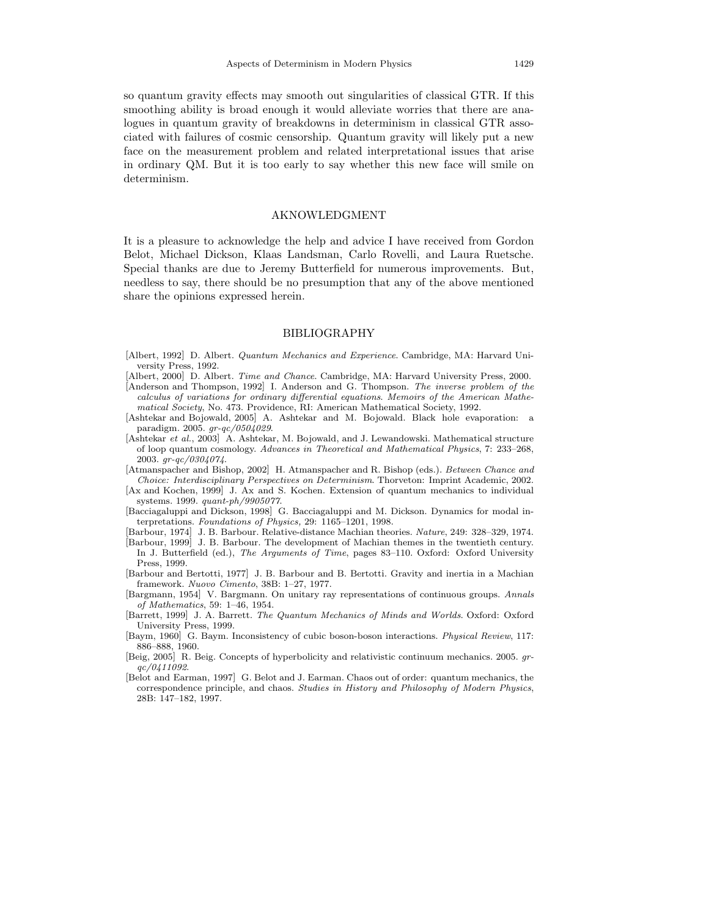so quantum gravity effects may smooth out singularities of classical GTR. If this smoothing ability is broad enough it would alleviate worries that there are analogues in quantum gravity of breakdowns in determinism in classical GTR associated with failures of cosmic censorship. Quantum gravity will likely put a new face on the measurement problem and related interpretational issues that arise in ordinary QM. But it is too early to say whether this new face will smile on determinism.

## AKNOWLEDGMENT

It is a pleasure to acknowledge the help and advice I have received from Gordon Belot, Michael Dickson, Klaas Landsman, Carlo Rovelli, and Laura Ruetsche. Special thanks are due to Jeremy Butterfield for numerous improvements. But, needless to say, there should be no presumption that any of the above mentioned share the opinions expressed herein.

## BIBLIOGRAPHY

[Albert, 1992] D. Albert. *Quantum Mechanics and Experience*. Cambridge, MA: Harvard University Press, 1992.

[Albert, 2000] D. Albert. *Time and Chance*. Cambridge, MA: Harvard University Press, 2000.

[Anderson and Thompson, 1992] I. Anderson and G. Thompson. *The inverse problem of the calculus of variations for ordinary differential equations. Memoirs of the American Mathematical Society*, No. 473. Providence, RI: American Mathematical Society, 1992.

[Ashtekar and Bojowald, 2005] A. Ashtekar and M. Bojowald. Black hole evaporation: a paradigm. 2005. *gr-qc/0504029*.

[Ashtekar *et al.*, 2003] A. Ashtekar, M. Bojowald, and J. Lewandowski. Mathematical structure of loop quantum cosmology. *Advances in Theoretical and Mathematical Physics*, 7: 233–268, 2003. *gr-qc/0304074*.

[Atmanspacher and Bishop, 2002] H. Atmanspacher and R. Bishop (eds.). *Between Chance and Choice: Interdisciplinary Perspectives on Determinism*. Thorveton: Imprint Academic, 2002.

[Ax and Kochen, 1999] J. Ax and S. Kochen. Extension of quantum mechanics to individual systems. 1999. *quant-ph/9905077*.

[Bacciagaluppi and Dickson, 1998] G. Bacciagaluppi and M. Dickson. Dynamics for modal interpretations. *Foundations of Physics,* 29: 1165–1201, 1998.

[Barbour, 1974] J. B. Barbour. Relative-distance Machian theories. *Nature*, 249: 328–329, 1974.

[Barbour, 1999] J. B. Barbour. The development of Machian themes in the twentieth century. In J. Butterfield (ed.), *The Arguments of Time*, pages 83–110. Oxford: Oxford University Press, 1999.

[Barbour and Bertotti, 1977] J. B. Barbour and B. Bertotti. Gravity and inertia in a Machian framework. *Nuovo Cimento*, 38B: 1–27, 1977.

[Bargmann, 1954] V. Bargmann. On unitary ray representations of continuous groups. *Annals of Mathematics*, 59: 1–46, 1954.

[Barrett, 1999] J. A. Barrett. *The Quantum Mechanics of Minds and Worlds*. Oxford: Oxford University Press, 1999.

[Baym, 1960] G. Baym. Inconsistency of cubic boson-boson interactions. *Physical Review*, 117: 886–888, 1960.

[Beig, 2005] R. Beig. Concepts of hyperbolicity and relativistic continuum mechanics. 2005. *gr-qc/0411092*.

[Belot and Earman, 1997] G. Belot and J. Earman. Chaos out of order: quantum mechanics, the correspondence principle, and chaos. *Studies in History and Philosophy of Modern Physics*, 28B: 147–182, 1997.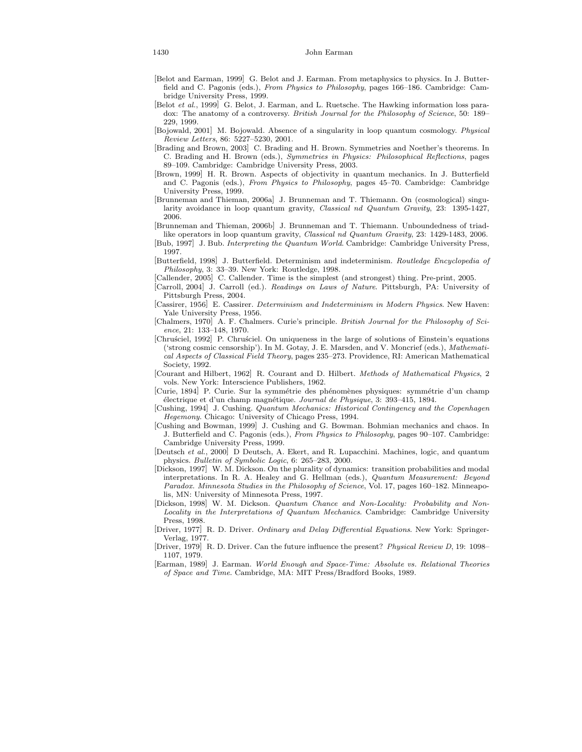[Belot and Earman, 1999] G. Belot and J. Earman. From metaphysics to physics. In J. Butterfield and C. Pagonis (eds.), *From Physics to Philosophy*, pages 166–186. Cambridge: Cambridge University Press, 1999.

[Belot *et al.*, 1999] G. Belot, J. Earman, and L. Ruetsche. The Hawking information loss paradox: The anatomy of a controversy. *British Journal for the Philosophy of Science*, 50: 189–229, 1999.

[Bojowald, 2001] M. Bojowald. Absence of a singularity in loop quantum cosmology. *Physical Review Letters*, 86: 5227–5230, 2001.

[Brading and Brown, 2003] C. Brading and H. Brown. Symmetries and Noether's theorems. In C. Brading and H. Brown (eds.), *Symmetries in Physics: Philosophical Reflections*, pages 89–109. Cambridge: Cambridge University Press, 2003.

[Brown, 1999] H. R. Brown. Aspects of objectivity in quantum mechanics. In J. Butterfield and C. Pagonis (eds.), *From Physics to Philosophy*, pages 45–70. Cambridge: Cambridge University Press, 1999.

[Brunneman and Thieman, 2006a] J. Brunneman and T. Thiemann. On (cosmological) singularity avoidance in loop quantum gravity, *Classical nd Quantum Gravity*, 23: 1395-1427, 2006.

[Brunneman and Thieman, 2006b] J. Brunneman and T. Thiemann. Unboundedness of triad-like operators in loop quantum gravity, *Classical nd Quantum Gravity*, 23: 1429-1483, 2006.

[Bub, 1997] J. Bub. *Interpreting the Quantum World*. Cambridge: Cambridge University Press, 1997.

[Butterfield, 1998] J. Butterfield. Determinism and indeterminism. *Routledge Encyclopedia of Philosophy*, 3: 33–39. New York: Routledge, 1998.

[Callender, 2005] C. Callender. Time is the simplest (and strongest) thing. Pre-print, 2005.

[Carroll, 2004] J. Carroll (ed.). *Readings on Laws of Nature*. Pittsburgh, PA: University of Pittsburgh Press, 2004.

[Cassirer, 1956] E. Cassirer. *Determinism and Indeterminism in Modern Physics*. New Haven: Yale University Press, 1956.

[Chalmers, 1970] A. F. Chalmers. Curie's principle. *British Journal for the Philosophy of Science*, 21: 133–148, 1970.

[Chruściel, 1992] P. Chruściel. On uniqueness in the large of solutions of Einstein's equations ('strong cosmic censorship'). In M. Gotay, J. E. Marsden, and V. Moncrief (eds.), *Mathematical Aspects of Classical Field Theory*, pages 235–273. Providence, RI: American Mathematical Society, 1992.

[Courant and Hilbert, 1962] R. Courant and D. Hilbert. *Methods of Mathematical Physics*, 2 vols. New York: Interscience Publishers, 1962.

[Curie, 1894] P. Curie. Sur la symmétrie des phénomènes physiques: symmétrie d'un champ électrique et d'un champ magnétique. *Journal de Physique*, 3: 393–415, 1894.

[Cushing, 1994] J. Cushing. *Quantum Mechanics: Historical Contingency and the Copenhagen Hegemony*. Chicago: University of Chicago Press, 1994.

[Cushing and Bowman, 1999] J. Cushing and G. Bowman. Bohmian mechanics and chaos. In J. Butterfield and C. Pagonis (eds.), *From Physics to Philosophy*, pages 90–107. Cambridge: Cambridge University Press, 1999.

[Deutsch *et al.*, 2000] D Deutsch, A. Ekert, and R. Lupacchini. Machines, logic, and quantum physics. *Bulletin of Symbolic Logic*, 6: 265–283, 2000.

[Dickson, 1997] W. M. Dickson. On the plurality of dynamics: transition probabilities and modal interpretations. In R. A. Healey and G. Hellman (eds.), *Quantum Measurement: Beyond Paradox. Minnesota Studies in the Philosophy of Science*, Vol. 17, pages 160–182. Minneapolis, MN: University of Minnesota Press, 1997.

[Dickson, 1998] W. M. Dickson. *Quantum Chance and Non-Locality: Probability and Non-Locality in the Interpretations of Quantum Mechanics*. Cambridge: Cambridge University Press, 1998.

[Driver, 1977] R. D. Driver. *Ordinary and Delay Differential Equations*. New York: Springer-Verlag, 1977.

[Driver, 1979] R. D. Driver. Can the future influence the present? *Physical Review D*, 19: 1098–1107, 1979.

[Earman, 1989] J. Earman. *World Enough and Space-Time: Absolute vs. Relational Theories of Space and Time*. Cambridge, MA: MIT Press/Bradford Books, 1989.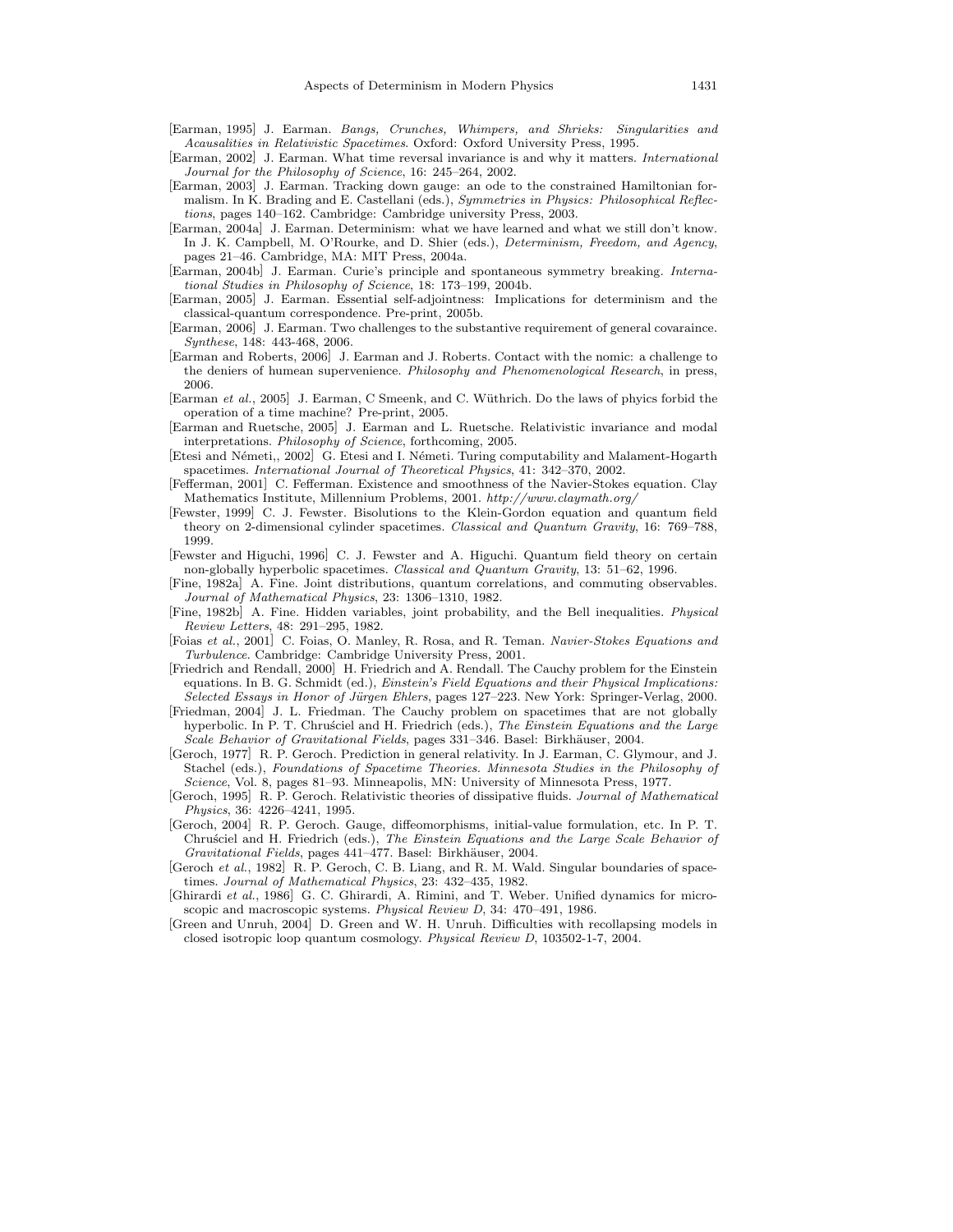[Earman, 1995] J. Earman. *Bangs, Crunches, Whimpers, and Shrieks: Singularities and Acausalities in Relativistic Spacetimes*. Oxford: Oxford University Press, 1995.

[Earman, 2002] J. Earman. What time reversal invariance is and why it matters. *International Journal for the Philosophy of Science*, 16: 245–264, 2002.

[Earman, 2003] J. Earman. Tracking down gauge: an ode to the constrained Hamiltonian formalism. In K. Brading and E. Castellani (eds.), *Symmetries in Physics: Philosophical Reflections*, pages 140–162. Cambridge: Cambridge university Press, 2003.

[Earman, 2004a] J. Earman. Determinism: what we have learned and what we still don't know. In J. K. Campbell, M. O'Rourke, and D. Shier (eds.), *Determinism, Freedom, and Agency*, pages 21–46. Cambridge, MA: MIT Press, 2004a.

[Earman, 2004b] J. Earman. Curie's principle and spontaneous symmetry breaking. *International Studies in Philosophy of Science*, 18: 173–199, 2004b.

[Earman, 2005] J. Earman. Essential self-adjointness: Implications for determinism and the classical-quantum correspondence. Pre-print, 2005b.

[Earman, 2006] J. Earman. Two challenges to the substantive requirement of general covaraince. *Synthese*, 148: 443-468, 2006.

[Earman and Roberts, 2006] J. Earman and J. Roberts. Contact with the nomic: a challenge to the deniers of humean supervenience. *Philosophy and Phenomenological Research*, in press, 2006.

[Earman *et al.*, 2005] J. Earman, C Smeenk, and C. Wüthrich. Do the laws of phyics forbid the operation of a time machine? Pre-print, 2005.

[Earman and Ruetsche, 2005] J. Earman and L. Ruetsche. Relativistic invariance and modal interpretations. *Philosophy of Science*, forthcoming, 2005.

[Etesi and Németi,, 2002] G. Etesi and I. Németi. Turing computability and Malament-Hogarth spacetimes. *International Journal of Theoretical Physics*, 41: 342–370, 2002.

[Fefferman, 2001] C. Fefferman. Existence and smoothness of the Navier-Stokes equation. Clay Mathematics Institute, Millennium Problems, 2001. *http://www.claymath.org/*

[Fewster, 1999] C. J. Fewster. Bisolutions to the Klein-Gordon equation and quantum field theory on 2-dimensional cylinder spacetimes. *Classical and Quantum Gravity*, 16: 769–788, 1999.

[Fewster and Higuchi, 1996] C. J. Fewster and A. Higuchi. Quantum field theory on certain non-globally hyperbolic spacetimes. *Classical and Quantum Gravity*, 13: 51–62, 1996.

[Fine, 1982a] A. Fine. Joint distributions, quantum correlations, and commuting observables. *Journal of Mathematical Physics*, 23: 1306–1310, 1982.

[Fine, 1982b] A. Fine. Hidden variables, joint probability, and the Bell inequalities. *Physical Review Letters*, 48: 291–295, 1982.

[Foias *et al.*, 2001] C. Foias, O. Manley, R. Rosa, and R. Teman. *Navier-Stokes Equations and Turbulence*. Cambridge: Cambridge University Press, 2001.

[Friedrich and Rendall, 2000] H. Friedrich and A. Rendall. The Cauchy problem for the Einstein equations. In B. G. Schmidt (ed.), *Einstein's Field Equations and their Physical Implications: Selected Essays in Honor of Jürgen Ehlers*, pages 127–223. New York: Springer-Verlag, 2000.

[Friedman, 2004] J. L. Friedman. The Cauchy problem on spacetimes that are not globally hyperbolic. In P. T. Chruściel and H. Friedrich (eds.), *The Einstein Equations and the Large Scale Behavior of Gravitational Fields*, pages 331–346. Basel: Birkhäuser, 2004.

[Geroch, 1977] R. P. Geroch. Prediction in general relativity. In J. Earman, C. Glymour, and J. Stachel (eds.), *Foundations of Spacetime Theories. Minnesota Studies in the Philosophy of Science*, Vol. 8, pages 81–93. Minneapolis, MN: University of Minnesota Press, 1977.

[Geroch, 1995] R. P. Geroch. Relativistic theories of dissipative fluids. *Journal of Mathematical Physics*, 36: 4226–4241, 1995.

[Geroch, 2004] R. P. Geroch. Gauge, diffeomorphisms, initial-value formulation, etc. In P. T. Chruściel and H. Friedrich (eds.), *The Einstein Equations and the Large Scale Behavior of Gravitational Fields*, pages 441–477. Basel: Birkhäuser, 2004.

[Geroch *et al.*, 1982] R. P. Geroch, C. B. Liang, and R. M. Wald. Singular boundaries of spacetimes. *Journal of Mathematical Physics*, 23: 432–435, 1982.

[Ghirardi *et al.*, 1986] G. C. Ghirardi, A. Rimini, and T. Weber. Unified dynamics for microscopic and macroscopic systems. *Physical Review D*, 34: 470–491, 1986.

[Green and Unruh, 2004] D. Green and W. H. Unruh. Difficulties with recollapsing models in closed isotropic loop quantum cosmology. *Physical Review D*, 103502-1-7, 2004.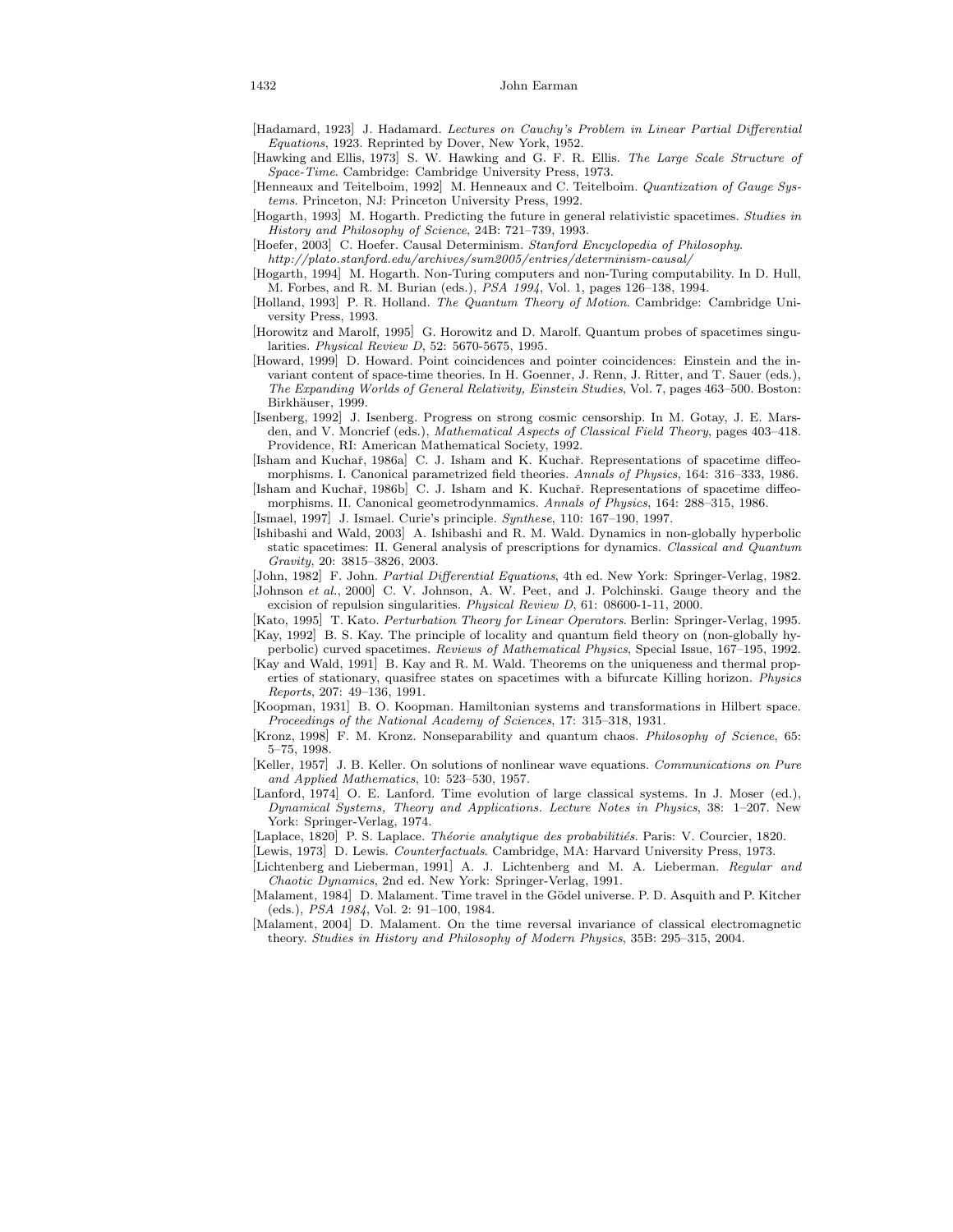[Hadamard, 1923] J. Hadamard. *Lectures on Cauchy's Problem in Linear Partial Differential Equations*, 1923. Reprinted by Dover, New York, 1952.

[Hawking and Ellis, 1973] S. W. Hawking and G. F. R. Ellis. *The Large Scale Structure of Space-Time*. Cambridge: Cambridge University Press, 1973.

[Henneaux and Teitelboim, 1992] M. Henneaux and C. Teitelboim. *Quantization of Gauge Systems*. Princeton, NJ: Princeton University Press, 1992.

[Hogarth, 1993] M. Hogarth. Predicting the future in general relativistic spacetimes. *Studies in History and Philosophy of Science*, 24B: 721–739, 1993.

[Hoefer, 2003] C. Hoefer. Causal Determinism. *Stanford Encyclopedia of Philosophy*. *http://plato.stanford.edu/archives/sum2005/entries/determinism-causal/*

[Hogarth, 1994] M. Hogarth. Non-Turing computers and non-Turing computability. In D. Hull, M. Forbes, and R. M. Burian (eds.), *PSA 1994*, Vol. 1, pages 126–138, 1994.

[Holland, 1993] P. R. Holland. *The Quantum Theory of Motion*. Cambridge: Cambridge University Press, 1993.

[Horowitz and Marolf, 1995] G. Horowitz and D. Marolf. Quantum probes of spacetimes singularities. *Physical Review D*, 52: 5670-5675, 1995.

[Howard, 1999] D. Howard. Point coincidences and pointer coincidences: Einstein and the invariant content of space-time theories. In H. Goenner, J. Renn, J. Ritter, and T. Sauer (eds.), *The Expanding Worlds of General Relativity, Einstein Studies*, Vol. 7, pages 463–500. Boston: Birkhäuser, 1999.

[Isenberg, 1992] J. Isenberg. Progress on strong cosmic censorship. In M. Gotay, J. E. Marsden, and V. Moncrief (eds.), *Mathematical Aspects of Classical Field Theory*, pages 403–418. Providence, RI: American Mathematical Society, 1992.

[Isham and Kuchař, 1986a] C. J. Isham and K. Kuchař. Representations of spacetime diffeomorphisms. I. Canonical parametrized field theories. *Annals of Physics*, 164: 316–333, 1986.

[Isham and Kuchař, 1986b] C. J. Isham and K. Kuchař. Representations of spacetime diffeomorphisms. II. Canonical geometrodynmamics. *Annals of Physics*, 164: 288–315, 1986.

[Ismael, 1997] J. Ismael. Curie's principle. *Synthese*, 110: 167–190, 1997.

[Ishibashi and Wald, 2003] A. Ishibashi and R. M. Wald. Dynamics in non-globally hyperbolic static spacetimes: II. General analysis of prescriptions for dynamics. *Classical and Quantum Gravity*, 20: 3815–3826, 2003.

[John, 1982] F. John. *Partial Differential Equations*, 4th ed. New York: Springer-Verlag, 1982.

[Johnson *et al.*, 2000] C. V. Johnson, A. W. Peet, and J. Polchinski. Gauge theory and the excision of repulsion singularities. *Physical Review D*, 61: 08600-1-11, 2000.

[Kato, 1995] T. Kato. *Perturbation Theory for Linear Operators*. Berlin: Springer-Verlag, 1995.

[Kay, 1992] B. S. Kay. The principle of locality and quantum field theory on (non-globally hyperbolic) curved spacetimes. *Reviews of Mathematical Physics*, Special Issue, 167–195, 1992.

[Kay and Wald, 1991] B. Kay and R. M. Wald. Theorems on the uniqueness and thermal properties of stationary, quasifree states on spacetimes with a bifurcate Killing horizon. *Physics Reports*, 207: 49–136, 1991.

[Koopman, 1931] B. O. Koopman. Hamiltonian systems and transformations in Hilbert space. *Proceedings of the National Academy of Sciences*, 17: 315–318, 1931.

[Kronz, 1998] F. M. Kronz. Nonseparability and quantum chaos. *Philosophy of Science*, 65: 5–75, 1998.

[Keller, 1957] J. B. Keller. On solutions of nonlinear wave equations. *Communications on Pure and Applied Mathematics*, 10: 523–530, 1957.

[Lanford, 1974] O. E. Lanford. Time evolution of large classical systems. In J. Moser (ed.), *Dynamical Systems, Theory and Applications. Lecture Notes in Physics*, 38: 1–207. New York: Springer-Verlag, 1974.

[Laplace, 1820] P. S. Laplace. *Théorie analytique des probabilitiés*. Paris: V. Courcier, 1820.

[Lewis, 1973] D. Lewis. *Counterfactuals*. Cambridge, MA: Harvard University Press, 1973.

[Lichtenberg and Lieberman, 1991] A. J. Lichtenberg and M. A. Lieberman. *Regular and Chaotic Dynamics*, 2nd ed. New York: Springer-Verlag, 1991.

[Malament, 1984] D. Malament. Time travel in the Gödel universe. P. D. Asquith and P. Kitcher (eds.), *PSA 1984*, Vol. 2: 91–100, 1984.

[Malament, 2004] D. Malament. On the time reversal invariance of classical electromagnetic theory. *Studies in History and Philosophy of Modern Physics*, 35B: 295–315, 2004.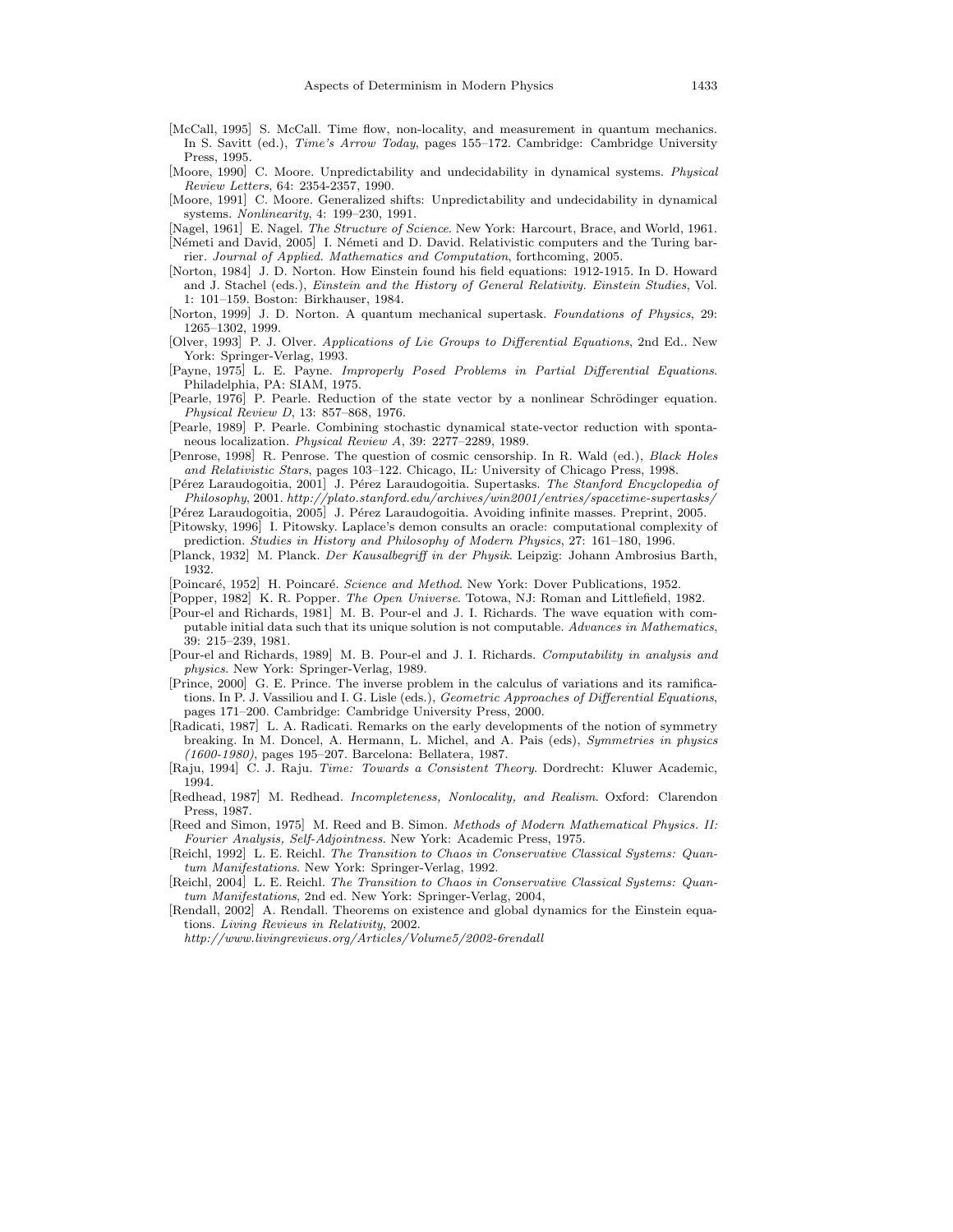[McCall, 1995] S. McCall. Time flow, non-locality, and measurement in quantum mechanics. In S. Savitt (ed.), *Time's Arrow Today*, pages 155–172. Cambridge: Cambridge University Press, 1995.

[Moore, 1990] C. Moore. Unpredictability and undecidability in dynamical systems. *Physical Review Letters*, 64: 2354-2357, 1990.

[Moore, 1991] C. Moore. Generalized shifts: Unpredictability and undecidability in dynamical systems. *Nonlinearity*, 4: 199–230, 1991.

[Nagel, 1961] E. Nagel. *The Structure of Science*. New York: Harcourt, Brace, and World, 1961.

[Németi and David, 2005] I. Németi and D. David. Relativistic computers and the Turing barrier. *Journal of Applied. Mathematics and Computation*, forthcoming, 2005.

[Norton, 1984] J. D. Norton. How Einstein found his field equations: 1912-1915. In D. Howard and J. Stachel (eds.), *Einstein and the History of General Relativity. Einstein Studies*, Vol. 1: 101–159. Boston: Birkhauser, 1984.

[Norton, 1999] J. D. Norton. A quantum mechanical supertask. *Foundations of Physics*, 29: 1265–1302, 1999.

[Olver, 1993] P. J. Olver. *Applications of Lie Groups to Differential Equations*, 2nd Ed.. New York: Springer-Verlag, 1993.

[Payne, 1975] L. E. Payne. *Improperly Posed Problems in Partial Differential Equations*. Philadelphia, PA: SIAM, 1975.

[Pearle, 1976] P. Pearle. Reduction of the state vector by a nonlinear Schrödinger equation. *Physical Review D*, 13: 857–868, 1976.

[Pearle, 1989] P. Pearle. Combining stochastic dynamical state-vector reduction with spontaneous localization. *Physical Review A*, 39: 2277–2289, 1989.

[Penrose, 1998] R. Penrose. The question of cosmic censorship. In R. Wald (ed.), *Black Holes and Relativistic Stars*, pages 103–122. Chicago, IL: University of Chicago Press, 1998.

[Pérez Laraudogoitia, 2001] J. Pérez Laraudogoitia. Supertasks. *The Stanford Encyclopedia of Philosophy*, 2001. *http://plato.stanford.edu/archives/win2001/entries/spacetime-supertasks/*

[Pérez Laraudogoitia, 2005] J. Pérez Laraudogoitia. Avoiding infinite masses. Preprint, 2005.

[Pitowsky, 1996] I. Pitowsky. Laplace's demon consults an oracle: computational complexity of prediction. *Studies in History and Philosophy of Modern Physics*, 27: 161–180, 1996.

[Planck, 1932] M. Planck. *Der Kausalbegriff in der Physik*. Leipzig: Johann Ambrosius Barth, 1932.

[Poincaré, 1952] H. Poincaré. *Science and Method*. New York: Dover Publications, 1952.

[Popper, 1982] K. R. Popper. *The Open Universe*. Totowa, NJ: Roman and Littlefield, 1982.

[Pour-el and Richards, 1981] M. B. Pour-el and J. I. Richards. The wave equation with computable initial data such that its unique solution is not computable. *Advances in Mathematics*, 39: 215–239, 1981.

[Pour-el and Richards, 1989] M. B. Pour-el and J. I. Richards. *Computability in analysis and physics*. New York: Springer-Verlag, 1989.

[Prince, 2000] G. E. Prince. The inverse problem in the calculus of variations and its ramifications. In P. J. Vassiliou and I. G. Lisle (eds.), *Geometric Approaches of Differential Equations*, pages 171–200. Cambridge: Cambridge University Press, 2000.

[Radicati, 1987] L. A. Radicati. Remarks on the early developments of the notion of symmetry breaking. In M. Doncel, A. Hermann, L. Michel, and A. Pais (eds), *Symmetries in physics (1600-1980)*, pages 195–207. Barcelona: Bellatera, 1987.

[Raju, 1994] C. J. Raju. *Time: Towards a Consistent Theory*. Dordrecht: Kluwer Academic, 1994.

[Redhead, 1987] M. Redhead. *Incompleteness, Nonlocality, and Realism*. Oxford: Clarendon Press, 1987.

[Reed and Simon, 1975] M. Reed and B. Simon. *Methods of Modern Mathematical Physics. II: Fourier Analysis, Self-Adjointness*. New York: Academic Press, 1975.

[Reichl, 1992] L. E. Reichl. *The Transition to Chaos in Conservative Classical Systems: Quantum Manifestations*. New York: Springer-Verlag, 1992.

[Reichl, 2004] L. E. Reichl. *The Transition to Chaos in Conservative Classical Systems: Quantum Manifestations*, 2nd ed. New York: Springer-Verlag, 2004,

[Rendall, 2002] A. Rendall. Theorems on existence and global dynamics for the Einstein equations. *Living Reviews in Relativity*, 2002. *http://www.livingreviews.org/Articles/Volume5/2002-6rendall*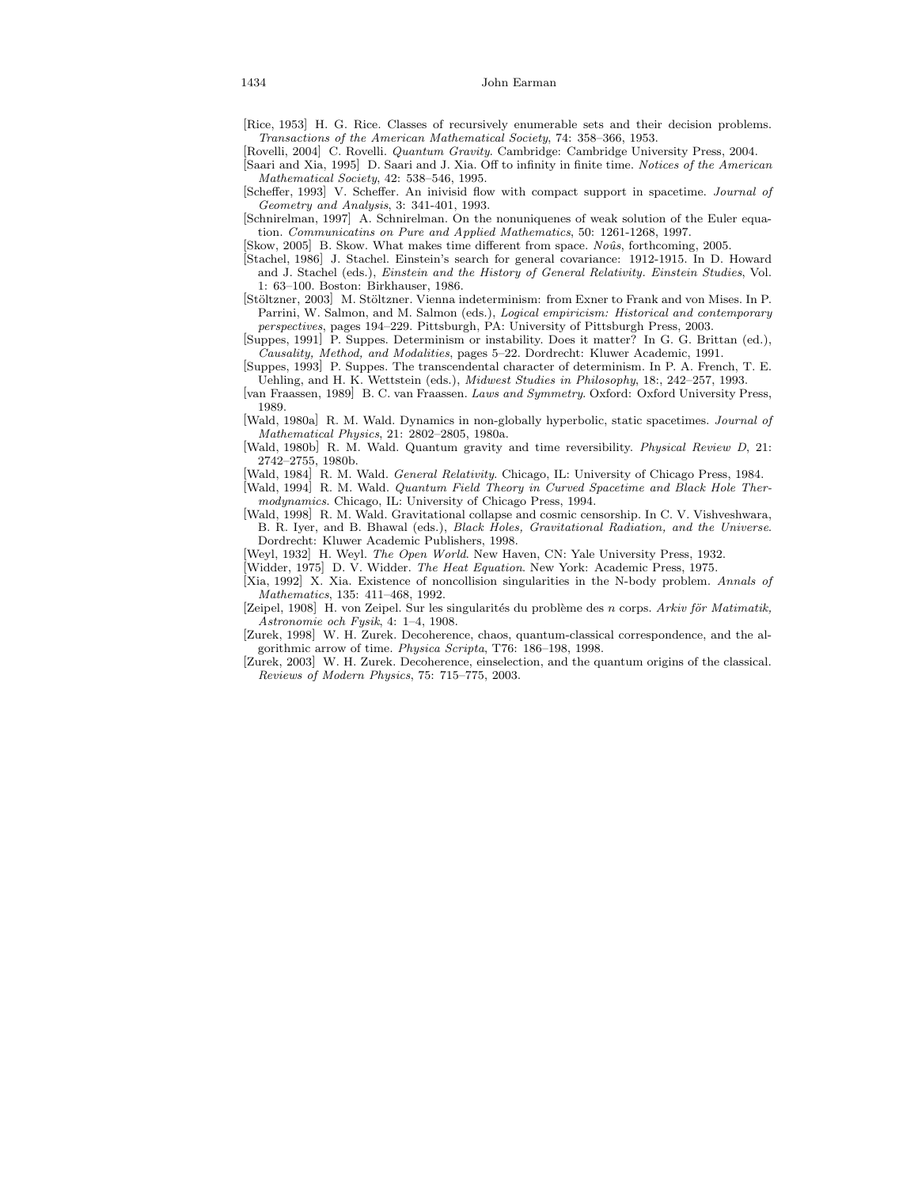[Rice, 1953] H. G. Rice. Classes of recursively enumerable sets and their decision problems. *Transactions of the American Mathematical Society*, 74: 358–366, 1953.

[Rovelli, 2004] C. Rovelli. *Quantum Gravity*. Cambridge: Cambridge University Press, 2004.

[Saari and Xia, 1995] D. Saari and J. Xia. Off to infinity in finite time. *Notices of the American Mathematical Society*, 42: 538–546, 1995.

[Scheffer, 1993] V. Scheffer. An inivisid flow with compact support in spacetime. *Journal of Geometry and Analysis*, 3: 341-401, 1993.

[Schnirelman, 1997] A. Schnirelman. On the nonuniquenes of weak solution of the Euler equation. *Communicatins on Pure and Applied Mathematics*, 50: 1261-1268, 1997.

[Skow, 2005] B. Skow. What makes time different from space. *Noûs*, forthcoming, 2005.

[Stachel, 1986] J. Stachel. Einstein's search for general covariance: 1912-1915. In D. Howard and J. Stachel (eds.), *Einstein and the History of General Relativity. Einstein Studies*, Vol. 1: 63–100. Boston: Birkhauser, 1986.

[Stöltzner, 2003] M. Stöltzner. Vienna indeterminism: from Exner to Frank and von Mises. In P. Parrini, W. Salmon, and M. Salmon (eds.), *Logical empiricism: Historical and contemporary perspectives*, pages 194–229. Pittsburgh, PA: University of Pittsburgh Press, 2003.

[Suppes, 1991] P. Suppes. Determinism or instability. Does it matter? In G. G. Brittan (ed.), *Causality, Method, and Modalities*, pages 5–22. Dordrecht: Kluwer Academic, 1991.

[Suppes, 1993] P. Suppes. The transcendental character of determinism. In P. A. French, T. E. Uehling, and H. K. Wettstein (eds.), *Midwest Studies in Philosophy*, 18:, 242–257, 1993.

[van Fraassen, 1989] B. C. van Fraassen. *Laws and Symmetry*. Oxford: Oxford University Press, 1989.

[Wald, 1980a] R. M. Wald. Dynamics in non-globally hyperbolic, static spacetimes. *Journal of Mathematical Physics*, 21: 2802–2805, 1980a.

[Wald, 1980b] R. M. Wald. Quantum gravity and time reversibility. *Physical Review D*, 21: 2742–2755, 1980b.

[Wald, 1984] R. M. Wald. *General Relativity*. Chicago, IL: University of Chicago Press, 1984.

[Wald, 1994] R. M. Wald. *Quantum Field Theory in Curved Spacetime and Black Hole Thermodynamics.* Chicago, IL: University of Chicago Press, 1994.

[Wald, 1998] R. M. Wald. Gravitational collapse and cosmic censorship. In C. V. Vishveshwara, B. R. Iyer, and B. Bhawal (eds.), *Black Holes, Gravitational Radiation, and the Universe*. Dordrecht: Kluwer Academic Publishers, 1998.

[Weyl, 1932] H. Weyl. *The Open World*. New Haven, CN: Yale University Press, 1932.

[Widder, 1975] D. V. Widder. *The Heat Equation*. New York: Academic Press, 1975.

[Xia, 1992] X. Xia. Existence of noncollision singularities in the N-body problem. *Annals of Mathematics*, 135: 411–468, 1992.

[Zeipel, 1908] H. von Zeipel. Sur les singularités du problème des *n* corps. *Arkiv för Matimatik, Astronomie och Fysik*, 4: 1–4, 1908.

[Zurek, 1998] W. H. Zurek. Decoherence, chaos, quantum-classical correspondence, and the algorithmic arrow of time. *Physica Scripta*, T76: 186–198, 1998.

[Zurek, 2003] W. H. Zurek. Decoherence, einselection, and the quantum origins of the classical. *Reviews of Modern Physics*, 75: 715–775, 2003.